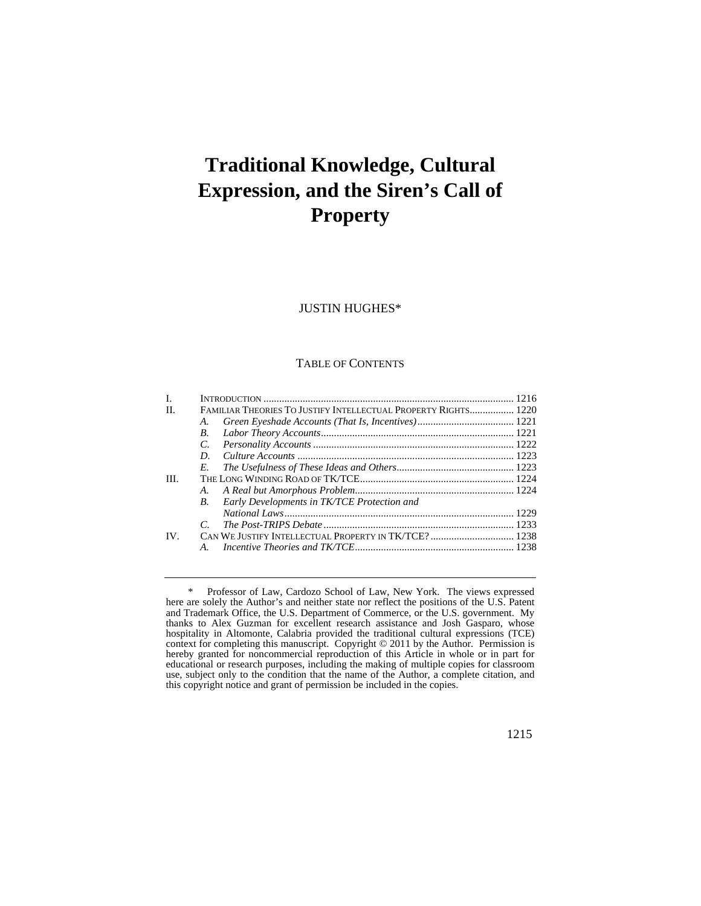# Traditional Knowledge, Cultural Expression, and the Siren's Call of Property

JUSTIN HUGHES*

TABLE OF CONTENTS

| | | |
|---|---|---|
| I. | INTRODUCTION | 1216 |
| II. | FAMILIAR THEORIES TO JUSTIFY INTELLECTUAL PROPERTY RIGHTS | 1220 |
| | A. *Green Eyeshade Accounts (That Is, Incentives)* | 1221 |
| | B. *Labor Theory Accounts* | 1221 |
| | C. *Personality Accounts* | 1222 |
| | D. *Culture Accounts* | 1223 |
| | E. *The Usefulness of These Ideas and Others* | 1223 |
| III. | THE LONG WINDING ROAD OF TK/TCE | 1224 |
| | A. *A Real but Amorphous Problem* | 1224 |
| | B. *Early Developments in TK/TCE Protection and National Laws* | 1229 |
| | C. *The Post-TRIPS Debate* | 1233 |
| IV. | CAN WE JUSTIFY INTELLECTUAL PROPERTY IN TK/TCE? | 1238 |
| | A. *Incentive Theories and TK/TCE* | 1238 |

\* Professor of Law, Cardozo School of Law, New York. The views expressed here are solely the Author's and neither state nor reflect the positions of the U.S. Patent and Trademark Office, the U.S. Department of Commerce, or the U.S. government. My thanks to Alex Guzman for excellent research assistance and Josh Gasparo, whose hospitality in Altomonte, Calabria provided the traditional cultural expressions (TCE) context for completing this manuscript. Copyright © 2011 by the Author. Permission is hereby granted for noncommercial reproduction of this Article in whole or in part for educational or research purposes, including the making of multiple copies for classroom use, subject only to the condition that the name of the Author, a complete citation, and this copyright notice and grant of permission be included in the copies.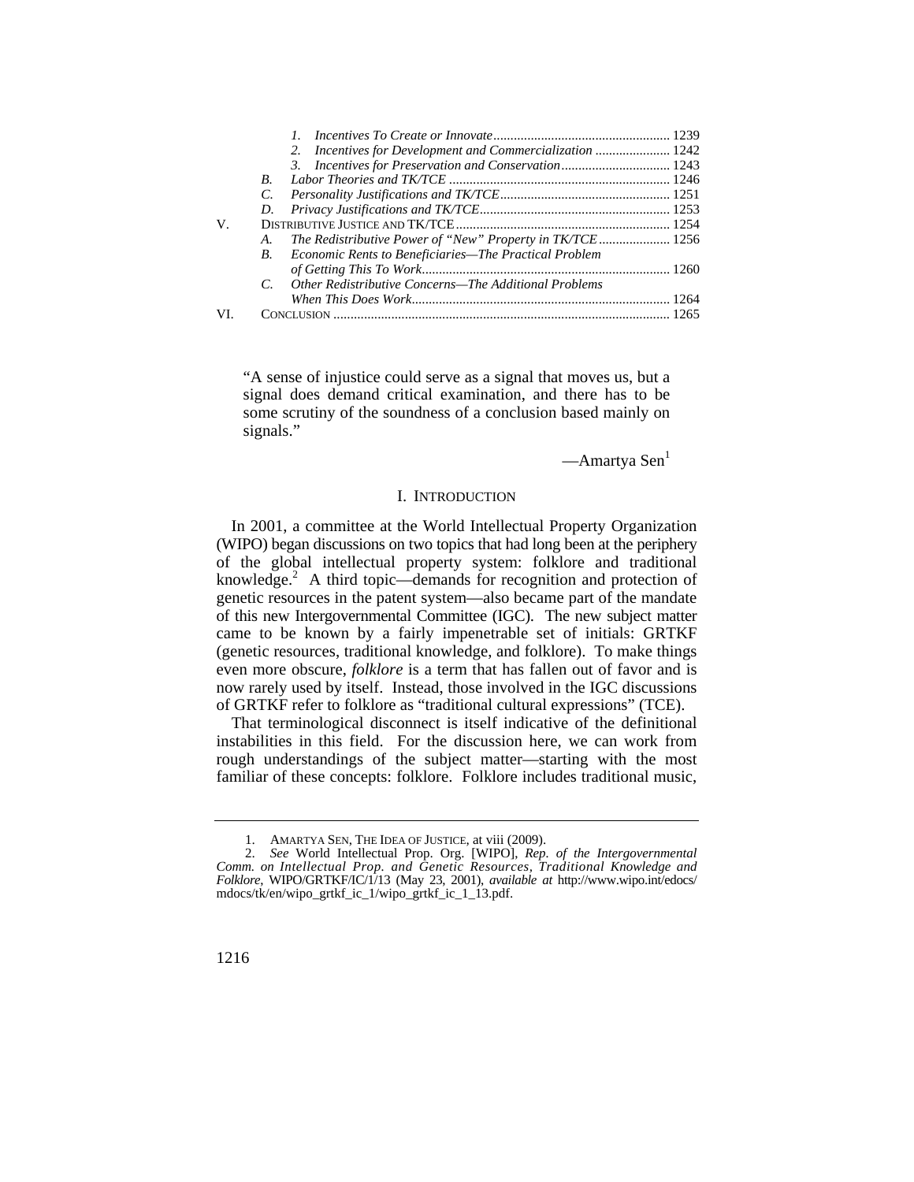1. *Incentives To Create or Innovate* .......... 1239
2. *Incentives for Development and Commercialization* .......... 1242
3. *Incentives for Preservation and Conservation* .......... 1243

B. *Labor Theories and TK/TCE* .......... 1246
C. *Personality Justifications and TK/TCE* .......... 1251
D. *Privacy Justifications and TK/TCE* .......... 1253

V. DISTRIBUTIVE JUSTICE AND TK/TCE .......... 1254

A. *The Redistributive Power of "New" Property in TK/TCE* .......... 1256
B. *Economic Rents to Beneficiaries—The Practical Problem of Getting This To Work* .......... 1260
C. *Other Redistributive Concerns—The Additional Problems When This Does Work* .......... 1264

VI. CONCLUSION .......... 1265

> "A sense of injustice could serve as a signal that moves us, but a signal does demand critical examination, and there has to be some scrutiny of the soundness of a conclusion based mainly on signals."
>
> —Amartya Sen[1]

## I. INTRODUCTION

In 2001, a committee at the World Intellectual Property Organization (WIPO) began discussions on two topics that had long been at the periphery of the global intellectual property system: folklore and traditional knowledge.[2] A third topic—demands for recognition and protection of genetic resources in the patent system—also became part of the mandate of this new Intergovernmental Committee (IGC). The new subject matter came to be known by a fairly impenetrable set of initials: GRTKF (genetic resources, traditional knowledge, and folklore). To make things even more obscure, *folklore* is a term that has fallen out of favor and is now rarely used by itself. Instead, those involved in the IGC discussions of GRTKF refer to folklore as "traditional cultural expressions" (TCE).

That terminological disconnect is itself indicative of the definitional instabilities in this field. For the discussion here, we can work from rough understandings of the subject matter—starting with the most familiar of these concepts: folklore. Folklore includes traditional music,

1. AMARTYA SEN, THE IDEA OF JUSTICE, at viii (2009).

2. *See* World Intellectual Prop. Org. [WIPO], *Rep. of the Intergovernmental Comm. on Intellectual Prop. and Genetic Resources, Traditional Knowledge and Folklore*, WIPO/GRTKF/IC/1/13 (May 23, 2001), *available at* http://www.wipo.int/edocs/mdocs/tk/en/wipo_grtkf_ic_1/wipo_grtkf_ic_1_13.pdf.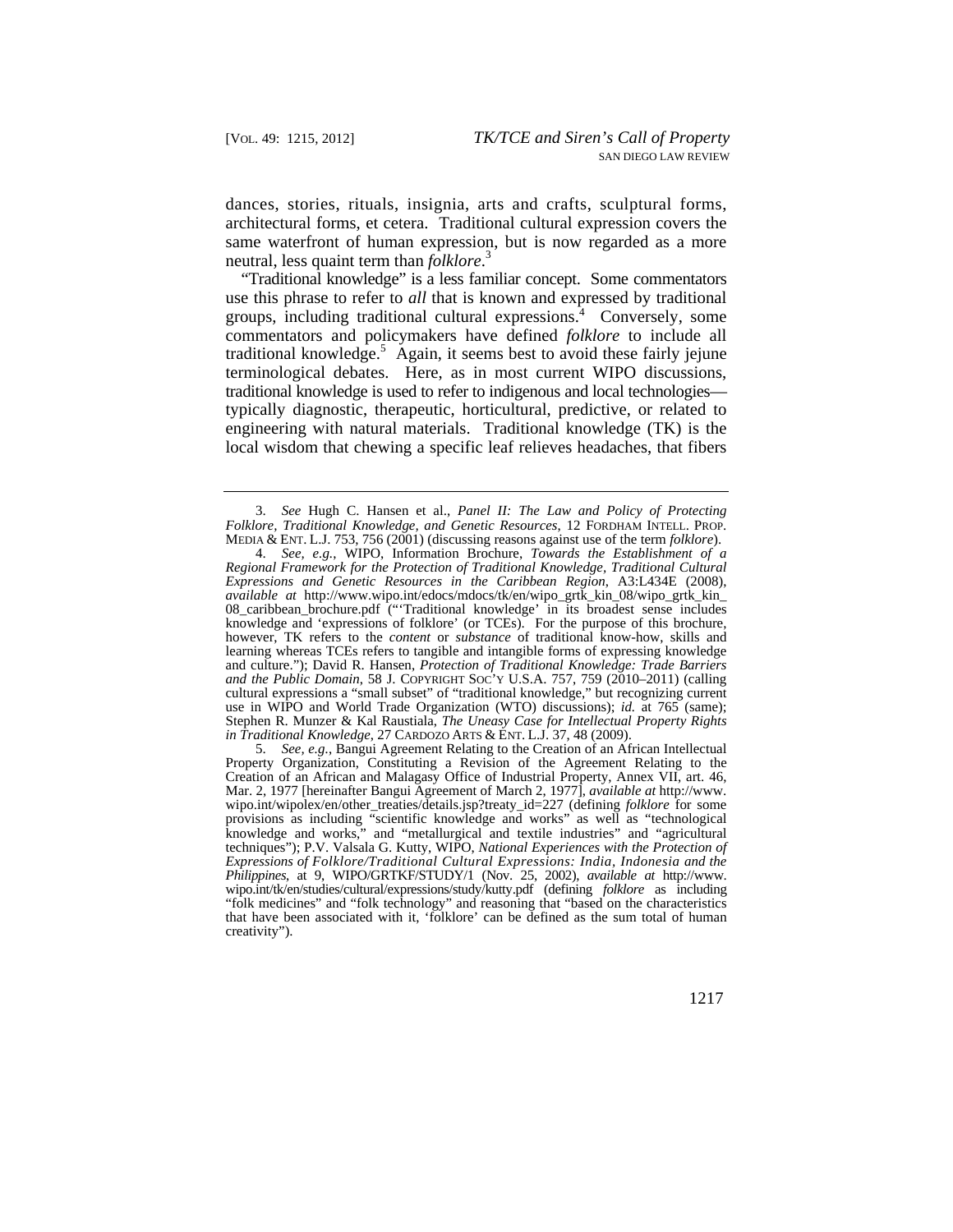dances, stories, rituals, insignia, arts and crafts, sculptural forms, architectural forms, et cetera. Traditional cultural expression covers the same waterfront of human expression, but is now regarded as a more neutral, less quaint term than *folklore*.[3]

"Traditional knowledge" is a less familiar concept. Some commentators use this phrase to refer to *all* that is known and expressed by traditional groups, including traditional cultural expressions.[4] Conversely, some commentators and policymakers have defined *folklore* to include all traditional knowledge.[5] Again, it seems best to avoid these fairly jejune terminological debates. Here, as in most current WIPO discussions, traditional knowledge is used to refer to indigenous and local technologies—typically diagnostic, therapeutic, horticultural, predictive, or related to engineering with natural materials. Traditional knowledge (TK) is the local wisdom that chewing a specific leaf relieves headaches, that fibers

---

3. *See* Hugh C. Hansen et al., *Panel II: The Law and Policy of Protecting Folklore, Traditional Knowledge, and Genetic Resources*, 12 FORDHAM INTELL. PROP. MEDIA & ENT. L.J. 753, 756 (2001) (discussing reasons against use of the term *folklore*).

4. *See, e.g.*, WIPO, Information Brochure, *Towards the Establishment of a Regional Framework for the Protection of Traditional Knowledge, Traditional Cultural Expressions and Genetic Resources in the Caribbean Region*, A3:L434E (2008), *available at* http://www.wipo.int/edocs/mdocs/tk/en/wipo_grtk_kin_08/wipo_grtk_kin_08_caribbean_brochure.pdf ("'Traditional knowledge' in its broadest sense includes knowledge and 'expressions of folklore' (or TCEs). For the purpose of this brochure, however, TK refers to the *content* or *substance* of traditional know-how, skills and learning whereas TCEs refers to tangible and intangible forms of expressing knowledge and culture."); David R. Hansen, *Protection of Traditional Knowledge: Trade Barriers and the Public Domain*, 58 J. COPYRIGHT SOC'Y U.S.A. 757, 759 (2010–2011) (calling cultural expressions a "small subset" of "traditional knowledge," but recognizing current use in WIPO and World Trade Organization (WTO) discussions); *id.* at 765 (same); Stephen R. Munzer & Kal Raustiala, *The Uneasy Case for Intellectual Property Rights in Traditional Knowledge*, 27 CARDOZO ARTS & ENT. L.J. 37, 48 (2009).

5. *See, e.g.*, Bangui Agreement Relating to the Creation of an African Intellectual Property Organization, Constituting a Revision of the Agreement Relating to the Creation of an African and Malagasy Office of Industrial Property, Annex VII, art. 46, Mar. 2, 1977 [hereinafter Bangui Agreement of March 2, 1977], *available at* http://www.wipo.int/wipolex/en/other_treaties/details.jsp?treaty_id=227 (defining *folklore* for some provisions as including "scientific knowledge and works" as well as "technological knowledge and works," and "metallurgical and textile industries" and "agricultural techniques"); P.V. Valsala G. Kutty, WIPO, *National Experiences with the Protection of Expressions of Folklore/Traditional Cultural Expressions: India, Indonesia and the Philippines*, at 9, WIPO/GRTKF/STUDY/1 (Nov. 25, 2002), *available at* http://www.wipo.int/tk/en/studies/cultural/expressions/study/kutty.pdf (defining *folklore* as including "folk medicines" and "folk technology" and reasoning that "based on the characteristics that have been associated with it, 'folklore' can be defined as the sum total of human creativity").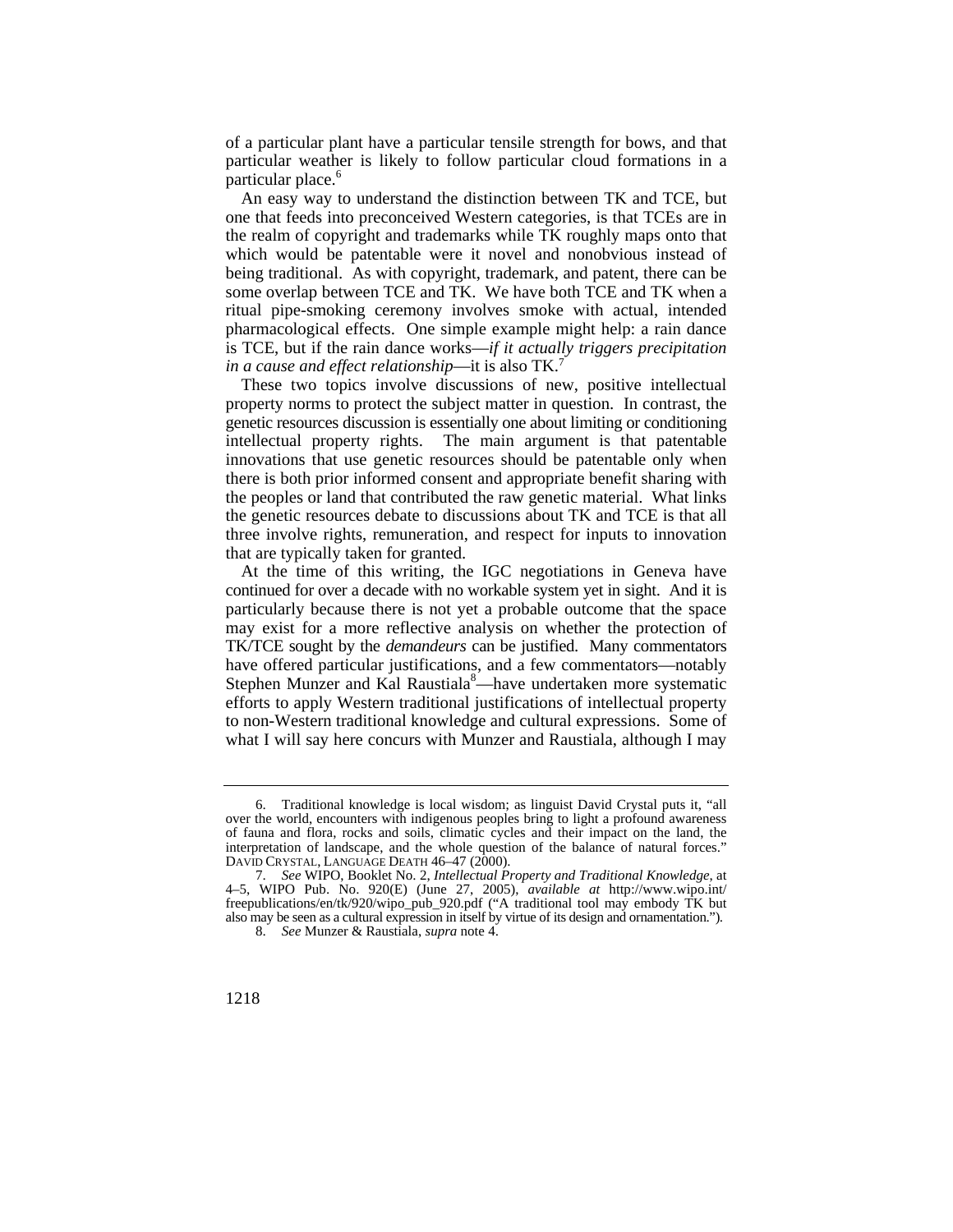of a particular plant have a particular tensile strength for bows, and that particular weather is likely to follow particular cloud formations in a particular place.[6]

An easy way to understand the distinction between TK and TCE, but one that feeds into preconceived Western categories, is that TCEs are in the realm of copyright and trademarks while TK roughly maps onto that which would be patentable were it novel and nonobvious instead of being traditional. As with copyright, trademark, and patent, there can be some overlap between TCE and TK. We have both TCE and TK when a ritual pipe-smoking ceremony involves smoke with actual, intended pharmacological effects. One simple example might help: a rain dance is TCE, but if the rain dance works—*if it actually triggers precipitation in a cause and effect relationship*—it is also TK.[7]

These two topics involve discussions of new, positive intellectual property norms to protect the subject matter in question. In contrast, the genetic resources discussion is essentially one about limiting or conditioning intellectual property rights. The main argument is that patentable innovations that use genetic resources should be patentable only when there is both prior informed consent and appropriate benefit sharing with the peoples or land that contributed the raw genetic material. What links the genetic resources debate to discussions about TK and TCE is that all three involve rights, remuneration, and respect for inputs to innovation that are typically taken for granted.

At the time of this writing, the IGC negotiations in Geneva have continued for over a decade with no workable system yet in sight. And it is particularly because there is not yet a probable outcome that the space may exist for a more reflective analysis on whether the protection of TK/TCE sought by the *demandeurs* can be justified. Many commentators have offered particular justifications, and a few commentators—notably Stephen Munzer and Kal Raustiala[8]—have undertaken more systematic efforts to apply Western traditional justifications of intellectual property to non-Western traditional knowledge and cultural expressions. Some of what I will say here concurs with Munzer and Raustiala, although I may

---

6. Traditional knowledge is local wisdom; as linguist David Crystal puts it, "all over the world, encounters with indigenous peoples bring to light a profound awareness of fauna and flora, rocks and soils, climatic cycles and their impact on the land, the interpretation of landscape, and the whole question of the balance of natural forces." DAVID CRYSTAL, LANGUAGE DEATH 46–47 (2000).

7. *See* WIPO, Booklet No. 2, *Intellectual Property and Traditional Knowledge*, at 4–5, WIPO Pub. No. 920(E) (June 27, 2005), *available at* http://www.wipo.int/freepublications/en/tk/920/wipo_pub_920.pdf ("A traditional tool may embody TK but also may be seen as a cultural expression in itself by virtue of its design and ornamentation.").

8. *See* Munzer & Raustiala, *supra* note 4.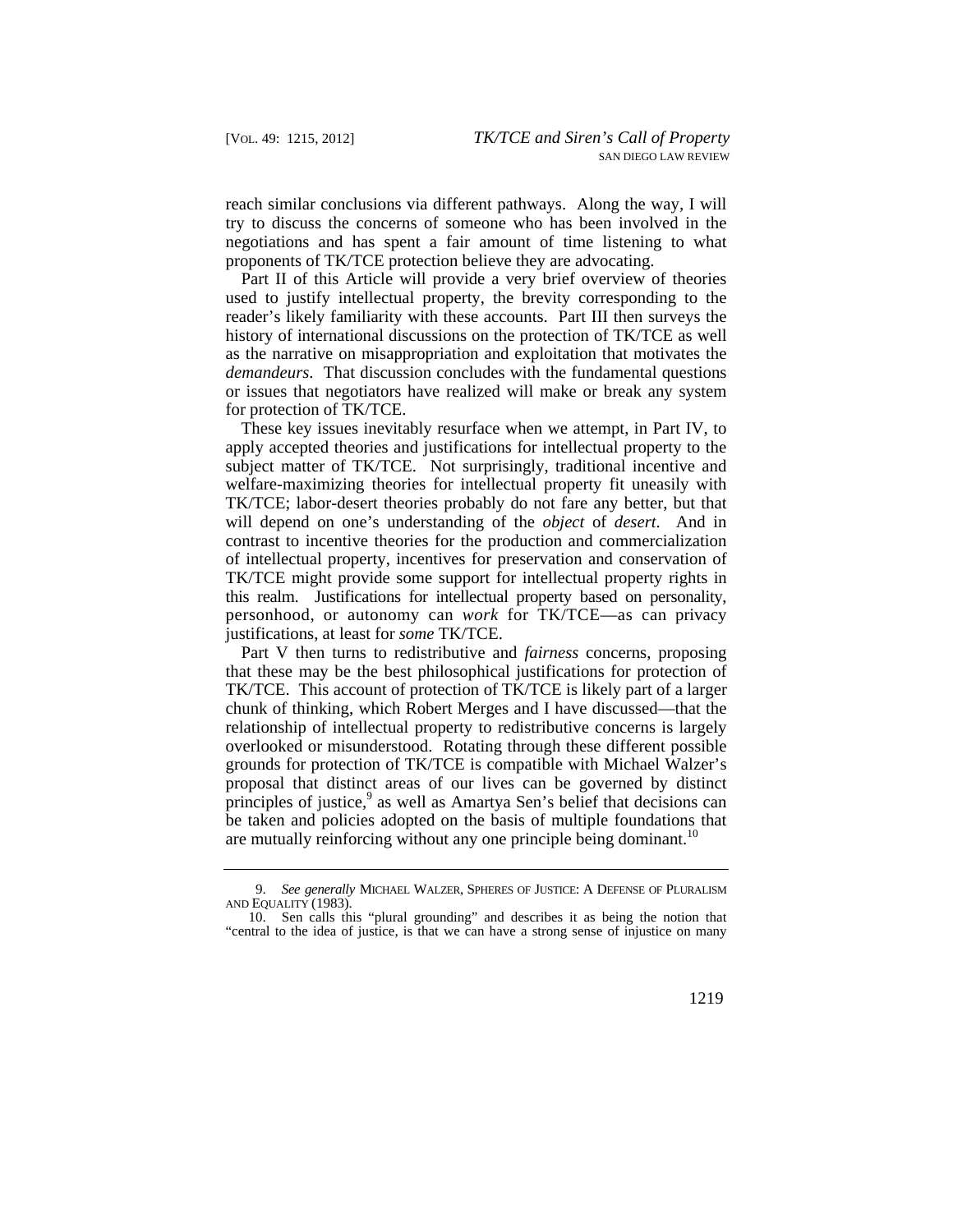reach similar conclusions via different pathways. Along the way, I will try to discuss the concerns of someone who has been involved in the negotiations and has spent a fair amount of time listening to what proponents of TK/TCE protection believe they are advocating.

Part II of this Article will provide a very brief overview of theories used to justify intellectual property, the brevity corresponding to the reader's likely familiarity with these accounts. Part III then surveys the history of international discussions on the protection of TK/TCE as well as the narrative on misappropriation and exploitation that motivates the *demandeurs*. That discussion concludes with the fundamental questions or issues that negotiators have realized will make or break any system for protection of TK/TCE.

These key issues inevitably resurface when we attempt, in Part IV, to apply accepted theories and justifications for intellectual property to the subject matter of TK/TCE. Not surprisingly, traditional incentive and welfare-maximizing theories for intellectual property fit uneasily with TK/TCE; labor-desert theories probably do not fare any better, but that will depend on one's understanding of the *object* of *desert*. And in contrast to incentive theories for the production and commercialization of intellectual property, incentives for preservation and conservation of TK/TCE might provide some support for intellectual property rights in this realm. Justifications for intellectual property based on personality, personhood, or autonomy can *work* for TK/TCE—as can privacy justifications, at least for *some* TK/TCE.

Part V then turns to redistributive and *fairness* concerns, proposing that these may be the best philosophical justifications for protection of TK/TCE. This account of protection of TK/TCE is likely part of a larger chunk of thinking, which Robert Merges and I have discussed—that the relationship of intellectual property to redistributive concerns is largely overlooked or misunderstood. Rotating through these different possible grounds for protection of TK/TCE is compatible with Michael Walzer's proposal that distinct areas of our lives can be governed by distinct principles of justice,[9] as well as Amartya Sen's belief that decisions can be taken and policies adopted on the basis of multiple foundations that are mutually reinforcing without any one principle being dominant.[10]

---

9. *See generally* MICHAEL WALZER, SPHERES OF JUSTICE: A DEFENSE OF PLURALISM AND EQUALITY (1983).

10. Sen calls this "plural grounding" and describes it as being the notion that "central to the idea of justice, is that we can have a strong sense of injustice on many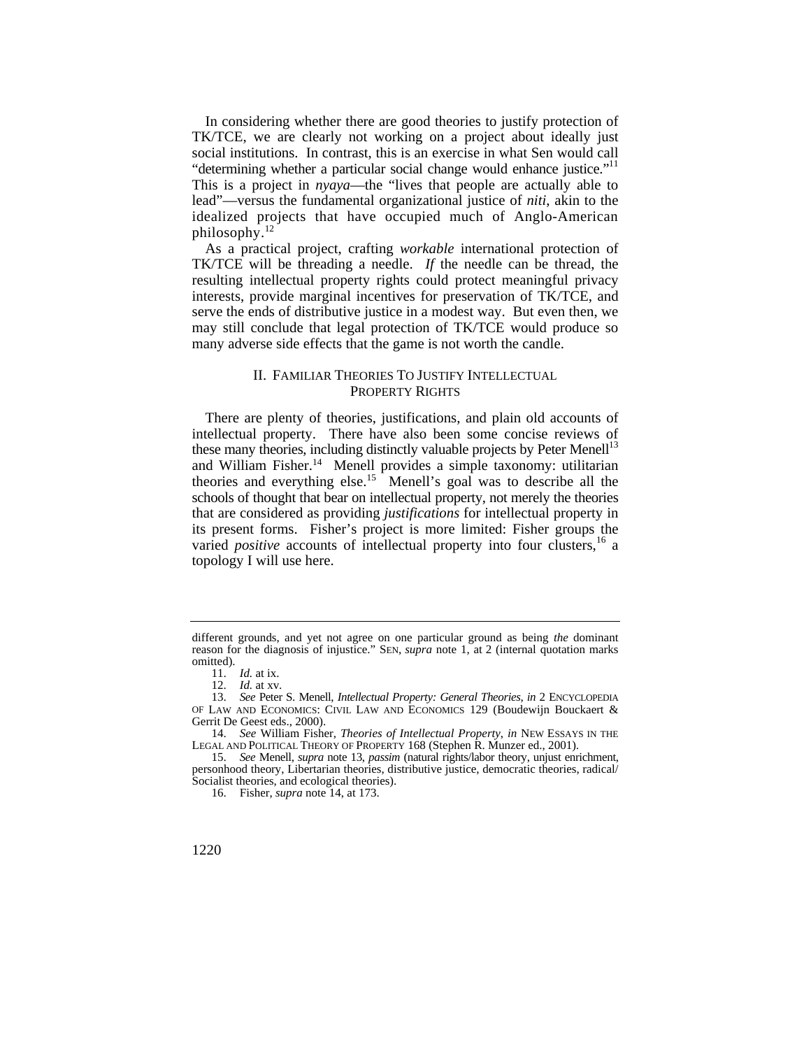In considering whether there are good theories to justify protection of TK/TCE, we are clearly not working on a project about ideally just social institutions. In contrast, this is an exercise in what Sen would call "determining whether a particular social change would enhance justice."[11] This is a project in *nyaya*—the "lives that people are actually able to lead"—versus the fundamental organizational justice of *niti*, akin to the idealized projects that have occupied much of Anglo-American philosophy.[12]

As a practical project, crafting *workable* international protection of TK/TCE will be threading a needle. *If* the needle can be thread, the resulting intellectual property rights could protect meaningful privacy interests, provide marginal incentives for preservation of TK/TCE, and serve the ends of distributive justice in a modest way. But even then, we may still conclude that legal protection of TK/TCE would produce so many adverse side effects that the game is not worth the candle.

## II. FAMILIAR THEORIES TO JUSTIFY INTELLECTUAL PROPERTY RIGHTS

There are plenty of theories, justifications, and plain old accounts of intellectual property. There have also been some concise reviews of these many theories, including distinctly valuable projects by Peter Menell[13] and William Fisher.[14] Menell provides a simple taxonomy: utilitarian theories and everything else.[15] Menell's goal was to describe all the schools of thought that bear on intellectual property, not merely the theories that are considered as providing *justifications* for intellectual property in its present forms. Fisher's project is more limited: Fisher groups the varied *positive* accounts of intellectual property into four clusters,[16] a topology I will use here.

---

different grounds, and yet not agree on one particular ground as being *the* dominant reason for the diagnosis of injustice." SEN, *supra* note 1, at 2 (internal quotation marks omitted).

11. *Id.* at ix.

12. *Id.* at xv.

13. *See* Peter S. Menell, *Intellectual Property: General Theories*, *in* 2 ENCYCLOPEDIA OF LAW AND ECONOMICS: CIVIL LAW AND ECONOMICS 129 (Boudewijn Bouckaert & Gerrit De Geest eds., 2000).

14. *See* William Fisher, *Theories of Intellectual Property*, *in* NEW ESSAYS IN THE LEGAL AND POLITICAL THEORY OF PROPERTY 168 (Stephen R. Munzer ed., 2001).

15. *See* Menell, *supra* note 13, *passim* (natural rights/labor theory, unjust enrichment, personhood theory, Libertarian theories, distributive justice, democratic theories, radical/Socialist theories, and ecological theories).

16. Fisher, *supra* note 14, at 173.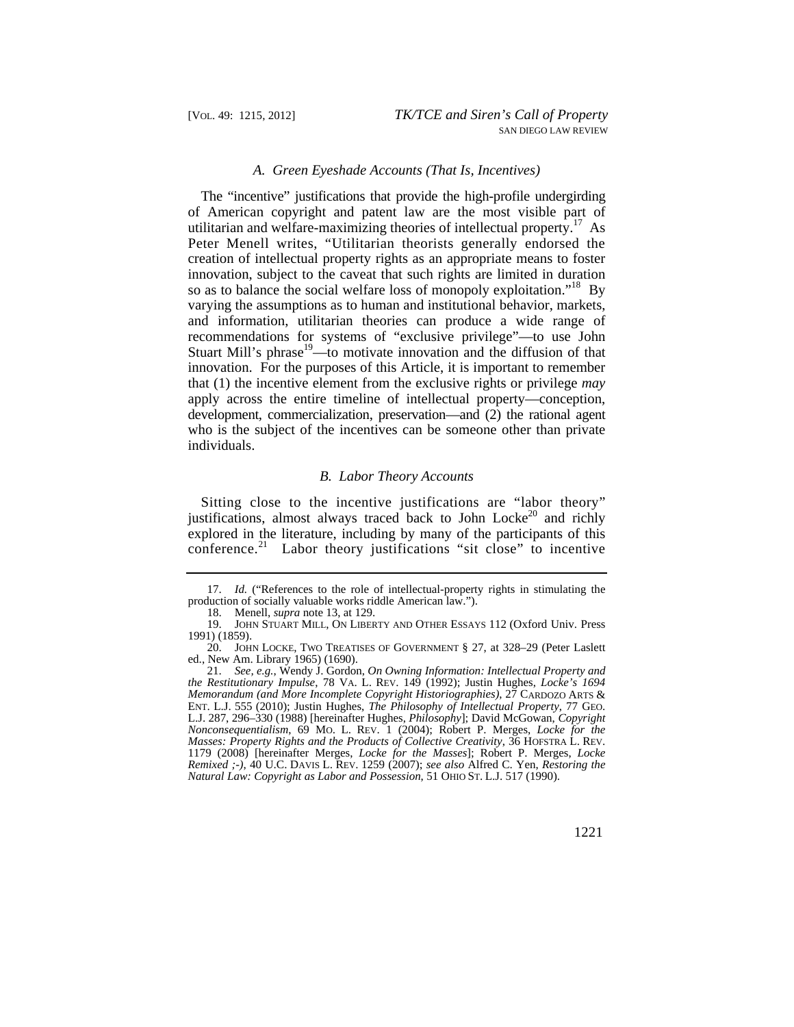### A. Green Eyeshade Accounts (That Is, Incentives)

The "incentive" justifications that provide the high-profile undergirding of American copyright and patent law are the most visible part of utilitarian and welfare-maximizing theories of intellectual property.[17] As Peter Menell writes, "Utilitarian theorists generally endorsed the creation of intellectual property rights as an appropriate means to foster innovation, subject to the caveat that such rights are limited in duration so as to balance the social welfare loss of monopoly exploitation."[18] By varying the assumptions as to human and institutional behavior, markets, and information, utilitarian theories can produce a wide range of recommendations for systems of "exclusive privilege"—to use John Stuart Mill's phrase[19]—to motivate innovation and the diffusion of that innovation. For the purposes of this Article, it is important to remember that (1) the incentive element from the exclusive rights or privilege *may* apply across the entire timeline of intellectual property—conception, development, commercialization, preservation—and (2) the rational agent who is the subject of the incentives can be someone other than private individuals.

### B. Labor Theory Accounts

Sitting close to the incentive justifications are "labor theory" justifications, almost always traced back to John Locke[20] and richly explored in the literature, including by many of the participants of this conference.[21] Labor theory justifications "sit close" to incentive

---

17. *Id.* ("References to the role of intellectual-property rights in stimulating the production of socially valuable works riddle American law.").

18. Menell, *supra* note 13, at 129.

19. JOHN STUART MILL, ON LIBERTY AND OTHER ESSAYS 112 (Oxford Univ. Press 1991) (1859).

20. JOHN LOCKE, TWO TREATISES OF GOVERNMENT § 27, at 328–29 (Peter Laslett ed., New Am. Library 1965) (1690).

21. *See, e.g.*, Wendy J. Gordon, *On Owning Information: Intellectual Property and the Restitutionary Impulse*, 78 VA. L. REV. 149 (1992); Justin Hughes, *Locke's 1694 Memorandum (and More Incomplete Copyright Historiographies)*, 27 CARDOZO ARTS & ENT. L.J. 555 (2010); Justin Hughes, *The Philosophy of Intellectual Property*, 77 GEO. L.J. 287, 296–330 (1988) [hereinafter Hughes, *Philosophy*]; David McGowan, *Copyright Nonconsequentialism*, 69 MO. L. REV. 1 (2004); Robert P. Merges, *Locke for the Masses: Property Rights and the Products of Collective Creativity*, 36 HOFSTRA L. REV. 1179 (2008) [hereinafter Merges, *Locke for the Masses*]; Robert P. Merges, *Locke Remixed ;-)*, 40 U.C. DAVIS L. REV. 1259 (2007); *see also* Alfred C. Yen, *Restoring the Natural Law: Copyright as Labor and Possession*, 51 OHIO ST. L.J. 517 (1990).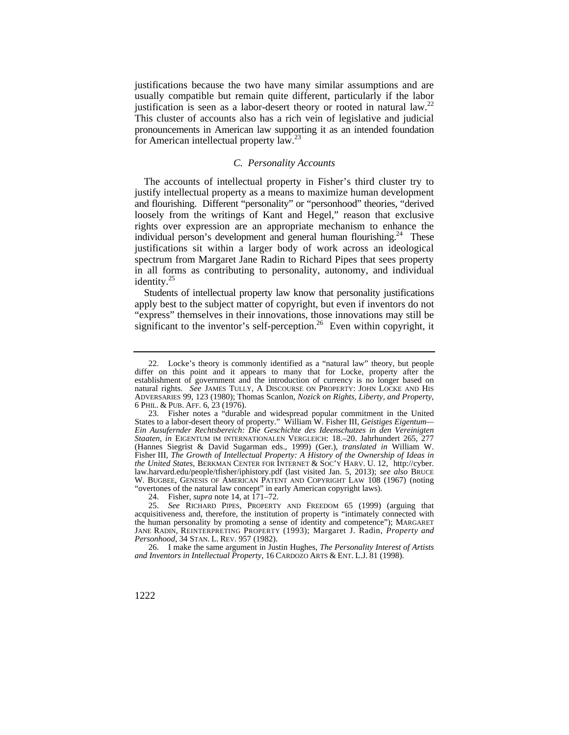justifications because the two have many similar assumptions and are usually compatible but remain quite different, particularly if the labor justification is seen as a labor-desert theory or rooted in natural law.[22] This cluster of accounts also has a rich vein of legislative and judicial pronouncements in American law supporting it as an intended foundation for American intellectual property law.[23]

### *C. Personality Accounts*

The accounts of intellectual property in Fisher's third cluster try to justify intellectual property as a means to maximize human development and flourishing. Different "personality" or "personhood" theories, "derived loosely from the writings of Kant and Hegel," reason that exclusive rights over expression are an appropriate mechanism to enhance the individual person's development and general human flourishing.[24] These justifications sit within a larger body of work across an ideological spectrum from Margaret Jane Radin to Richard Pipes that sees property in all forms as contributing to personality, autonomy, and individual identity.[25]

Students of intellectual property law know that personality justifications apply best to the subject matter of copyright, but even if inventors do not "express" themselves in their innovations, those innovations may still be significant to the inventor's self-perception.[26] Even within copyright, it

---

22. Locke's theory is commonly identified as a "natural law" theory, but people differ on this point and it appears to many that for Locke, property after the establishment of government and the introduction of currency is no longer based on natural rights. *See* JAMES TULLY, A DISCOURSE ON PROPERTY: JOHN LOCKE AND HIS ADVERSARIES 99, 123 (1980); Thomas Scanlon, *Nozick on Rights, Liberty, and Property*, 6 PHIL. & PUB. AFF. 6, 23 (1976).

23. Fisher notes a "durable and widespread popular commitment in the United States to a labor-desert theory of property." William W. Fisher III, *Geistiges Eigentum—Ein Ausufernder Rechtsbereich: Die Geschichte des Ideenschutzes in den Vereinigten Staaten*, *in* EIGENTUM IM INTERNATIONALEN VERGLEICH: 18.–20. Jahrhundert 265, 277 (Hannes Siegrist & David Sugarman eds., 1999) (Ger.), *translated in* William W. Fisher III, *The Growth of Intellectual Property: A History of the Ownership of Ideas in the United States*, BERKMAN CENTER FOR INTERNET & SOC'Y HARV. U. 12, http://cyber.law.harvard.edu/people/tfisher/iphistory.pdf (last visited Jan. 5, 2013); *see also* BRUCE W. BUGBEE, GENESIS OF AMERICAN PATENT AND COPYRIGHT LAW 108 (1967) (noting "overtones of the natural law concept" in early American copyright laws).

24. Fisher, *supra* note 14, at 171–72.

25. *See* RICHARD PIPES, PROPERTY AND FREEDOM 65 (1999) (arguing that acquisitiveness and, therefore, the institution of property is "intimately connected with the human personality by promoting a sense of identity and competence"); MARGARET JANE RADIN, REINTERPRETING PROPERTY (1993); Margaret J. Radin, *Property and Personhood*, 34 STAN. L. REV. 957 (1982).

26. I make the same argument in Justin Hughes, *The Personality Interest of Artists and Inventors in Intellectual Property*, 16 CARDOZO ARTS & ENT. L.J. 81 (1998).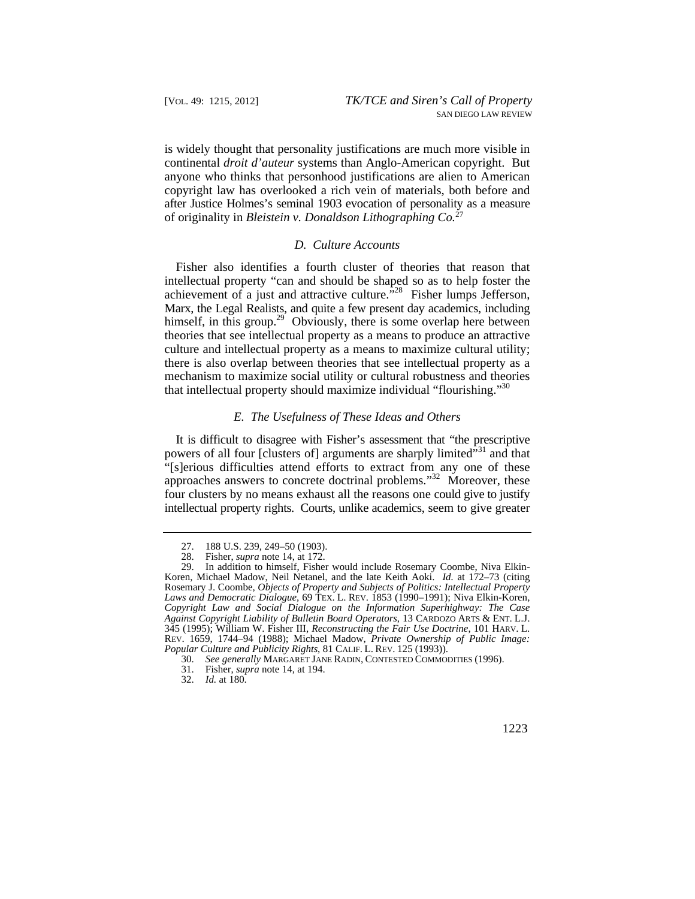is widely thought that personality justifications are much more visible in continental *droit d'auteur* systems than Anglo-American copyright. But anyone who thinks that personhood justifications are alien to American copyright law has overlooked a rich vein of materials, both before and after Justice Holmes's seminal 1903 evocation of personality as a measure of originality in *Bleistein v. Donaldson Lithographing Co.*[27]

### *D. Culture Accounts*

Fisher also identifies a fourth cluster of theories that reason that intellectual property "can and should be shaped so as to help foster the achievement of a just and attractive culture."[28] Fisher lumps Jefferson, Marx, the Legal Realists, and quite a few present day academics, including himself, in this group.[29] Obviously, there is some overlap here between theories that see intellectual property as a means to produce an attractive culture and intellectual property as a means to maximize cultural utility; there is also overlap between theories that see intellectual property as a mechanism to maximize social utility or cultural robustness and theories that intellectual property should maximize individual "flourishing."[30]

### *E. The Usefulness of These Ideas and Others*

It is difficult to disagree with Fisher's assessment that "the prescriptive powers of all four [clusters of] arguments are sharply limited"[31] and that "[s]erious difficulties attend efforts to extract from any one of these approaches answers to concrete doctrinal problems."[32] Moreover, these four clusters by no means exhaust all the reasons one could give to justify intellectual property rights. Courts, unlike academics, seem to give greater

---

27. 188 U.S. 239, 249–50 (1903).

28. Fisher, *supra* note 14, at 172.

29. In addition to himself, Fisher would include Rosemary Coombe, Niva Elkin-Koren, Michael Madow, Neil Netanel, and the late Keith Aoki. *Id.* at 172–73 (citing Rosemary J. Coombe, *Objects of Property and Subjects of Politics: Intellectual Property Laws and Democratic Dialogue*, 69 TEX. L. REV. 1853 (1990–1991); Niva Elkin-Koren, *Copyright Law and Social Dialogue on the Information Superhighway: The Case Against Copyright Liability of Bulletin Board Operators*, 13 CARDOZO ARTS & ENT. L.J. 345 (1995); William W. Fisher III, *Reconstructing the Fair Use Doctrine*, 101 HARV. L. REV. 1659, 1744–94 (1988); Michael Madow, *Private Ownership of Public Image: Popular Culture and Publicity Rights*, 81 CALIF. L. REV. 125 (1993)).

30. *See generally* MARGARET JANE RADIN, CONTESTED COMMODITIES (1996).

31. Fisher, *supra* note 14, at 194.

32. *Id.* at 180.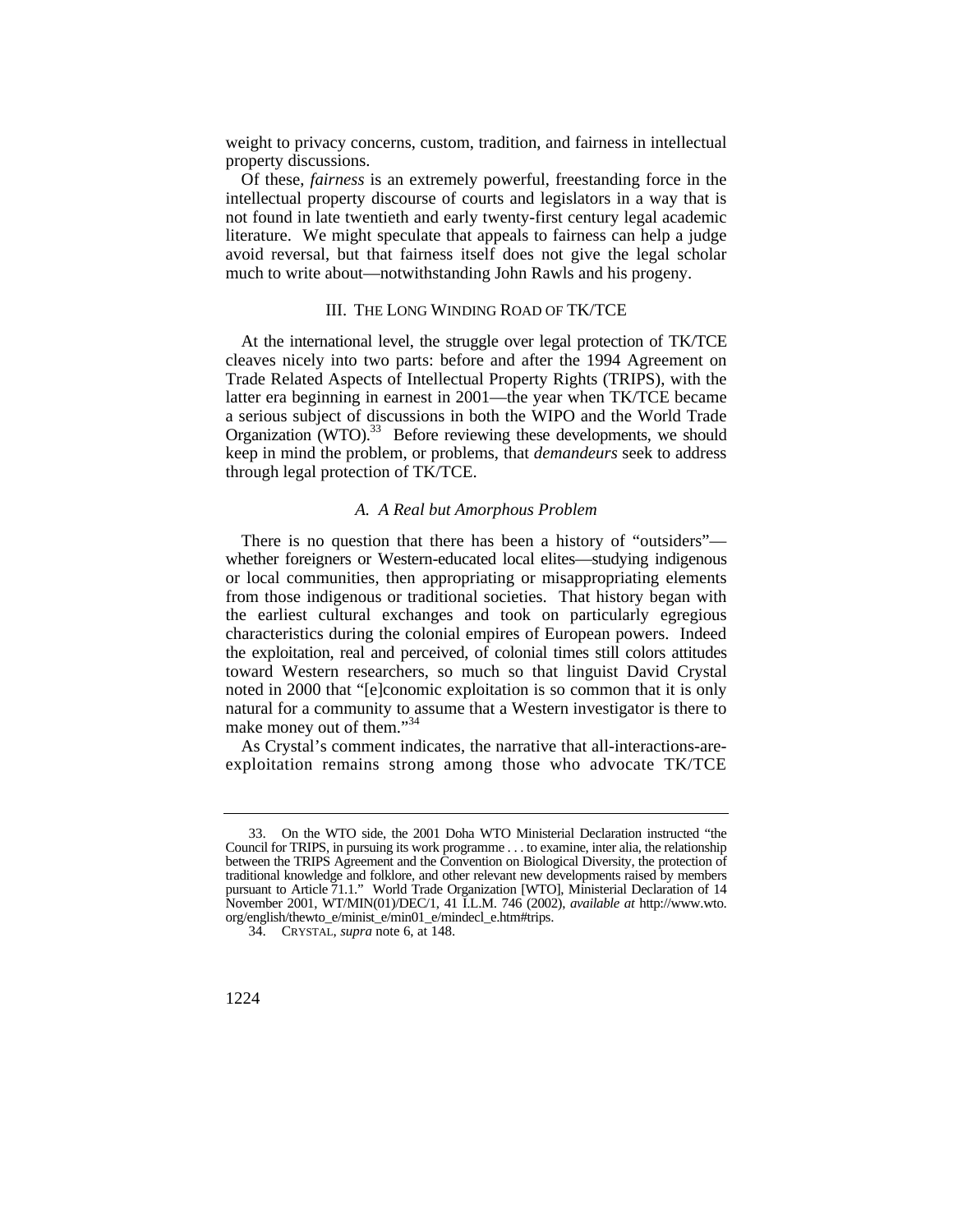weight to privacy concerns, custom, tradition, and fairness in intellectual property discussions.

Of these, *fairness* is an extremely powerful, freestanding force in the intellectual property discourse of courts and legislators in a way that is not found in late twentieth and early twenty-first century legal academic literature. We might speculate that appeals to fairness can help a judge avoid reversal, but that fairness itself does not give the legal scholar much to write about—notwithstanding John Rawls and his progeny.

## III. THE LONG WINDING ROAD OF TK/TCE

At the international level, the struggle over legal protection of TK/TCE cleaves nicely into two parts: before and after the 1994 Agreement on Trade Related Aspects of Intellectual Property Rights (TRIPS), with the latter era beginning in earnest in 2001—the year when TK/TCE became a serious subject of discussions in both the WIPO and the World Trade Organization (WTO).[33] Before reviewing these developments, we should keep in mind the problem, or problems, that *demandeurs* seek to address through legal protection of TK/TCE.

### *A. A Real but Amorphous Problem*

There is no question that there has been a history of "outsiders"—whether foreigners or Western-educated local elites—studying indigenous or local communities, then appropriating or misappropriating elements from those indigenous or traditional societies. That history began with the earliest cultural exchanges and took on particularly egregious characteristics during the colonial empires of European powers. Indeed the exploitation, real and perceived, of colonial times still colors attitudes toward Western researchers, so much so that linguist David Crystal noted in 2000 that "[e]conomic exploitation is so common that it is only natural for a community to assume that a Western investigator is there to make money out of them."[34]

As Crystal's comment indicates, the narrative that all-interactions-are-exploitation remains strong among those who advocate TK/TCE

---

33. On the WTO side, the 2001 Doha WTO Ministerial Declaration instructed "the Council for TRIPS, in pursuing its work programme . . . to examine, inter alia, the relationship between the TRIPS Agreement and the Convention on Biological Diversity, the protection of traditional knowledge and folklore, and other relevant new developments raised by members pursuant to Article 71.1." World Trade Organization [WTO], Ministerial Declaration of 14 November 2001, WT/MIN(01)/DEC/1, 41 I.L.M. 746 (2002), *available at* http://www.wto.org/english/thewto_e/minist_e/min01_e/mindecl_e.htm#trips.

34. CRYSTAL, *supra* note 6, at 148.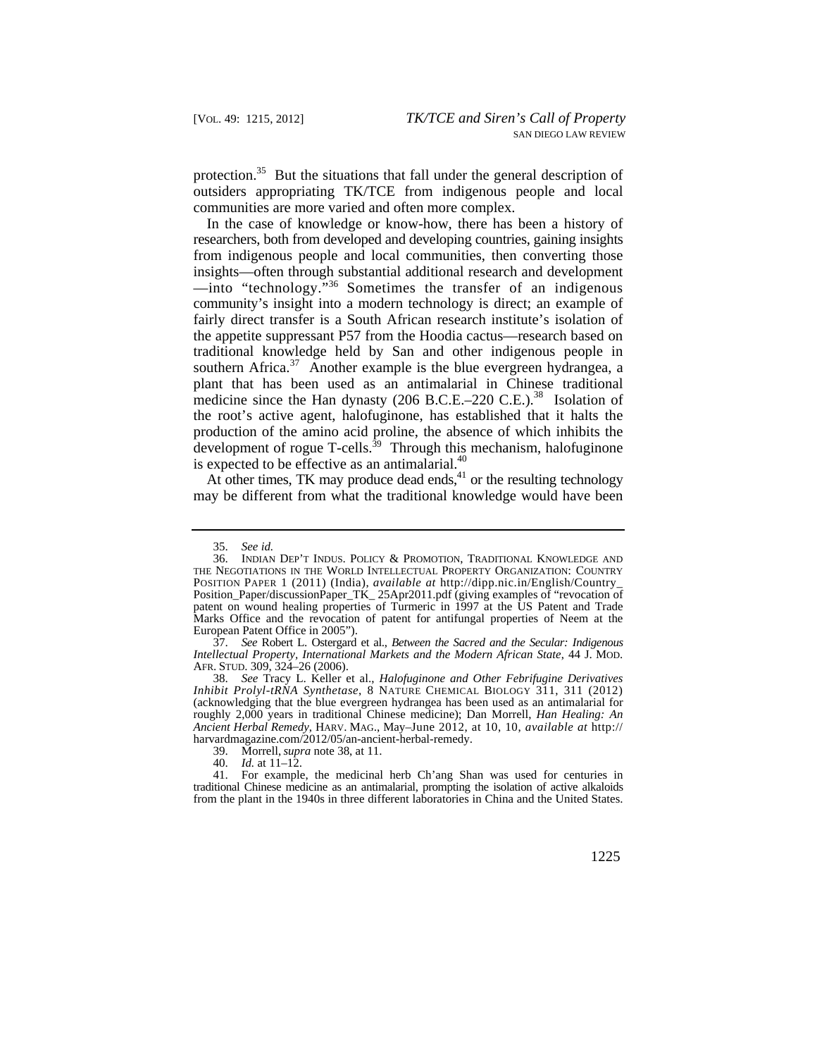protection.[35] But the situations that fall under the general description of outsiders appropriating TK/TCE from indigenous people and local communities are more varied and often more complex.

In the case of knowledge or know-how, there has been a history of researchers, both from developed and developing countries, gaining insights from indigenous people and local communities, then converting those insights—often through substantial additional research and development—into "technology."[36] Sometimes the transfer of an indigenous community's insight into a modern technology is direct; an example of fairly direct transfer is a South African research institute's isolation of the appetite suppressant P57 from the Hoodia cactus—research based on traditional knowledge held by San and other indigenous people in southern Africa.[37] Another example is the blue evergreen hydrangea, a plant that has been used as an antimalarial in Chinese traditional medicine since the Han dynasty (206 B.C.E.–220 C.E.).[38] Isolation of the root's active agent, halofuginone, has established that it halts the production of the amino acid proline, the absence of which inhibits the development of rogue T-cells.[39] Through this mechanism, halofuginone is expected to be effective as an antimalarial.[40]

At other times, TK may produce dead ends,[41] or the resulting technology may be different from what the traditional knowledge would have been

---

35. *See id.*

36. INDIAN DEP'T INDUS. POLICY & PROMOTION, TRADITIONAL KNOWLEDGE AND THE NEGOTIATIONS IN THE WORLD INTELLECTUAL PROPERTY ORGANIZATION: COUNTRY POSITION PAPER 1 (2011) (India), *available at* http://dipp.nic.in/English/Country_Position_Paper/discussionPaper_TK_ 25Apr2011.pdf (giving examples of "revocation of patent on wound healing properties of Turmeric in 1997 at the US Patent and Trade Marks Office and the revocation of patent for antifungal properties of Neem at the European Patent Office in 2005").

37. *See* Robert L. Ostergard et al., *Between the Sacred and the Secular: Indigenous Intellectual Property, International Markets and the Modern African State*, 44 J. MOD. AFR. STUD. 309, 324–26 (2006).

38. *See* Tracy L. Keller et al., *Halofuginone and Other Febrifugine Derivatives Inhibit Prolyl-tRNA Synthetase*, 8 NATURE CHEMICAL BIOLOGY 311, 311 (2012) (acknowledging that the blue evergreen hydrangea has been used as an antimalarial for roughly 2,000 years in traditional Chinese medicine); Dan Morrell, *Han Healing: An Ancient Herbal Remedy*, HARV. MAG., May–June 2012, at 10, 10, *available at* http://harvardmagazine.com/2012/05/an-ancient-herbal-remedy.

39. Morrell, *supra* note 38, at 11.

40. *Id.* at 11–12.

41. For example, the medicinal herb Ch'ang Shan was used for centuries in traditional Chinese medicine as an antimalarial, prompting the isolation of active alkaloids from the plant in the 1940s in three different laboratories in China and the United States.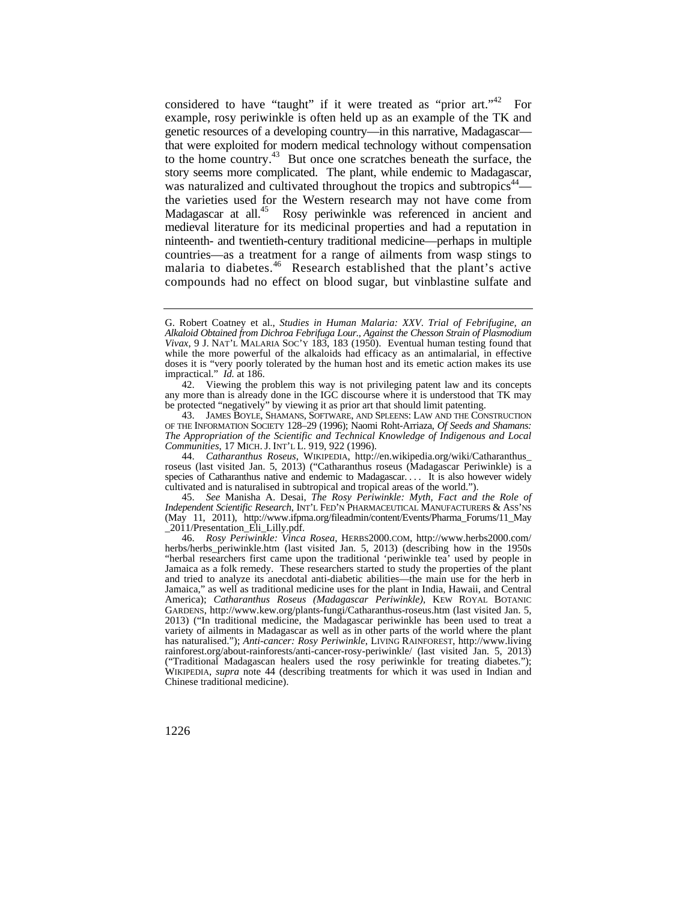considered to have "taught" if it were treated as "prior art."[42] For example, rosy periwinkle is often held up as an example of the TK and genetic resources of a developing country—in this narrative, Madagascar—that were exploited for modern medical technology without compensation to the home country.[43] But once one scratches beneath the surface, the story seems more complicated. The plant, while endemic to Madagascar, was naturalized and cultivated throughout the tropics and subtropics[44]—the varieties used for the Western research may not have come from Madagascar at all.[45] Rosy periwinkle was referenced in ancient and medieval literature for its medicinal properties and had a reputation in ninteenth- and twentieth-century traditional medicine—perhaps in multiple countries—as a treatment for a range of ailments from wasp stings to malaria to diabetes.[46] Research established that the plant's active compounds had no effect on blood sugar, but vinblastine sulfate and

---

G. Robert Coatney et al., *Studies in Human Malaria: XXV. Trial of Febrifugine, an Alkaloid Obtained from Dichroa Febrifuga Lour., Against the Chesson Strain of Plasmodium Vivax*, 9 J. NAT'L MALARIA SOC'Y 183, 183 (1950). Eventual human testing found that while the more powerful of the alkaloids had efficacy as an antimalarial, in effective doses it is "very poorly tolerated by the human host and its emetic action makes its use impractical." *Id.* at 186.

42. Viewing the problem this way is not privileging patent law and its concepts any more than is already done in the IGC discourse where it is understood that TK may be protected "negatively" by viewing it as prior art that should limit patenting.

43. JAMES BOYLE, SHAMANS, SOFTWARE, AND SPLEENS: LAW AND THE CONSTRUCTION OF THE INFORMATION SOCIETY 128–29 (1996); Naomi Roht-Arriaza, *Of Seeds and Shamans: The Appropriation of the Scientific and Technical Knowledge of Indigenous and Local Communities*, 17 MICH. J. INT'L L. 919, 922 (1996).

44. *Catharanthus Roseus*, WIKIPEDIA, http://en.wikipedia.org/wiki/Catharanthus_roseus (last visited Jan. 5, 2013) ("Catharanthus roseus (Madagascar Periwinkle) is a species of Catharanthus native and endemic to Madagascar. . . . It is also however widely cultivated and is naturalised in subtropical and tropical areas of the world.").

45. *See* Manisha A. Desai, *The Rosy Periwinkle: Myth, Fact and the Role of Independent Scientific Research*, INT'L FED'N PHARMACEUTICAL MANUFACTURERS & ASS'NS (May 11, 2011), http://www.ifpma.org/fileadmin/content/Events/Pharma_Forums/11_May_2011/Presentation_Eli_Lilly.pdf.

46. *Rosy Periwinkle: Vinca Rosea*, HERBS2000.COM, http://www.herbs2000.com/herbs/herbs_periwinkle.htm (last visited Jan. 5, 2013) (describing how in the 1950s "herbal researchers first came upon the traditional 'periwinkle tea' used by people in Jamaica as a folk remedy. These researchers started to study the properties of the plant and tried to analyze its anecdotal anti-diabetic abilities—the main use for the herb in Jamaica," as well as traditional medicine uses for the plant in India, Hawaii, and Central America); *Catharanthus Roseus (Madagascar Periwinkle)*, KEW ROYAL BOTANIC GARDENS, http://www.kew.org/plants-fungi/Catharanthus-roseus.htm (last visited Jan. 5, 2013) ("In traditional medicine, the Madagascar periwinkle has been used to treat a variety of ailments in Madagascar as well as in other parts of the world where the plant has naturalised."); *Anti-cancer: Rosy Periwinkle*, LIVING RAINFOREST, http://www.livingrainforest.org/about-rainforests/anti-cancer-rosy-periwinkle/ (last visited Jan. 5, 2013) ("Traditional Madagascan healers used the rosy periwinkle for treating diabetes."); WIKIPEDIA, *supra* note 44 (describing treatments for which it was used in Indian and Chinese traditional medicine).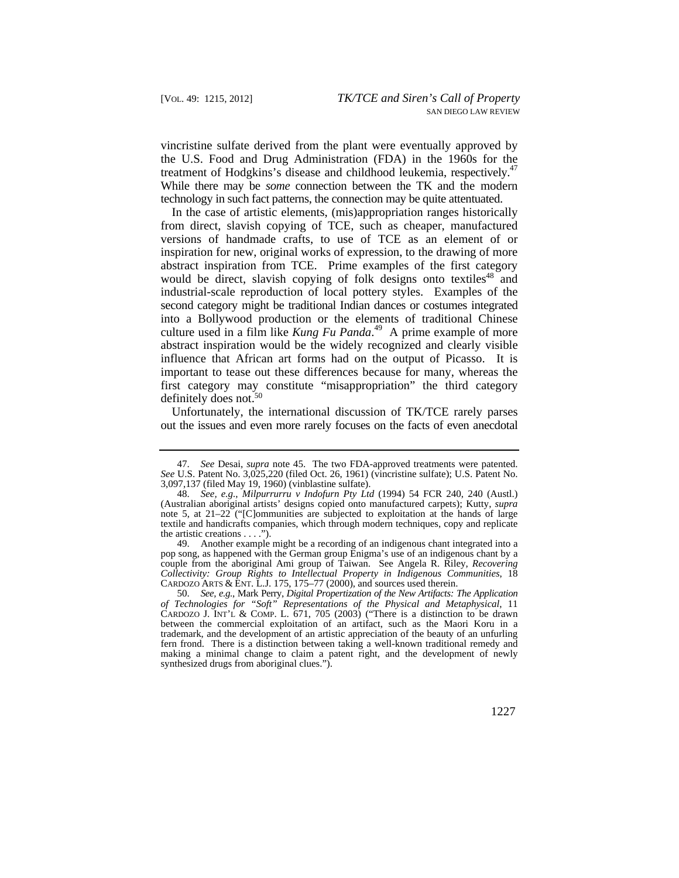vincristine sulfate derived from the plant were eventually approved by the U.S. Food and Drug Administration (FDA) in the 1960s for the treatment of Hodgkins's disease and childhood leukemia, respectively.[47] While there may be *some* connection between the TK and the modern technology in such fact patterns, the connection may be quite attentuated.

In the case of artistic elements, (mis)appropriation ranges historically from direct, slavish copying of TCE, such as cheaper, manufactured versions of handmade crafts, to use of TCE as an element of or inspiration for new, original works of expression, to the drawing of more abstract inspiration from TCE. Prime examples of the first category would be direct, slavish copying of folk designs onto textiles[48] and industrial-scale reproduction of local pottery styles. Examples of the second category might be traditional Indian dances or costumes integrated into a Bollywood production or the elements of traditional Chinese culture used in a film like *Kung Fu Panda*.[49] A prime example of more abstract inspiration would be the widely recognized and clearly visible influence that African art forms had on the output of Picasso. It is important to tease out these differences because for many, whereas the first category may constitute "misappropriation" the third category definitely does not.[50]

Unfortunately, the international discussion of TK/TCE rarely parses out the issues and even more rarely focuses on the facts of even anecdotal

---

47. *See* Desai, *supra* note 45. The two FDA-approved treatments were patented. *See* U.S. Patent No. 3,025,220 (filed Oct. 26, 1961) (vincristine sulfate); U.S. Patent No. 3,097,137 (filed May 19, 1960) (vinblastine sulfate).

48. *See, e.g.*, *Milpurrurru v Indofurn Pty Ltd* (1994) 54 FCR 240, 240 (Austl.) (Australian aboriginal artists' designs copied onto manufactured carpets); Kutty, *supra* note 5, at 21–22 ("[C]ommunities are subjected to exploitation at the hands of large textile and handicrafts companies, which through modern techniques, copy and replicate the artistic creations . . . .").

49. Another example might be a recording of an indigenous chant integrated into a pop song, as happened with the German group Enigma's use of an indigenous chant by a couple from the aboriginal Ami group of Taiwan. See Angela R. Riley, *Recovering Collectivity: Group Rights to Intellectual Property in Indigenous Communities*, 18 CARDOZO ARTS & ENT. L.J. 175, 175–77 (2000), and sources used therein.

50. *See, e.g.*, Mark Perry, *Digital Propertization of the New Artifacts: The Application of Technologies for "Soft" Representations of the Physical and Metaphysical*, 11 CARDOZO J. INT'L & COMP. L. 671, 705 (2003) ("There is a distinction to be drawn between the commercial exploitation of an artifact, such as the Maori Koru in a trademark, and the development of an artistic appreciation of the beauty of an unfurling fern frond. There is a distinction between taking a well-known traditional remedy and making a minimal change to claim a patent right, and the development of newly synthesized drugs from aboriginal clues.").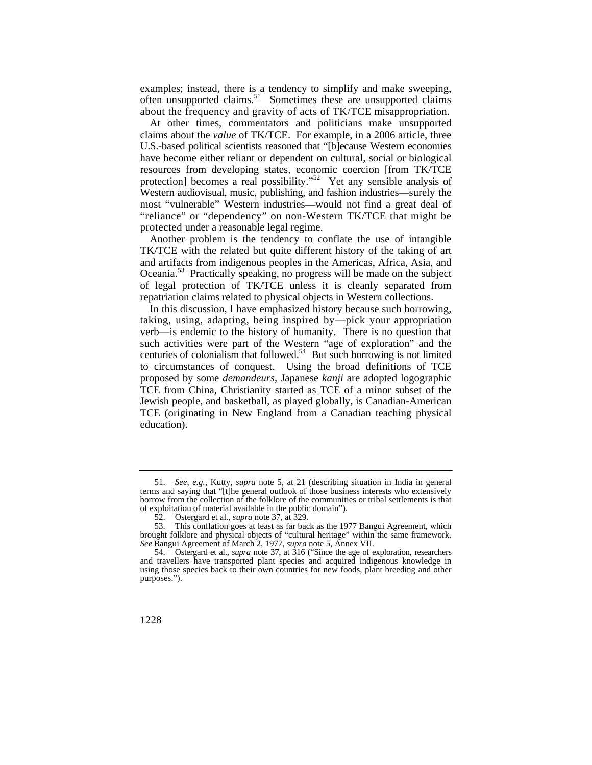examples; instead, there is a tendency to simplify and make sweeping, often unsupported claims.[51] Sometimes these are unsupported claims about the frequency and gravity of acts of TK/TCE misappropriation.

At other times, commentators and politicians make unsupported claims about the *value* of TK/TCE. For example, in a 2006 article, three U.S.-based political scientists reasoned that "[b]ecause Western economies have become either reliant or dependent on cultural, social or biological resources from developing states, economic coercion [from TK/TCE protection] becomes a real possibility."[52] Yet any sensible analysis of Western audiovisual, music, publishing, and fashion industries—surely the most "vulnerable" Western industries—would not find a great deal of "reliance" or "dependency" on non-Western TK/TCE that might be protected under a reasonable legal regime.

Another problem is the tendency to conflate the use of intangible TK/TCE with the related but quite different history of the taking of art and artifacts from indigenous peoples in the Americas, Africa, Asia, and Oceania.[53] Practically speaking, no progress will be made on the subject of legal protection of TK/TCE unless it is cleanly separated from repatriation claims related to physical objects in Western collections.

In this discussion, I have emphasized history because such borrowing, taking, using, adapting, being inspired by—pick your appropriation verb—is endemic to the history of humanity. There is no question that such activities were part of the Western "age of exploration" and the centuries of colonialism that followed.[54] But such borrowing is not limited to circumstances of conquest. Using the broad definitions of TCE proposed by some *demandeurs*, Japanese *kanji* are adopted logographic TCE from China, Christianity started as TCE of a minor subset of the Jewish people, and basketball, as played globally, is Canadian-American TCE (originating in New England from a Canadian teaching physical education).

---

51. *See, e.g.*, Kutty, *supra* note 5, at 21 (describing situation in India in general terms and saying that "[t]he general outlook of those business interests who extensively borrow from the collection of the folklore of the communities or tribal settlements is that of exploitation of material available in the public domain").

52. Ostergard et al., *supra* note 37, at 329.

53. This conflation goes at least as far back as the 1977 Bangui Agreement, which brought folklore and physical objects of "cultural heritage" within the same framework. *See* Bangui Agreement of March 2, 1977, *supra* note 5, Annex VII.

54. Ostergard et al., *supra* note 37, at 316 ("Since the age of exploration, researchers and travellers have transported plant species and acquired indigenous knowledge in using those species back to their own countries for new foods, plant breeding and other purposes.").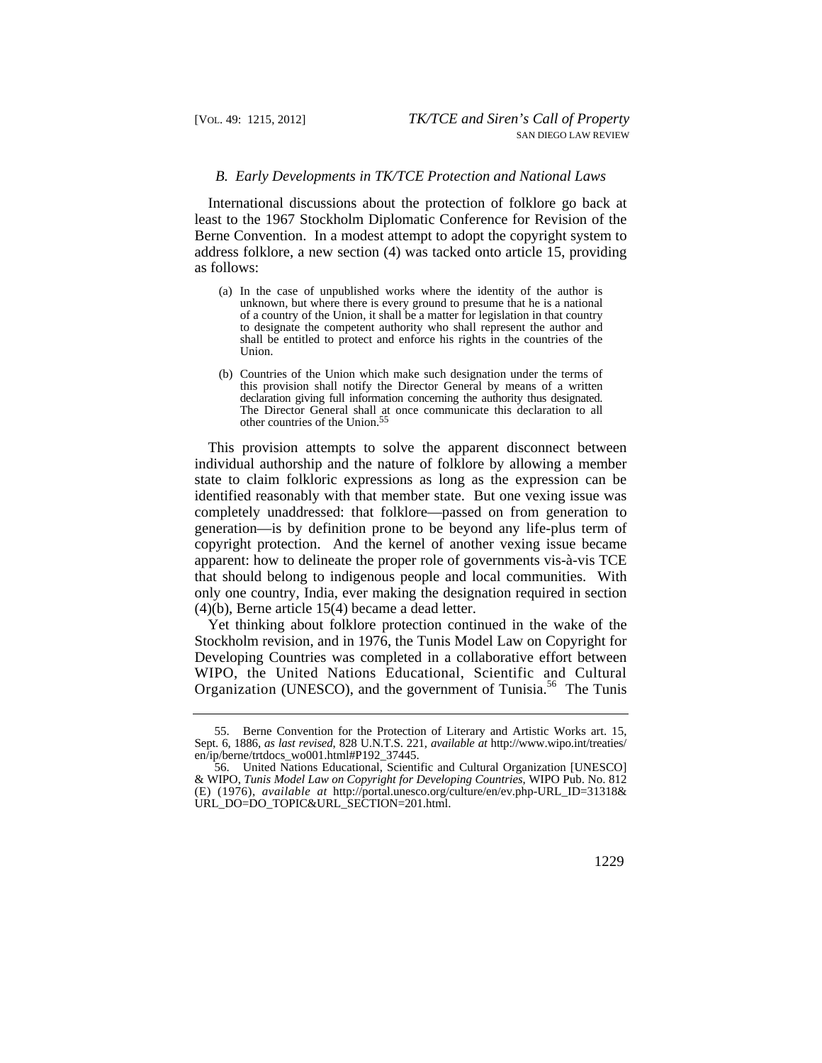### *B. Early Developments in TK/TCE Protection and National Laws*

International discussions about the protection of folklore go back at least to the 1967 Stockholm Diplomatic Conference for Revision of the Berne Convention. In a modest attempt to adopt the copyright system to address folklore, a new section (4) was tacked onto article 15, providing as follows:

> (a) In the case of unpublished works where the identity of the author is unknown, but where there is every ground to presume that he is a national of a country of the Union, it shall be a matter for legislation in that country to designate the competent authority who shall represent the author and shall be entitled to protect and enforce his rights in the countries of the Union.
>
> (b) Countries of the Union which make such designation under the terms of this provision shall notify the Director General by means of a written declaration giving full information concerning the authority thus designated. The Director General shall at once communicate this declaration to all other countries of the Union.[55]

This provision attempts to solve the apparent disconnect between individual authorship and the nature of folklore by allowing a member state to claim folkloric expressions as long as the expression can be identified reasonably with that member state. But one vexing issue was completely unaddressed: that folklore—passed on from generation to generation—is by definition prone to be beyond any life-plus term of copyright protection. And the kernel of another vexing issue became apparent: how to delineate the proper role of governments vis-à-vis TCE that should belong to indigenous people and local communities. With only one country, India, ever making the designation required in section (4)(b), Berne article 15(4) became a dead letter.

Yet thinking about folklore protection continued in the wake of the Stockholm revision, and in 1976, the Tunis Model Law on Copyright for Developing Countries was completed in a collaborative effort between WIPO, the United Nations Educational, Scientific and Cultural Organization (UNESCO), and the government of Tunisia.[56] The Tunis

---

55. Berne Convention for the Protection of Literary and Artistic Works art. 15, Sept. 6, 1886, *as last revised*, 828 U.N.T.S. 221, *available at* http://www.wipo.int/treaties/en/ip/berne/trtdocs_wo001.html#P192_37445.

56. United Nations Educational, Scientific and Cultural Organization [UNESCO] & WIPO, *Tunis Model Law on Copyright for Developing Countries*, WIPO Pub. No. 812 (E) (1976), *available at* http://portal.unesco.org/culture/en/ev.php-URL_ID=31318&URL_DO=DO_TOPIC&URL_SECTION=201.html.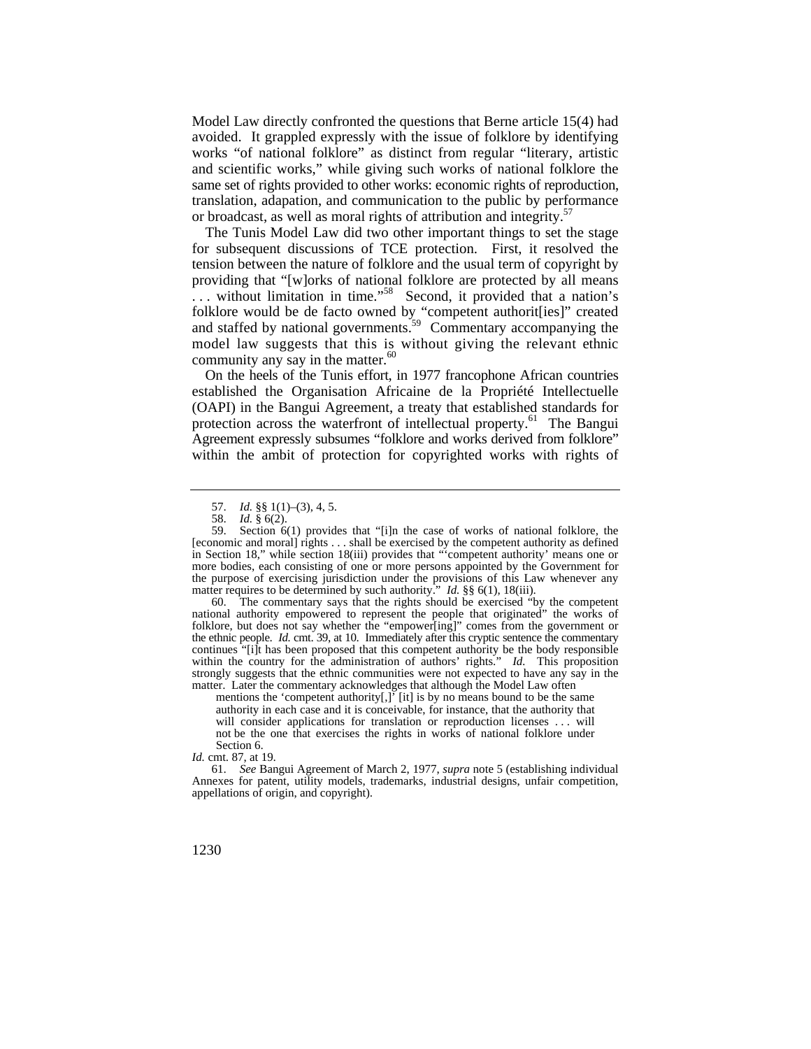Model Law directly confronted the questions that Berne article 15(4) had avoided. It grappled expressly with the issue of folklore by identifying works "of national folklore" as distinct from regular "literary, artistic and scientific works," while giving such works of national folklore the same set of rights provided to other works: economic rights of reproduction, translation, adapation, and communication to the public by performance or broadcast, as well as moral rights of attribution and integrity.[57]

The Tunis Model Law did two other important things to set the stage for subsequent discussions of TCE protection. First, it resolved the tension between the nature of folklore and the usual term of copyright by providing that "[w]orks of national folklore are protected by all means . . . without limitation in time."[58] Second, it provided that a nation's folklore would be de facto owned by "competent authorit[ies]" created and staffed by national governments.[59] Commentary accompanying the model law suggests that this is without giving the relevant ethnic community any say in the matter.[60]

On the heels of the Tunis effort, in 1977 francophone African countries established the Organisation Africaine de la Propriété Intellectuelle (OAPI) in the Bangui Agreement, a treaty that established standards for protection across the waterfront of intellectual property.[61] The Bangui Agreement expressly subsumes "folklore and works derived from folklore" within the ambit of protection for copyrighted works with rights of

---

57. *Id.* §§ 1(1)–(3), 4, 5.

58. *Id.* § 6(2).

59. Section 6(1) provides that "[i]n the case of works of national folklore, the [economic and moral] rights . . . shall be exercised by the competent authority as defined in Section 18," while section 18(iii) provides that "'competent authority' means one or more bodies, each consisting of one or more persons appointed by the Government for the purpose of exercising jurisdiction under the provisions of this Law whenever any matter requires to be determined by such authority." *Id.* §§ 6(1), 18(iii).

60. The commentary says that the rights should be exercised "by the competent national authority empowered to represent the people that originated" the works of folklore, but does not say whether the "empower[ing]" comes from the government or the ethnic people. *Id.* cmt. 39, at 10. Immediately after this cryptic sentence the commentary continues "[i]t has been proposed that this competent authority be the body responsible within the country for the administration of authors' rights." *Id.* This proposition strongly suggests that the ethnic communities were not expected to have any say in the matter. Later the commentary acknowledges that although the Model Law often

> mentions the 'competent authority[,]' [it] is by no means bound to be the same authority in each case and it is conceivable, for instance, that the authority that will consider applications for translation or reproduction licenses . . . will not be the one that exercises the rights in works of national folklore under Section 6.

*Id.* cmt. 87, at 19.

61. *See* Bangui Agreement of March 2, 1977, *supra* note 5 (establishing individual Annexes for patent, utility models, trademarks, industrial designs, unfair competition, appellations of origin, and copyright).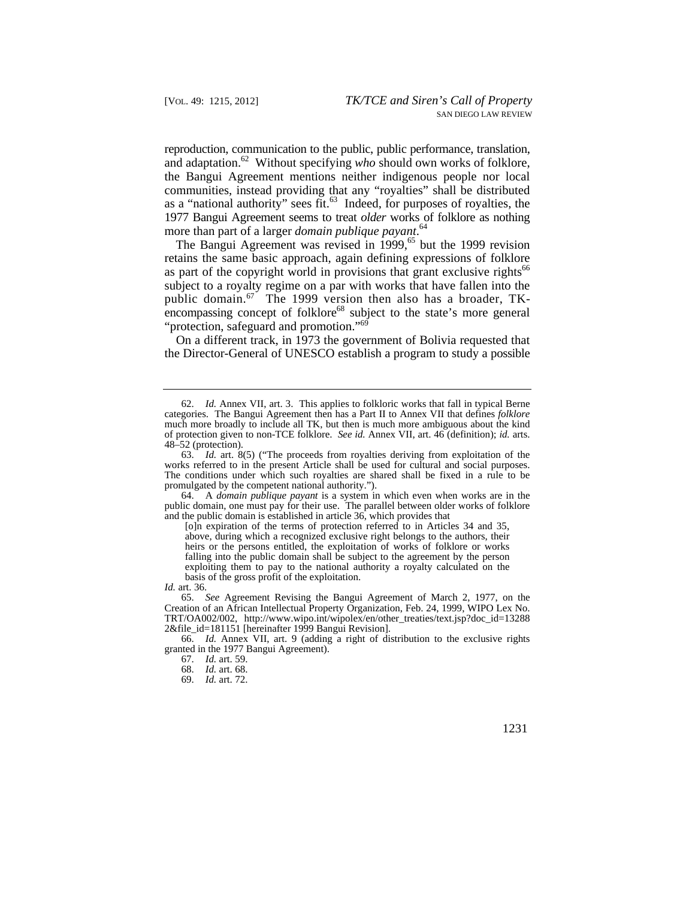reproduction, communication to the public, public performance, translation, and adaptation.[62] Without specifying *who* should own works of folklore, the Bangui Agreement mentions neither indigenous people nor local communities, instead providing that any "royalties" shall be distributed as a "national authority" sees fit.[63] Indeed, for purposes of royalties, the 1977 Bangui Agreement seems to treat *older* works of folklore as nothing more than part of a larger *domain publique payant*.[64]

The Bangui Agreement was revised in 1999,[65] but the 1999 revision retains the same basic approach, again defining expressions of folklore as part of the copyright world in provisions that grant exclusive rights[66] subject to a royalty regime on a par with works that have fallen into the public domain.[67] The 1999 version then also has a broader, TK-encompassing concept of folklore[68] subject to the state's more general "protection, safeguard and promotion."[69]

On a different track, in 1973 the government of Bolivia requested that the Director-General of UNESCO establish a program to study a possible

---

62. *Id.* Annex VII, art. 3. This applies to folkloric works that fall in typical Berne categories. The Bangui Agreement then has a Part II to Annex VII that defines *folklore* much more broadly to include all TK, but then is much more ambiguous about the kind of protection given to non-TCE folklore. *See id.* Annex VII, art. 46 (definition); *id.* arts. 48–52 (protection).

63. *Id.* art. 8(5) ("The proceeds from royalties deriving from exploitation of the works referred to in the present Article shall be used for cultural and social purposes. The conditions under which such royalties are shared shall be fixed in a rule to be promulgated by the competent national authority.").

64. A *domain publique payant* is a system in which even when works are in the public domain, one must pay for their use. The parallel between older works of folklore and the public domain is established in article 36, which provides that

> [o]n expiration of the terms of protection referred to in Articles 34 and 35, above, during which a recognized exclusive right belongs to the authors, their heirs or the persons entitled, the exploitation of works of folklore or works falling into the public domain shall be subject to the agreement by the person exploiting them to pay to the national authority a royalty calculated on the basis of the gross profit of the exploitation.

*Id.* art. 36.

65. *See* Agreement Revising the Bangui Agreement of March 2, 1977, on the Creation of an African Intellectual Property Organization, Feb. 24, 1999, WIPO Lex No. TRT/OA002/002, http://www.wipo.int/wipolex/en/other_treaties/text.jsp?doc_id=132882&file_id=181151 [hereinafter 1999 Bangui Revision].

66. *Id.* Annex VII, art. 9 (adding a right of distribution to the exclusive rights granted in the 1977 Bangui Agreement).

67. *Id.* art. 59.

68. *Id.* art. 68.

69. *Id.* art. 72.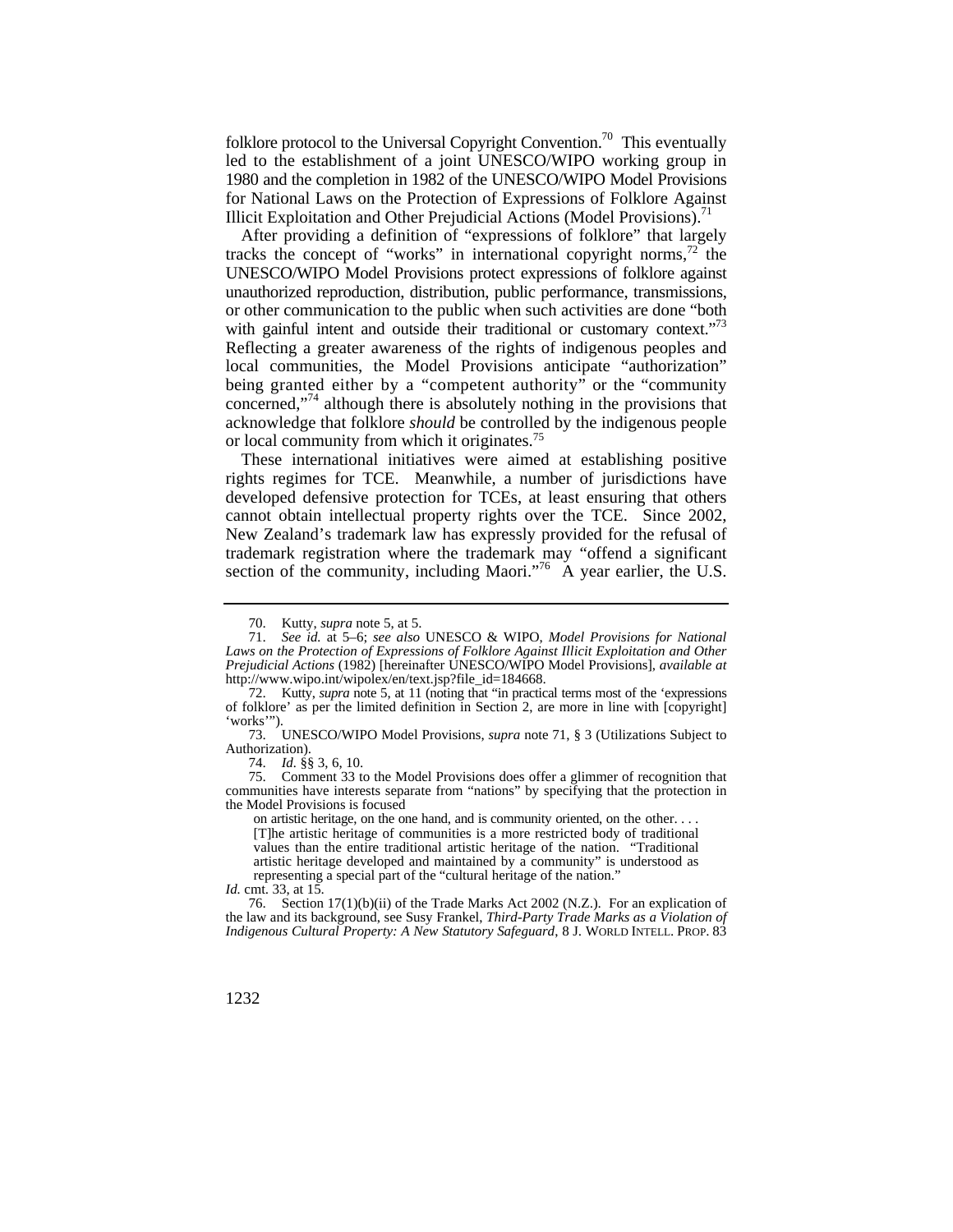folklore protocol to the Universal Copyright Convention.[70] This eventually led to the establishment of a joint UNESCO/WIPO working group in 1980 and the completion in 1982 of the UNESCO/WIPO Model Provisions for National Laws on the Protection of Expressions of Folklore Against Illicit Exploitation and Other Prejudicial Actions (Model Provisions).[71]

After providing a definition of "expressions of folklore" that largely tracks the concept of "works" in international copyright norms,[72] the UNESCO/WIPO Model Provisions protect expressions of folklore against unauthorized reproduction, distribution, public performance, transmissions, or other communication to the public when such activities are done "both with gainful intent and outside their traditional or customary context."[73] Reflecting a greater awareness of the rights of indigenous peoples and local communities, the Model Provisions anticipate "authorization" being granted either by a "competent authority" or the "community concerned,"[74] although there is absolutely nothing in the provisions that acknowledge that folklore *should* be controlled by the indigenous people or local community from which it originates.[75]

These international initiatives were aimed at establishing positive rights regimes for TCE. Meanwhile, a number of jurisdictions have developed defensive protection for TCEs, at least ensuring that others cannot obtain intellectual property rights over the TCE. Since 2002, New Zealand's trademark law has expressly provided for the refusal of trademark registration where the trademark may "offend a significant section of the community, including Maori."[76] A year earlier, the U.S.

---

70. Kutty, *supra* note 5, at 5.

71. *See id.* at 5–6; *see also* UNESCO & WIPO, *Model Provisions for National Laws on the Protection of Expressions of Folklore Against Illicit Exploitation and Other Prejudicial Actions* (1982) [hereinafter UNESCO/WIPO Model Provisions], *available at* http://www.wipo.int/wipolex/en/text.jsp?file_id=184668.

72. Kutty, *supra* note 5, at 11 (noting that "in practical terms most of the 'expressions of folklore' as per the limited definition in Section 2, are more in line with [copyright] 'works'").

73. UNESCO/WIPO Model Provisions, *supra* note 71, § 3 (Utilizations Subject to Authorization).

74. *Id.* §§ 3, 6, 10.

75. Comment 33 to the Model Provisions does offer a glimmer of recognition that communities have interests separate from "nations" by specifying that the protection in the Model Provisions is focused

> on artistic heritage, on the one hand, and is community oriented, on the other. . . . [T]he artistic heritage of communities is a more restricted body of traditional values than the entire traditional artistic heritage of the nation. "Traditional artistic heritage developed and maintained by a community" is understood as representing a special part of the "cultural heritage of the nation."

*Id.* cmt. 33, at 15.

76. Section 17(1)(b)(ii) of the Trade Marks Act 2002 (N.Z.). For an explication of the law and its background, see Susy Frankel, *Third-Party Trade Marks as a Violation of Indigenous Cultural Property: A New Statutory Safeguard*, 8 J. WORLD INTELL. PROP. 83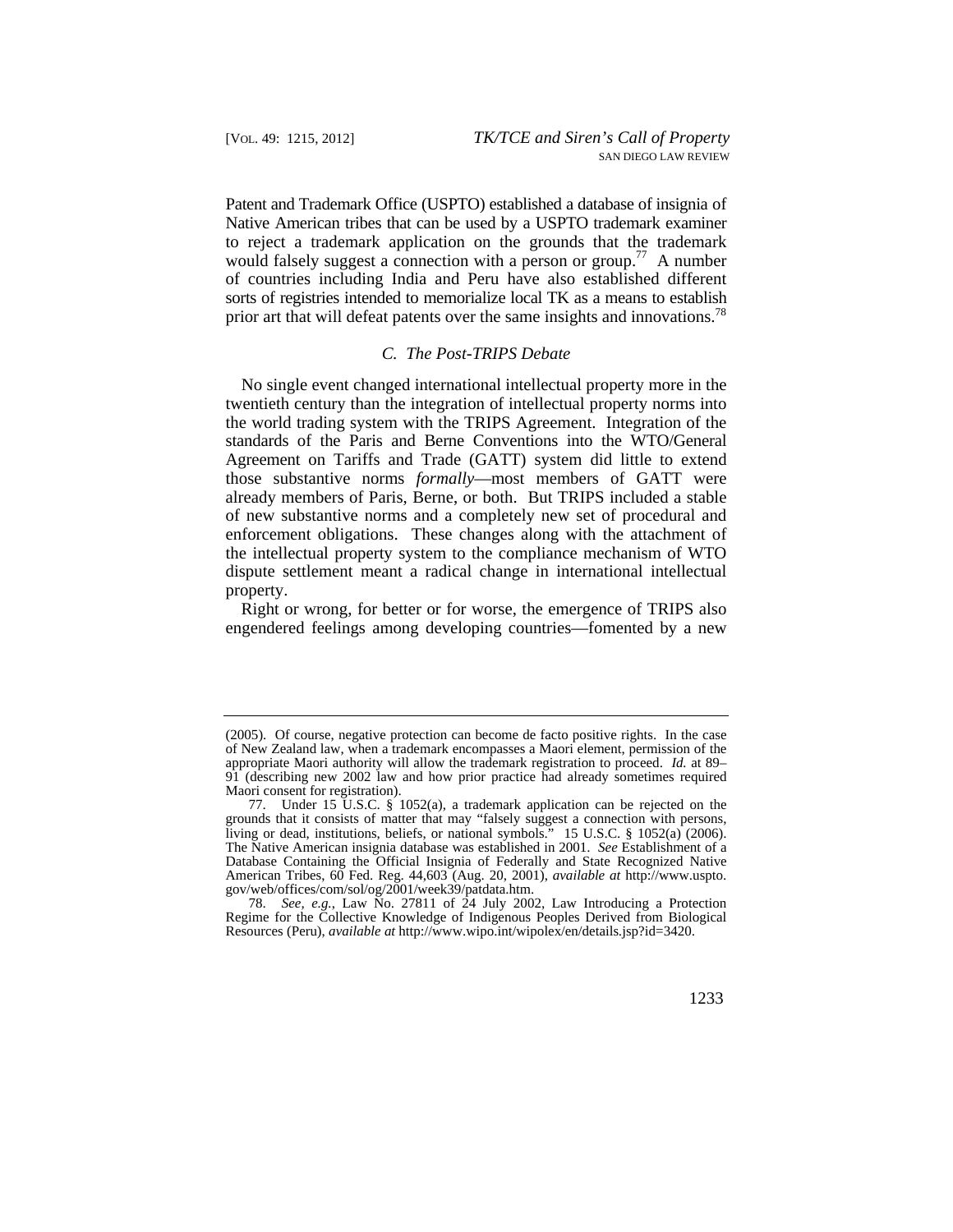Patent and Trademark Office (USPTO) established a database of insignia of Native American tribes that can be used by a USPTO trademark examiner to reject a trademark application on the grounds that the trademark would falsely suggest a connection with a person or group.[77] A number of countries including India and Peru have also established different sorts of registries intended to memorialize local TK as a means to establish prior art that will defeat patents over the same insights and innovations.[78]

### *C. The Post-TRIPS Debate*

No single event changed international intellectual property more in the twentieth century than the integration of intellectual property norms into the world trading system with the TRIPS Agreement. Integration of the standards of the Paris and Berne Conventions into the WTO/General Agreement on Tariffs and Trade (GATT) system did little to extend those substantive norms *formally*—most members of GATT were already members of Paris, Berne, or both. But TRIPS included a stable of new substantive norms and a completely new set of procedural and enforcement obligations. These changes along with the attachment of the intellectual property system to the compliance mechanism of WTO dispute settlement meant a radical change in international intellectual property.

Right or wrong, for better or for worse, the emergence of TRIPS also engendered feelings among developing countries—fomented by a new

---

(2005). Of course, negative protection can become de facto positive rights. In the case of New Zealand law, when a trademark encompasses a Maori element, permission of the appropriate Maori authority will allow the trademark registration to proceed. *Id.* at 89–91 (describing new 2002 law and how prior practice had already sometimes required Maori consent for registration).

77. Under 15 U.S.C. § 1052(a), a trademark application can be rejected on the grounds that it consists of matter that may "falsely suggest a connection with persons, living or dead, institutions, beliefs, or national symbols." 15 U.S.C. § 1052(a) (2006). The Native American insignia database was established in 2001. *See* Establishment of a Database Containing the Official Insignia of Federally and State Recognized Native American Tribes, 60 Fed. Reg. 44,603 (Aug. 20, 2001), *available at* http://www.uspto.gov/web/offices/com/sol/og/2001/week39/patdata.htm.

78. *See, e.g.*, Law No. 27811 of 24 July 2002, Law Introducing a Protection Regime for the Collective Knowledge of Indigenous Peoples Derived from Biological Resources (Peru), *available at* http://www.wipo.int/wipolex/en/details.jsp?id=3420.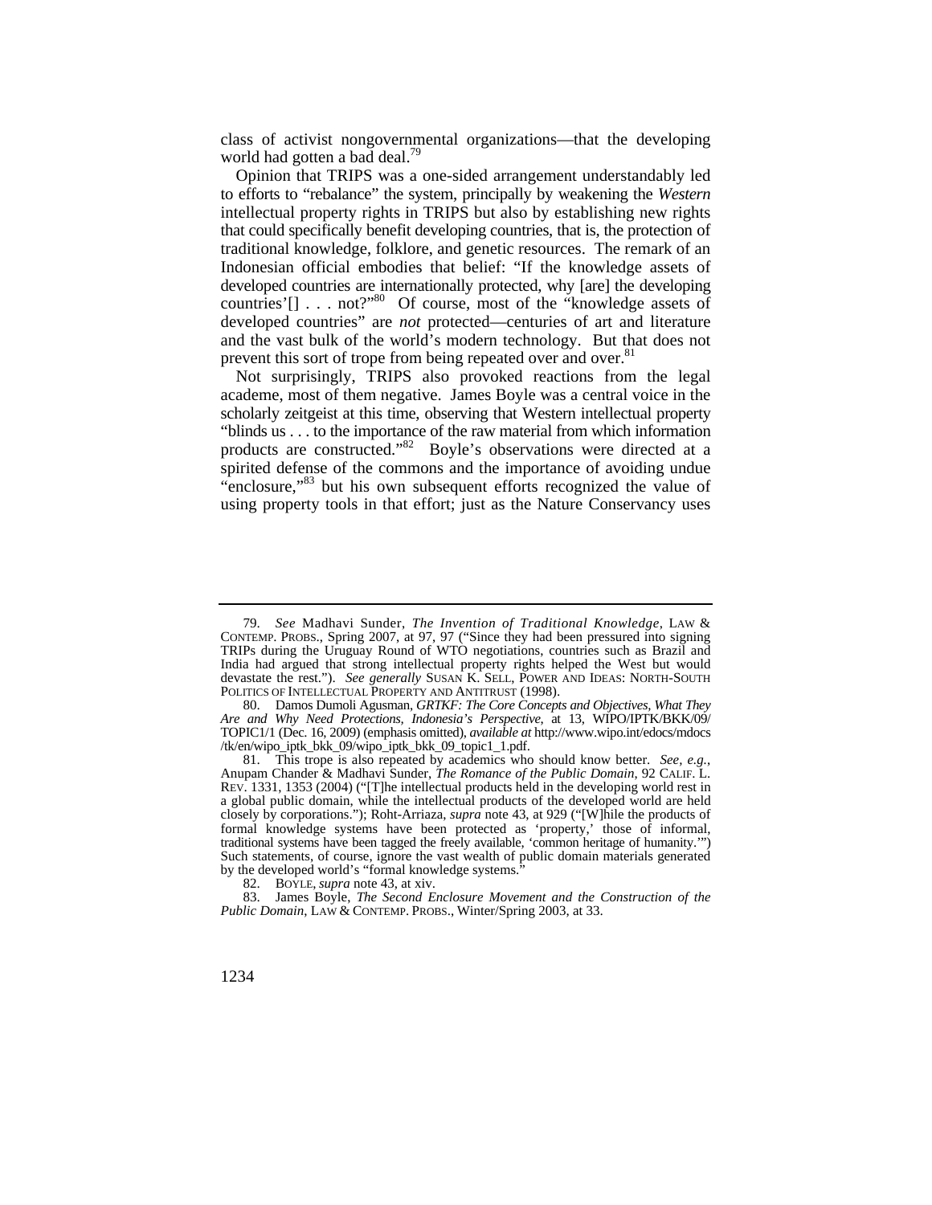class of activist nongovernmental organizations—that the developing world had gotten a bad deal.[79]

Opinion that TRIPS was a one-sided arrangement understandably led to efforts to "rebalance" the system, principally by weakening the *Western* intellectual property rights in TRIPS but also by establishing new rights that could specifically benefit developing countries, that is, the protection of traditional knowledge, folklore, and genetic resources. The remark of an Indonesian official embodies that belief: "If the knowledge assets of developed countries are internationally protected, why [are] the developing countries'[] . . . not?"[80] Of course, most of the "knowledge assets of developed countries" are *not* protected—centuries of art and literature and the vast bulk of the world's modern technology. But that does not prevent this sort of trope from being repeated over and over.[81]

Not surprisingly, TRIPS also provoked reactions from the legal academe, most of them negative. James Boyle was a central voice in the scholarly zeitgeist at this time, observing that Western intellectual property "blinds us . . . to the importance of the raw material from which information products are constructed."[82] Boyle's observations were directed at a spirited defense of the commons and the importance of avoiding undue "enclosure,"[83] but his own subsequent efforts recognized the value of using property tools in that effort; just as the Nature Conservancy uses

---

79. *See* Madhavi Sunder, *The Invention of Traditional Knowledge*, LAW & CONTEMP. PROBS., Spring 2007, at 97, 97 ("Since they had been pressured into signing TRIPs during the Uruguay Round of WTO negotiations, countries such as Brazil and India had argued that strong intellectual property rights helped the West but would devastate the rest."). *See generally* SUSAN K. SELL, POWER AND IDEAS: NORTH-SOUTH POLITICS OF INTELLECTUAL PROPERTY AND ANTITRUST (1998).

80. Damos Dumoli Agusman, *GRTKF: The Core Concepts and Objectives, What They Are and Why Need Protections, Indonesia's Perspective*, at 13, WIPO/IPTK/BKK/09/TOPIC1/1 (Dec. 16, 2009) (emphasis omitted), *available at* http://www.wipo.int/edocs/mdocs/tk/en/wipo_iptk_bkk_09/wipo_iptk_bkk_09_topic1_1.pdf.

81. This trope is also repeated by academics who should know better. *See, e.g.*, Anupam Chander & Madhavi Sunder, *The Romance of the Public Domain*, 92 CALIF. L. REV. 1331, 1353 (2004) ("[T]he intellectual products held in the developing world rest in a global public domain, while the intellectual products of the developed world are held closely by corporations."); Roht-Arriaza, *supra* note 43, at 929 ("[W]hile the products of formal knowledge systems have been protected as 'property,' those of informal, traditional systems have been tagged the freely available, 'common heritage of humanity.'") Such statements, of course, ignore the vast wealth of public domain materials generated by the developed world's "formal knowledge systems."

82. BOYLE, *supra* note 43, at xiv.

83. James Boyle, *The Second Enclosure Movement and the Construction of the Public Domain*, LAW & CONTEMP. PROBS., Winter/Spring 2003, at 33.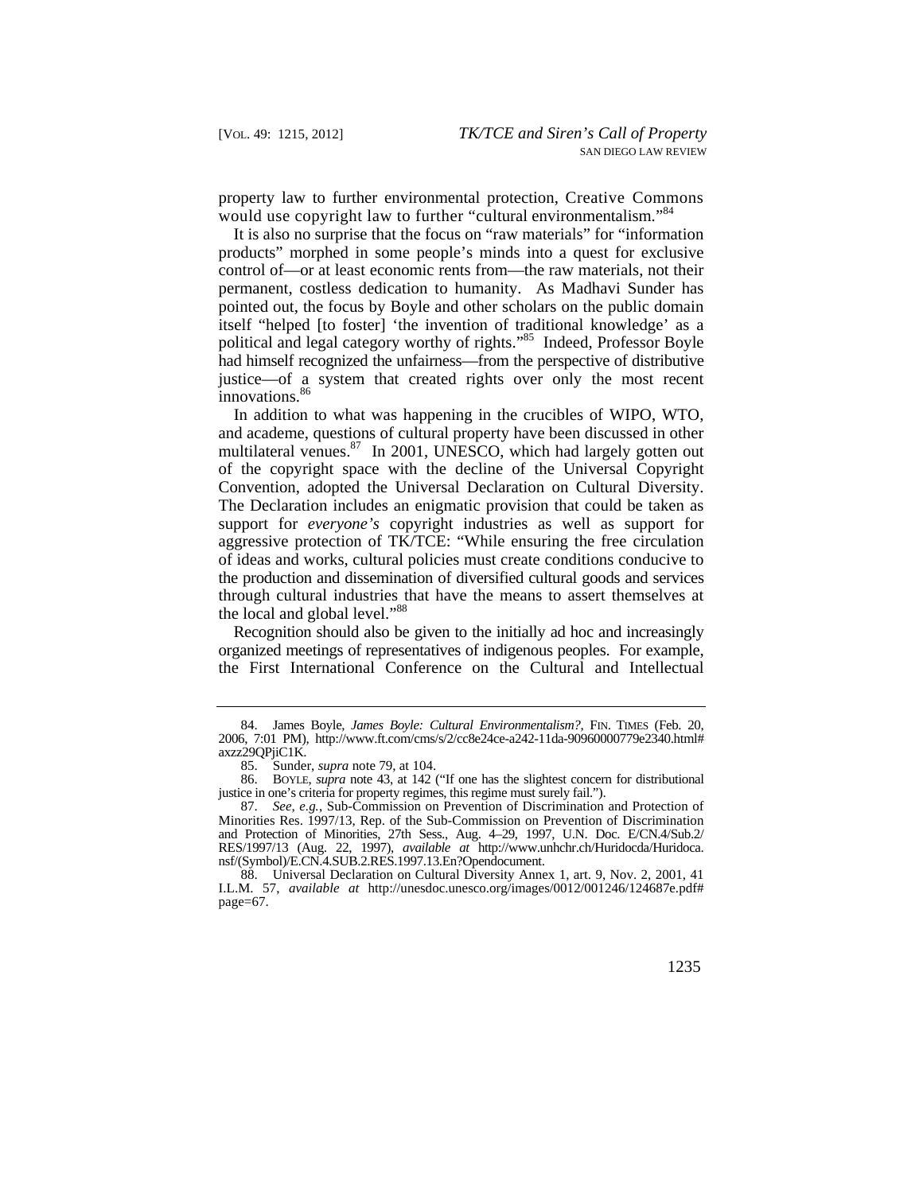property law to further environmental protection, Creative Commons would use copyright law to further "cultural environmentalism."[84]

It is also no surprise that the focus on "raw materials" for "information products" morphed in some people's minds into a quest for exclusive control of—or at least economic rents from—the raw materials, not their permanent, costless dedication to humanity. As Madhavi Sunder has pointed out, the focus by Boyle and other scholars on the public domain itself "helped [to foster] 'the invention of traditional knowledge' as a political and legal category worthy of rights."[85] Indeed, Professor Boyle had himself recognized the unfairness—from the perspective of distributive justice—of a system that created rights over only the most recent innovations.[86]

In addition to what was happening in the crucibles of WIPO, WTO, and academe, questions of cultural property have been discussed in other multilateral venues.[87] In 2001, UNESCO, which had largely gotten out of the copyright space with the decline of the Universal Copyright Convention, adopted the Universal Declaration on Cultural Diversity. The Declaration includes an enigmatic provision that could be taken as support for *everyone's* copyright industries as well as support for aggressive protection of TK/TCE: "While ensuring the free circulation of ideas and works, cultural policies must create conditions conducive to the production and dissemination of diversified cultural goods and services through cultural industries that have the means to assert themselves at the local and global level."[88]

Recognition should also be given to the initially ad hoc and increasingly organized meetings of representatives of indigenous peoples. For example, the First International Conference on the Cultural and Intellectual

---

84. James Boyle, *James Boyle: Cultural Environmentalism?*, FIN. TIMES (Feb. 20, 2006, 7:01 PM), http://www.ft.com/cms/s/2/cc8e24ce-a242-11da-90960000779e2340.html#axzz29QPjiC1K.

85. Sunder, *supra* note 79, at 104.

86. BOYLE, *supra* note 43, at 142 ("If one has the slightest concern for distributional justice in one's criteria for property regimes, this regime must surely fail.").

87. *See, e.g.*, Sub-Commission on Prevention of Discrimination and Protection of Minorities Res. 1997/13, Rep. of the Sub-Commission on Prevention of Discrimination and Protection of Minorities, 27th Sess., Aug. 4–29, 1997, U.N. Doc. E/CN.4/Sub.2/RES/1997/13 (Aug. 22, 1997), *available at* http://www.unhchr.ch/Huridocda/Huridoca.nsf/(Symbol)/E.CN.4.SUB.2.RES.1997.13.En?Opendocument.

88. Universal Declaration on Cultural Diversity Annex 1, art. 9, Nov. 2, 2001, 41 I.L.M. 57, *available at* http://unesdoc.unesco.org/images/0012/001246/124687e.pdf#page=67.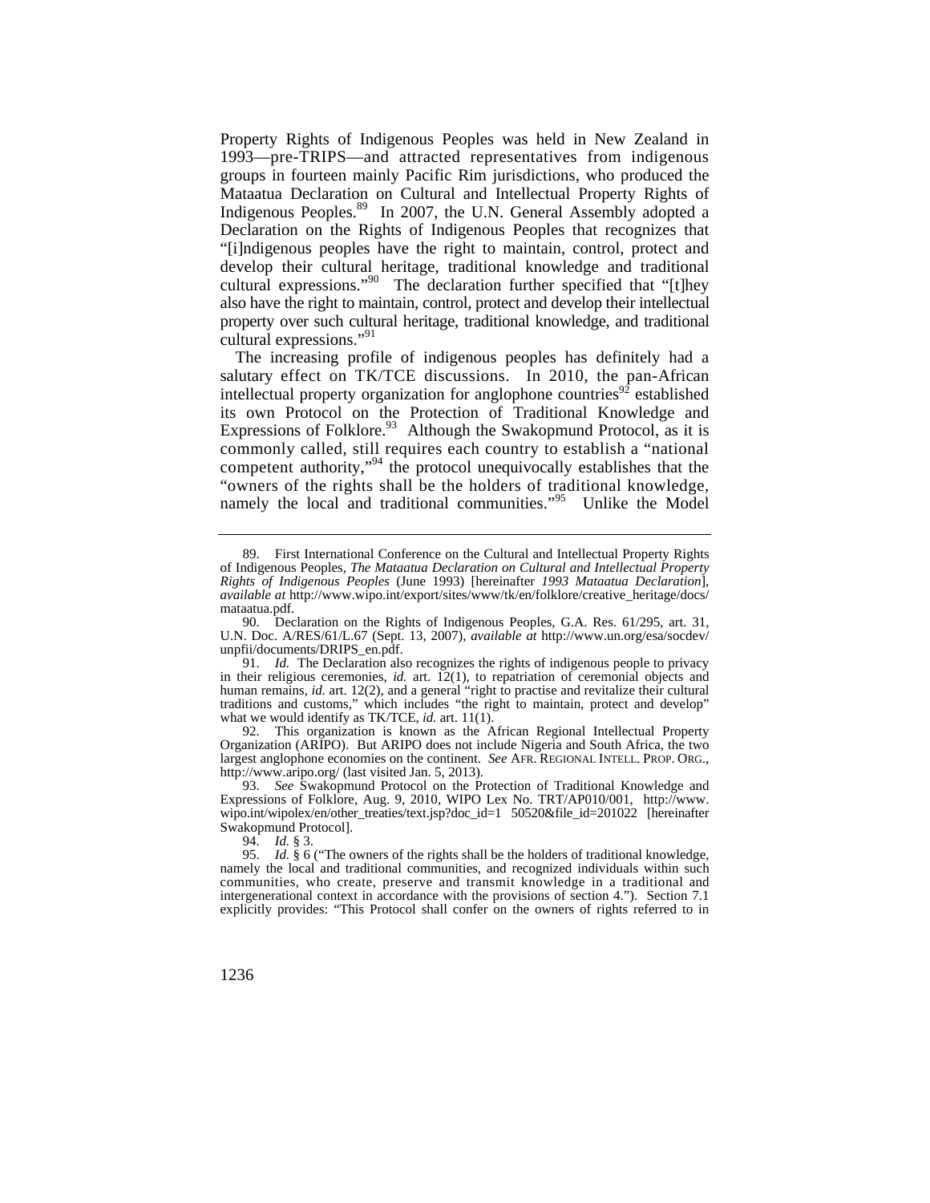Property Rights of Indigenous Peoples was held in New Zealand in 1993—pre-TRIPS—and attracted representatives from indigenous groups in fourteen mainly Pacific Rim jurisdictions, who produced the Mataatua Declaration on Cultural and Intellectual Property Rights of Indigenous Peoples.[89] In 2007, the U.N. General Assembly adopted a Declaration on the Rights of Indigenous Peoples that recognizes that "[i]ndigenous peoples have the right to maintain, control, protect and develop their cultural heritage, traditional knowledge and traditional cultural expressions."[90] The declaration further specified that "[t]hey also have the right to maintain, control, protect and develop their intellectual property over such cultural heritage, traditional knowledge, and traditional cultural expressions."[91]

The increasing profile of indigenous peoples has definitely had a salutary effect on TK/TCE discussions. In 2010, the pan-African intellectual property organization for anglophone countries[92] established its own Protocol on the Protection of Traditional Knowledge and Expressions of Folklore.[93] Although the Swakopmund Protocol, as it is commonly called, still requires each country to establish a "national competent authority,"[94] the protocol unequivocally establishes that the "owners of the rights shall be the holders of traditional knowledge, namely the local and traditional communities."[95] Unlike the Model

---

89. First International Conference on the Cultural and Intellectual Property Rights of Indigenous Peoples, *The Mataatua Declaration on Cultural and Intellectual Property Rights of Indigenous Peoples* (June 1993) [hereinafter *1993 Mataatua Declaration*], *available at* http://www.wipo.int/export/sites/www/tk/en/folklore/creative_heritage/docs/mataatua.pdf.

90. Declaration on the Rights of Indigenous Peoples, G.A. Res. 61/295, art. 31, U.N. Doc. A/RES/61/L.67 (Sept. 13, 2007), *available at* http://www.un.org/esa/socdev/unpfii/documents/DRIPS_en.pdf.

91. *Id.* The Declaration also recognizes the rights of indigenous people to privacy in their religious ceremonies, *id.* art. 12(1), to repatriation of ceremonial objects and human remains, *id.* art. 12(2), and a general "right to practise and revitalize their cultural traditions and customs," which includes "the right to maintain, protect and develop" what we would identify as TK/TCE, *id.* art. 11(1).

92. This organization is known as the African Regional Intellectual Property Organization (ARIPO). But ARIPO does not include Nigeria and South Africa, the two largest anglophone economies on the continent. *See* AFR. REGIONAL INTELL. PROP. ORG., http://www.aripo.org/ (last visited Jan. 5, 2013).

93. *See* Swakopmund Protocol on the Protection of Traditional Knowledge and Expressions of Folklore, Aug. 9, 2010, WIPO Lex No. TRT/AP010/001, http://www.wipo.int/wipolex/en/other_treaties/text.jsp?doc_id=1 50520&file_id=201022 [hereinafter Swakopmund Protocol].

94. *Id.* § 3.

95. *Id.* § 6 ("The owners of the rights shall be the holders of traditional knowledge, namely the local and traditional communities, and recognized individuals within such communities, who create, preserve and transmit knowledge in a traditional and intergenerational context in accordance with the provisions of section 4."). Section 7.1 explicitly provides: "This Protocol shall confer on the owners of rights referred to in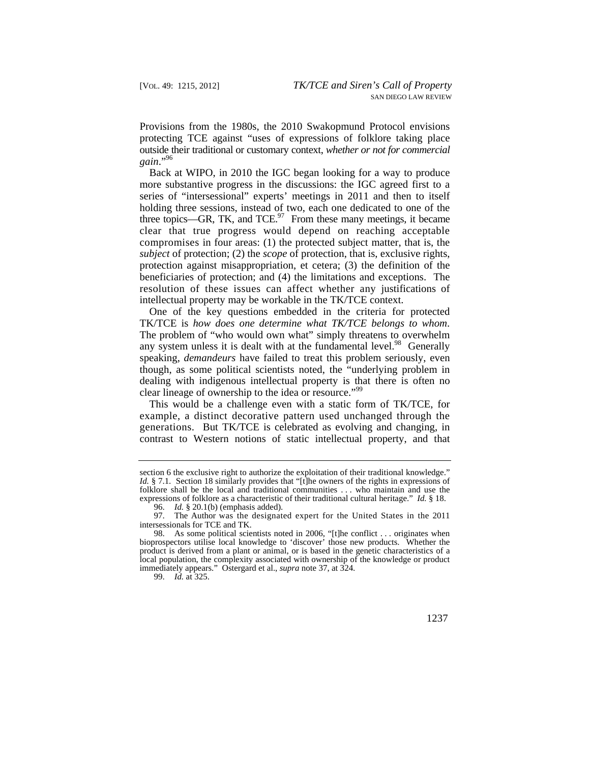Provisions from the 1980s, the 2010 Swakopmund Protocol envisions protecting TCE against "uses of expressions of folklore taking place outside their traditional or customary context, *whether or not for commercial gain*."[96]

Back at WIPO, in 2010 the IGC began looking for a way to produce more substantive progress in the discussions: the IGC agreed first to a series of "intersessional" experts' meetings in 2011 and then to itself holding three sessions, instead of two, each one dedicated to one of the three topics—GR, TK, and TCE.[97] From these many meetings, it became clear that true progress would depend on reaching acceptable compromises in four areas: (1) the protected subject matter, that is, the *subject* of protection; (2) the *scope* of protection, that is, exclusive rights, protection against misappropriation, et cetera; (3) the definition of the beneficiaries of protection; and (4) the limitations and exceptions. The resolution of these issues can affect whether any justifications of intellectual property may be workable in the TK/TCE context.

One of the key questions embedded in the criteria for protected TK/TCE is *how does one determine what TK/TCE belongs to whom*. The problem of "who would own what" simply threatens to overwhelm any system unless it is dealt with at the fundamental level.[98] Generally speaking, *demandeurs* have failed to treat this problem seriously, even though, as some political scientists noted, the "underlying problem in dealing with indigenous intellectual property is that there is often no clear lineage of ownership to the idea or resource."[99]

This would be a challenge even with a static form of TK/TCE, for example, a distinct decorative pattern used unchanged through the generations. But TK/TCE is celebrated as evolving and changing, in contrast to Western notions of static intellectual property, and that

---

section 6 the exclusive right to authorize the exploitation of their traditional knowledge." *Id.* § 7.1. Section 18 similarly provides that "[t]he owners of the rights in expressions of folklore shall be the local and traditional communities . . . who maintain and use the expressions of folklore as a characteristic of their traditional cultural heritage." *Id.* § 18.

96. *Id.* § 20.1(b) (emphasis added).

97. The Author was the designated expert for the United States in the 2011 intersessionals for TCE and TK.

98. As some political scientists noted in 2006, "[t]he conflict . . . originates when bioprospectors utilise local knowledge to 'discover' those new products. Whether the product is derived from a plant or animal, or is based in the genetic characteristics of a local population, the complexity associated with ownership of the knowledge or product immediately appears." Ostergard et al., *supra* note 37, at 324.

99. *Id.* at 325.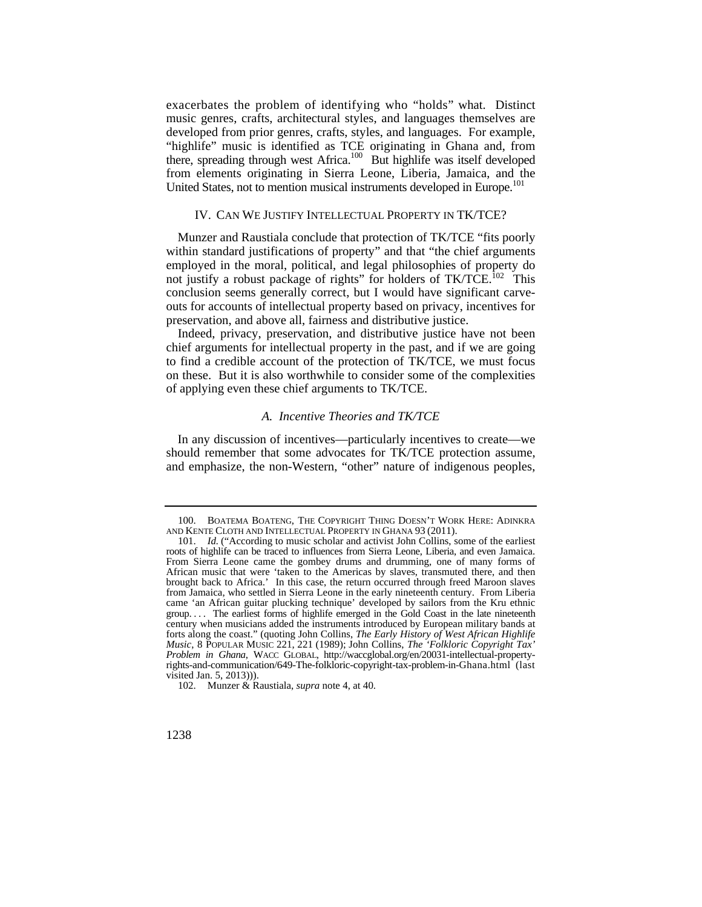exacerbates the problem of identifying who "holds" what. Distinct music genres, crafts, architectural styles, and languages themselves are developed from prior genres, crafts, styles, and languages. For example, "highlife" music is identified as TCE originating in Ghana and, from there, spreading through west Africa.[100] But highlife was itself developed from elements originating in Sierra Leone, Liberia, Jamaica, and the United States, not to mention musical instruments developed in Europe.[101]

## IV. CAN WE JUSTIFY INTELLECTUAL PROPERTY IN TK/TCE?

Munzer and Raustiala conclude that protection of TK/TCE "fits poorly within standard justifications of property" and that "the chief arguments employed in the moral, political, and legal philosophies of property do not justify a robust package of rights" for holders of TK/TCE.[102] This conclusion seems generally correct, but I would have significant carve-outs for accounts of intellectual property based on privacy, incentives for preservation, and above all, fairness and distributive justice.

Indeed, privacy, preservation, and distributive justice have not been chief arguments for intellectual property in the past, and if we are going to find a credible account of the protection of TK/TCE, we must focus on these. But it is also worthwhile to consider some of the complexities of applying even these chief arguments to TK/TCE.

### *A. Incentive Theories and TK/TCE*

In any discussion of incentives—particularly incentives to create—we should remember that some advocates for TK/TCE protection assume, and emphasize, the non-Western, "other" nature of indigenous peoples,

---

100. BOATEMA BOATENG, THE COPYRIGHT THING DOESN'T WORK HERE: ADINKRA AND KENTE CLOTH AND INTELLECTUAL PROPERTY IN GHANA 93 (2011).

101. *Id.* ("According to music scholar and activist John Collins, some of the earliest roots of highlife can be traced to influences from Sierra Leone, Liberia, and even Jamaica. From Sierra Leone came the gombey drums and drumming, one of many forms of African music that were 'taken to the Americas by slaves, transmuted there, and then brought back to Africa.' In this case, the return occurred through freed Maroon slaves from Jamaica, who settled in Sierra Leone in the early nineteenth century. From Liberia came 'an African guitar plucking technique' developed by sailors from the Kru ethnic group. . . . The earliest forms of highlife emerged in the Gold Coast in the late nineteenth century when musicians added the instruments introduced by European military bands at forts along the coast." (quoting John Collins, *The Early History of West African Highlife Music*, 8 POPULAR MUSIC 221, 221 (1989); John Collins, *The 'Folkloric Copyright Tax' Problem in Ghana*, WACC GLOBAL, http://waccglobal.org/en/20031-intellectual-property-rights-and-communication/649-The-folkloric-copyright-tax-problem-in-Ghana.html (last visited Jan. 5, 2013))).

102. Munzer & Raustiala, *supra* note 4, at 40.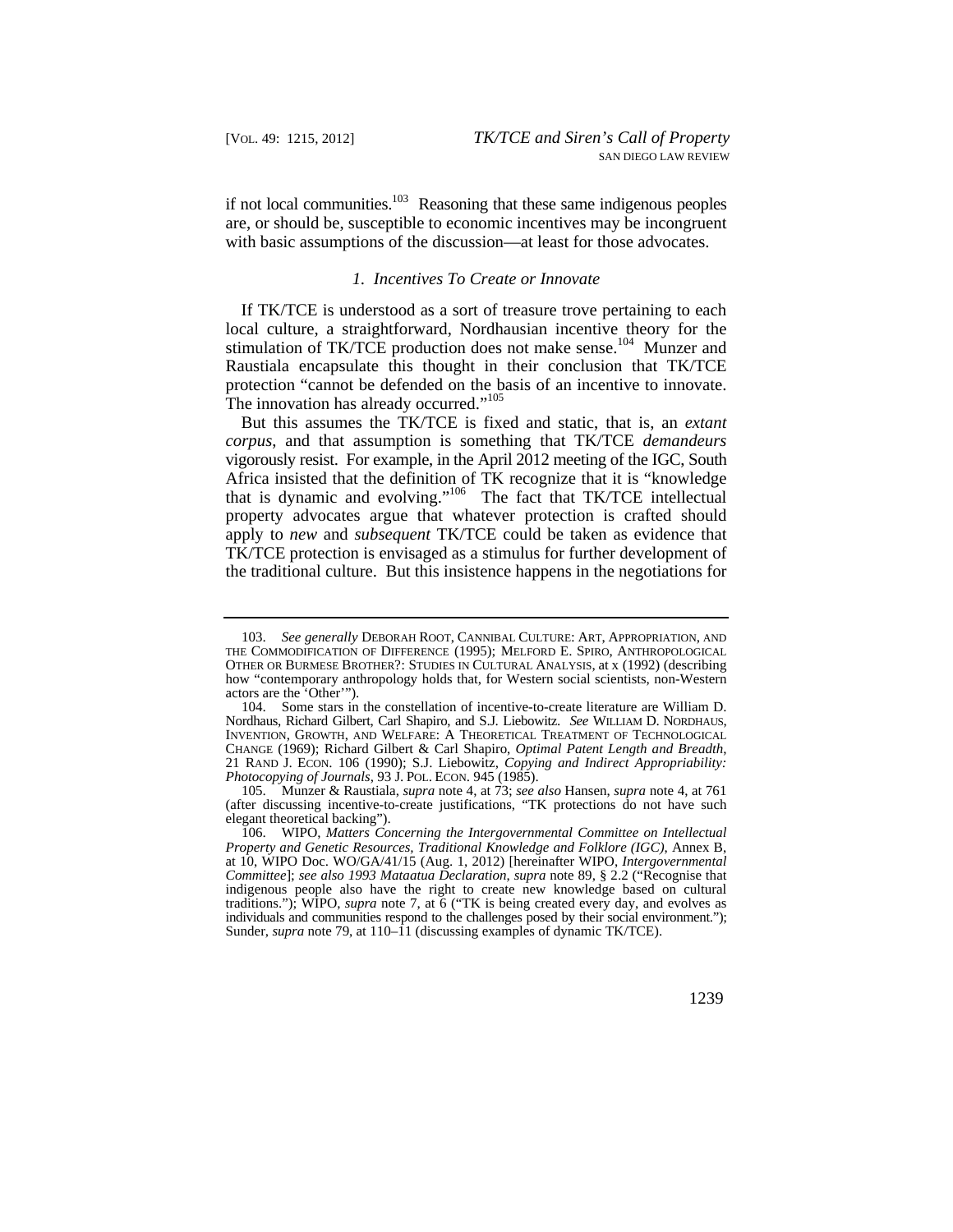if not local communities.[103] Reasoning that these same indigenous peoples are, or should be, susceptible to economic incentives may be incongruent with basic assumptions of the discussion—at least for those advocates.

### *1. Incentives To Create or Innovate*

If TK/TCE is understood as a sort of treasure trove pertaining to each local culture, a straightforward, Nordhausian incentive theory for the stimulation of TK/TCE production does not make sense.[104] Munzer and Raustiala encapsulate this thought in their conclusion that TK/TCE protection "cannot be defended on the basis of an incentive to innovate. The innovation has already occurred."[105]

But this assumes the TK/TCE is fixed and static, that is, an *extant corpus*, and that assumption is something that TK/TCE *demandeurs* vigorously resist. For example, in the April 2012 meeting of the IGC, South Africa insisted that the definition of TK recognize that it is "knowledge that is dynamic and evolving."[106] The fact that TK/TCE intellectual property advocates argue that whatever protection is crafted should apply to *new* and *subsequent* TK/TCE could be taken as evidence that TK/TCE protection is envisaged as a stimulus for further development of the traditional culture. But this insistence happens in the negotiations for

---

103. *See generally* DEBORAH ROOT, CANNIBAL CULTURE: ART, APPROPRIATION, AND THE COMMODIFICATION OF DIFFERENCE (1995); MELFORD E. SPIRO, ANTHROPOLOGICAL OTHER OR BURMESE BROTHER?: STUDIES IN CULTURAL ANALYSIS, at x (1992) (describing how "contemporary anthropology holds that, for Western social scientists, non-Western actors are the 'Other'").

104. Some stars in the constellation of incentive-to-create literature are William D. Nordhaus, Richard Gilbert, Carl Shapiro, and S.J. Liebowitz. *See* WILLIAM D. NORDHAUS, INVENTION, GROWTH, AND WELFARE: A THEORETICAL TREATMENT OF TECHNOLOGICAL CHANGE (1969); Richard Gilbert & Carl Shapiro, *Optimal Patent Length and Breadth*, 21 RAND J. ECON. 106 (1990); S.J. Liebowitz, *Copying and Indirect Appropriability: Photocopying of Journals*, 93 J. POL. ECON. 945 (1985).

105. Munzer & Raustiala, *supra* note 4, at 73; *see also* Hansen, *supra* note 4, at 761 (after discussing incentive-to-create justifications, "TK protections do not have such elegant theoretical backing").

106. WIPO, *Matters Concerning the Intergovernmental Committee on Intellectual Property and Genetic Resources, Traditional Knowledge and Folklore (IGC)*, Annex B, at 10, WIPO Doc. WO/GA/41/15 (Aug. 1, 2012) [hereinafter WIPO, *Intergovernmental Committee*]; *see also 1993 Mataatua Declaration*, *supra* note 89, § 2.2 ("Recognise that indigenous people also have the right to create new knowledge based on cultural traditions."); WIPO, *supra* note 7, at 6 ("TK is being created every day, and evolves as individuals and communities respond to the challenges posed by their social environment."); Sunder, *supra* note 79, at 110–11 (discussing examples of dynamic TK/TCE).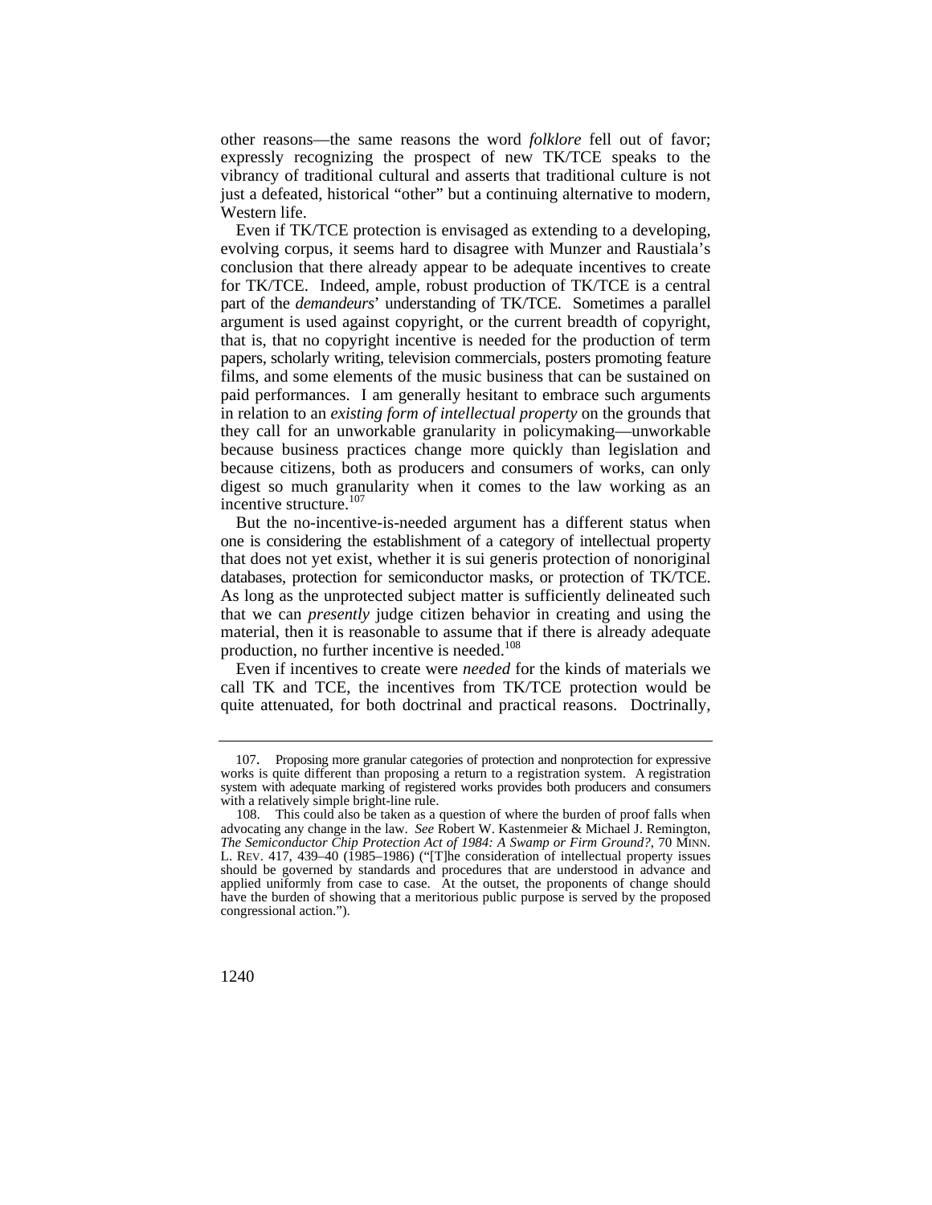other reasons—the same reasons the word *folklore* fell out of favor; expressly recognizing the prospect of new TK/TCE speaks to the vibrancy of traditional cultural and asserts that traditional culture is not just a defeated, historical "other" but a continuing alternative to modern, Western life.

Even if TK/TCE protection is envisaged as extending to a developing, evolving corpus, it seems hard to disagree with Munzer and Raustiala's conclusion that there already appear to be adequate incentives to create for TK/TCE. Indeed, ample, robust production of TK/TCE is a central part of the *demandeurs*' understanding of TK/TCE. Sometimes a parallel argument is used against copyright, or the current breadth of copyright, that is, that no copyright incentive is needed for the production of term papers, scholarly writing, television commercials, posters promoting feature films, and some elements of the music business that can be sustained on paid performances. I am generally hesitant to embrace such arguments in relation to an *existing form of intellectual property* on the grounds that they call for an unworkable granularity in policymaking—unworkable because business practices change more quickly than legislation and because citizens, both as producers and consumers of works, can only digest so much granularity when it comes to the law working as an incentive structure.[107]

But the no-incentive-is-needed argument has a different status when one is considering the establishment of a category of intellectual property that does not yet exist, whether it is sui generis protection of nonoriginal databases, protection for semiconductor masks, or protection of TK/TCE. As long as the unprotected subject matter is sufficiently delineated such that we can *presently* judge citizen behavior in creating and using the material, then it is reasonable to assume that if there is already adequate production, no further incentive is needed.[108]

Even if incentives to create were *needed* for the kinds of materials we call TK and TCE, the incentives from TK/TCE protection would be quite attenuated, for both doctrinal and practical reasons. Doctrinally,

---

107. Proposing more granular categories of protection and nonprotection for expressive works is quite different than proposing a return to a registration system. A registration system with adequate marking of registered works provides both producers and consumers with a relatively simple bright-line rule.

108. This could also be taken as a question of where the burden of proof falls when advocating any change in the law. *See* Robert W. Kastenmeier & Michael J. Remington, *The Semiconductor Chip Protection Act of 1984: A Swamp or Firm Ground?*, 70 MINN. L. REV. 417, 439–40 (1985–1986) ("[T]he consideration of intellectual property issues should be governed by standards and procedures that are understood in advance and applied uniformly from case to case. At the outset, the proponents of change should have the burden of showing that a meritorious public purpose is served by the proposed congressional action.").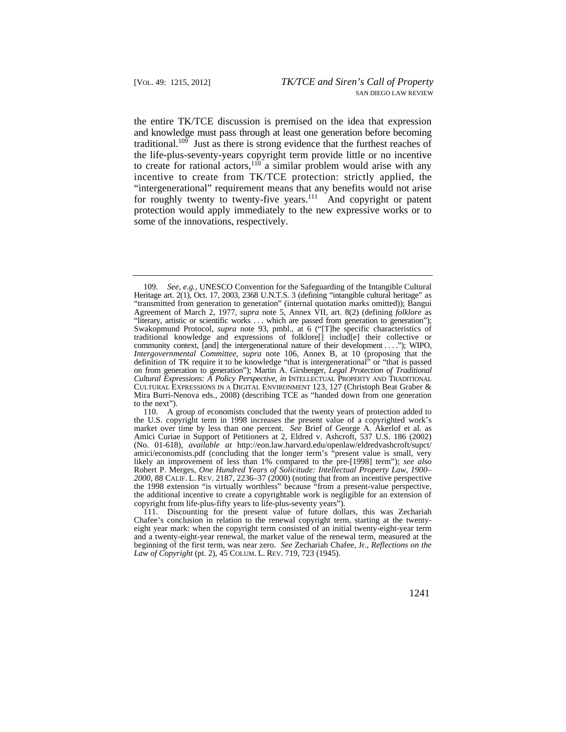the entire TK/TCE discussion is premised on the idea that expression and knowledge must pass through at least one generation before becoming traditional.[109] Just as there is strong evidence that the furthest reaches of the life-plus-seventy-years copyright term provide little or no incentive to create for rational actors,[110] a similar problem would arise with any incentive to create from TK/TCE protection: strictly applied, the "intergenerational" requirement means that any benefits would not arise for roughly twenty to twenty-five years.[111] And copyright or patent protection would apply immediately to the new expressive works or to some of the innovations, respectively.

---

109. *See, e.g.*, UNESCO Convention for the Safeguarding of the Intangible Cultural Heritage art. 2(1), Oct. 17, 2003, 2368 U.N.T.S. 3 (defining "intangible cultural heritage" as "transmitted from generation to generation" (internal quotation marks omitted)); Bangui Agreement of March 2, 1977, *supra* note 5, Annex VII, art. 8(2) (defining *folklore* as "literary, artistic or scientific works . . . which are passed from generation to generation"); Swakopmund Protocol, *supra* note 93, pmbl., at 6 ("[T]he specific characteristics of traditional knowledge and expressions of folklore[] includ[e] their collective or community context, [and] the intergenerational nature of their development . . . ."); WIPO, *Intergovernmental Committee*, *supra* note 106, Annex B, at 10 (proposing that the definition of TK require it to be knowledge "that is intergenerational" or "that is passed on from generation to generation"); Martin A. Girsberger, *Legal Protection of Traditional Cultural Expressions: A Policy Perspective*, *in* INTELLECTUAL PROPERTY AND TRADITIONAL CULTURAL EXPRESSIONS IN A DIGITAL ENVIRONMENT 123, 127 (Christoph Beat Graber & Mira Burri-Nenova eds., 2008) (describing TCE as "handed down from one generation to the next").

110. A group of economists concluded that the twenty years of protection added to the U.S. copyright term in 1998 increases the present value of a copyrighted work's market over time by less than one percent. *See* Brief of George A. Akerlof et al. as Amici Curiae in Support of Petitioners at 2, Eldred v. Ashcroft, 537 U.S. 186 (2002) (No. 01-618), *available at* http://eon.law.harvard.edu/openlaw/eldredvashcroft/supct/amici/economists.pdf (concluding that the longer term's "present value is small, very likely an improvement of less than 1% compared to the pre-[1998] term"); *see also* Robert P. Merges, *One Hundred Years of Solicitude: Intellectual Property Law, 1900–2000*, 88 CALIF. L. REV. 2187, 2236–37 (2000) (noting that from an incentive perspective the 1998 extension "is virtually worthless" because "from a present-value perspective, the additional incentive to create a copyrightable work is negligible for an extension of copyright from life-plus-fifty years to life-plus-seventy years").

111. Discounting for the present value of future dollars, this was Zechariah Chafee's conclusion in relation to the renewal copyright term, starting at the twenty-eight year mark: when the copyright term consisted of an initial twenty-eight-year term and a twenty-eight-year renewal, the market value of the renewal term, measured at the beginning of the first term, was near zero. *See* Zechariah Chafee, Jr., *Reflections on the Law of Copyright* (pt. 2), 45 COLUM. L. REV. 719, 723 (1945).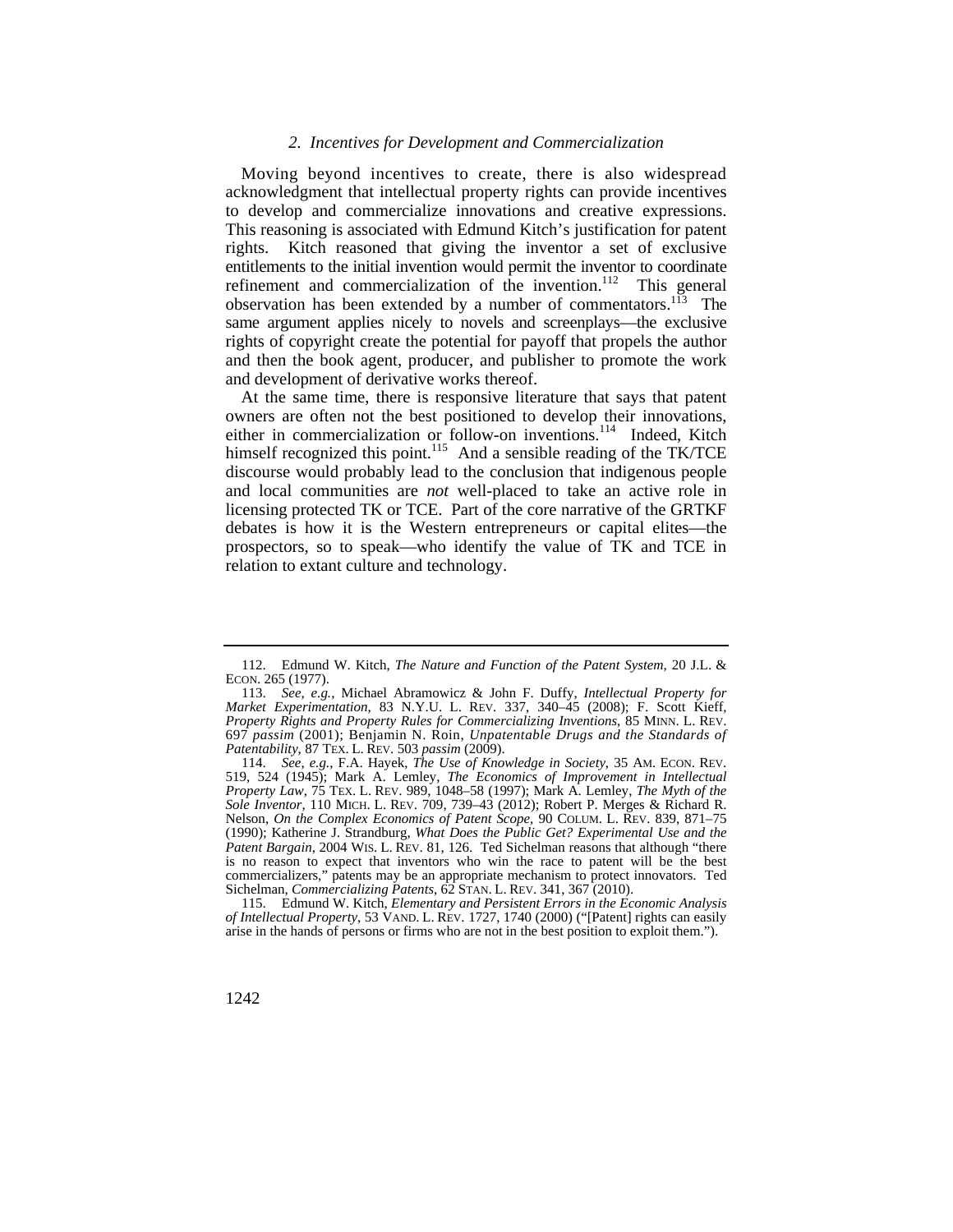### 2. Incentives for Development and Commercialization

Moving beyond incentives to create, there is also widespread acknowledgment that intellectual property rights can provide incentives to develop and commercialize innovations and creative expressions. This reasoning is associated with Edmund Kitch's justification for patent rights. Kitch reasoned that giving the inventor a set of exclusive entitlements to the initial invention would permit the inventor to coordinate refinement and commercialization of the invention.[112] This general observation has been extended by a number of commentators.[113] The same argument applies nicely to novels and screenplays—the exclusive rights of copyright create the potential for payoff that propels the author and then the book agent, producer, and publisher to promote the work and development of derivative works thereof.

At the same time, there is responsive literature that says that patent owners are often not the best positioned to develop their innovations, either in commercialization or follow-on inventions.[114] Indeed, Kitch himself recognized this point.[115] And a sensible reading of the TK/TCE discourse would probably lead to the conclusion that indigenous people and local communities are *not* well-placed to take an active role in licensing protected TK or TCE. Part of the core narrative of the GRTKF debates is how it is the Western entrepreneurs or capital elites—the prospectors, so to speak—who identify the value of TK and TCE in relation to extant culture and technology.

---

112. Edmund W. Kitch, *The Nature and Function of the Patent System*, 20 J.L. & ECON. 265 (1977).

113. *See, e.g.*, Michael Abramowicz & John F. Duffy, *Intellectual Property for Market Experimentation*, 83 N.Y.U. L. REV. 337, 340–45 (2008); F. Scott Kieff, *Property Rights and Property Rules for Commercializing Inventions*, 85 MINN. L. REV. 697 *passim* (2001); Benjamin N. Roin, *Unpatentable Drugs and the Standards of Patentability*, 87 TEX. L. REV. 503 *passim* (2009).

114. *See, e.g.*, F.A. Hayek, *The Use of Knowledge in Society*, 35 AM. ECON. REV. 519, 524 (1945); Mark A. Lemley, *The Economics of Improvement in Intellectual Property Law*, 75 TEX. L. REV. 989, 1048–58 (1997); Mark A. Lemley, *The Myth of the Sole Inventor*, 110 MICH. L. REV. 709, 739–43 (2012); Robert P. Merges & Richard R. Nelson, *On the Complex Economics of Patent Scope*, 90 COLUM. L. REV. 839, 871–75 (1990); Katherine J. Strandburg, *What Does the Public Get? Experimental Use and the Patent Bargain*, 2004 WIS. L. REV. 81, 126. Ted Sichelman reasons that although "there is no reason to expect that inventors who win the race to patent will be the best commercializers," patents may be an appropriate mechanism to protect innovators. Ted Sichelman, *Commercializing Patents*, 62 STAN. L. REV. 341, 367 (2010).

115. Edmund W. Kitch, *Elementary and Persistent Errors in the Economic Analysis of Intellectual Property*, 53 VAND. L. REV. 1727, 1740 (2000) ("[Patent] rights can easily arise in the hands of persons or firms who are not in the best position to exploit them.").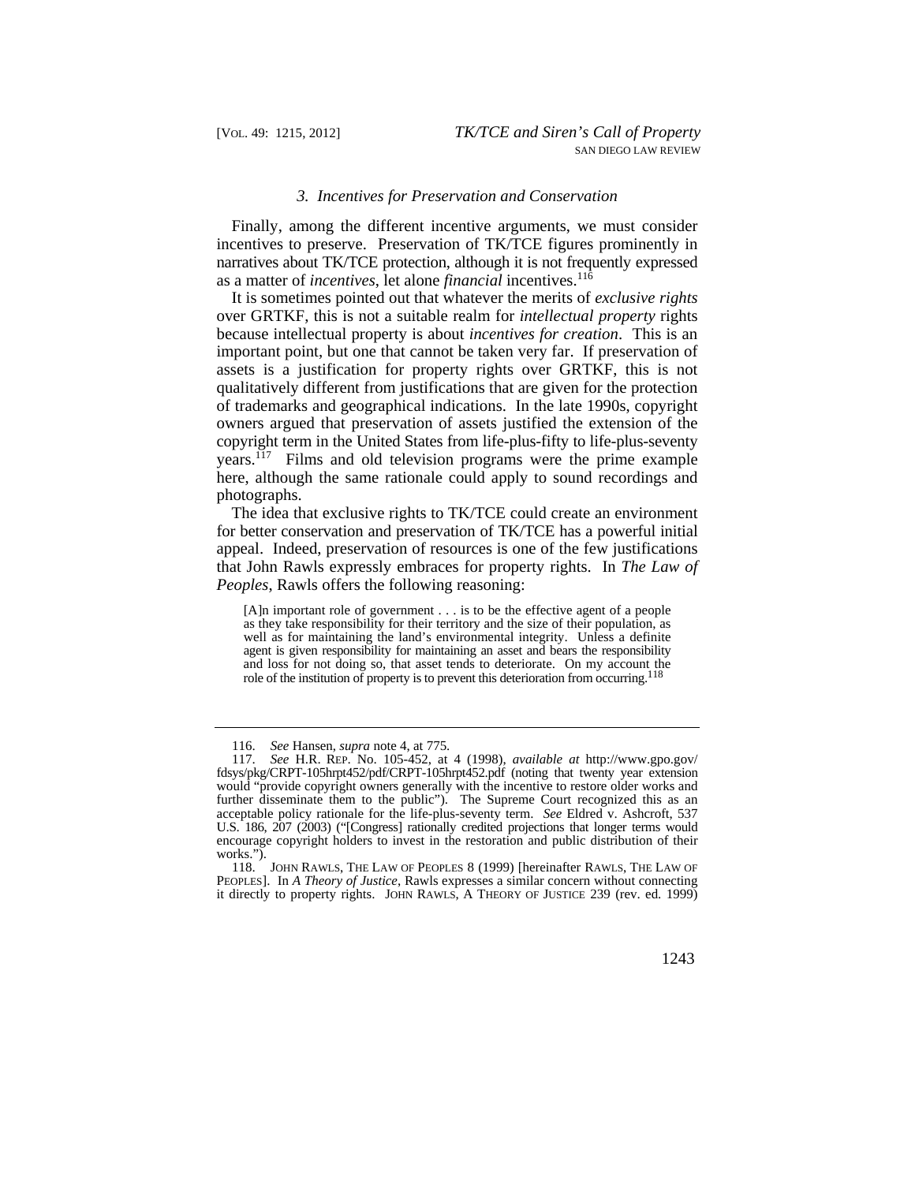### 3. Incentives for Preservation and Conservation

Finally, among the different incentive arguments, we must consider incentives to preserve. Preservation of TK/TCE figures prominently in narratives about TK/TCE protection, although it is not frequently expressed as a matter of *incentives*, let alone *financial* incentives.[116]

It is sometimes pointed out that whatever the merits of *exclusive rights* over GRTKF, this is not a suitable realm for *intellectual property* rights because intellectual property is about *incentives for creation*. This is an important point, but one that cannot be taken very far. If preservation of assets is a justification for property rights over GRTKF, this is not qualitatively different from justifications that are given for the protection of trademarks and geographical indications. In the late 1990s, copyright owners argued that preservation of assets justified the extension of the copyright term in the United States from life-plus-fifty to life-plus-seventy years.[117] Films and old television programs were the prime example here, although the same rationale could apply to sound recordings and photographs.

The idea that exclusive rights to TK/TCE could create an environment for better conservation and preservation of TK/TCE has a powerful initial appeal. Indeed, preservation of resources is one of the few justifications that John Rawls expressly embraces for property rights. In *The Law of Peoples*, Rawls offers the following reasoning:

> [A]n important role of government . . . is to be the effective agent of a people as they take responsibility for their territory and the size of their population, as well as for maintaining the land's environmental integrity. Unless a definite agent is given responsibility for maintaining an asset and bears the responsibility and loss for not doing so, that asset tends to deteriorate. On my account the role of the institution of property is to prevent this deterioration from occurring.[118]

---

116. *See* Hansen, *supra* note 4, at 775.

117. *See* H.R. REP. No. 105-452, at 4 (1998), *available at* http://www.gpo.gov/fdsys/pkg/CRPT-105hrpt452/pdf/CRPT-105hrpt452.pdf (noting that twenty year extension would "provide copyright owners generally with the incentive to restore older works and further disseminate them to the public"). The Supreme Court recognized this as an acceptable policy rationale for the life-plus-seventy term. *See* Eldred v. Ashcroft, 537 U.S. 186, 207 (2003) ("[Congress] rationally credited projections that longer terms would encourage copyright holders to invest in the restoration and public distribution of their works.").

118. JOHN RAWLS, THE LAW OF PEOPLES 8 (1999) [hereinafter RAWLS, THE LAW OF PEOPLES]. In *A Theory of Justice*, Rawls expresses a similar concern without connecting it directly to property rights. JOHN RAWLS, A THEORY OF JUSTICE 239 (rev. ed. 1999)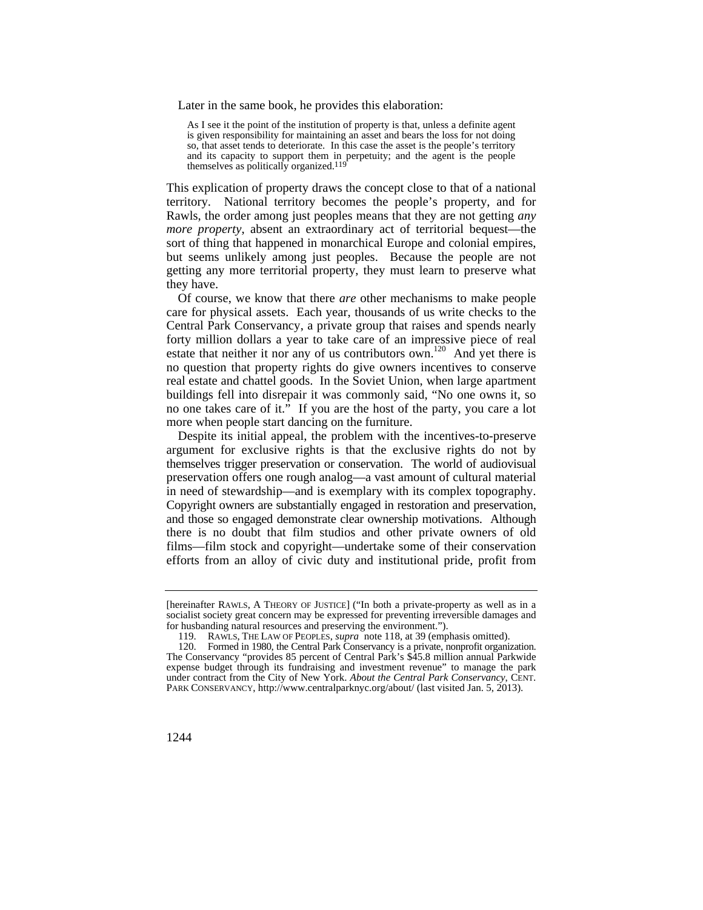Later in the same book, he provides this elaboration:

> As I see it the point of the institution of property is that, unless a definite agent is given responsibility for maintaining an asset and bears the loss for not doing so, that asset tends to deteriorate. In this case the asset is the people's territory and its capacity to support them in perpetuity; and the agent is the people themselves as politically organized.[119]

This explication of property draws the concept close to that of a national territory. National territory becomes the people's property, and for Rawls, the order among just peoples means that they are not getting *any more property*, absent an extraordinary act of territorial bequest—the sort of thing that happened in monarchical Europe and colonial empires, but seems unlikely among just peoples. Because the people are not getting any more territorial property, they must learn to preserve what they have.

Of course, we know that there *are* other mechanisms to make people care for physical assets. Each year, thousands of us write checks to the Central Park Conservancy, a private group that raises and spends nearly forty million dollars a year to take care of an impressive piece of real estate that neither it nor any of us contributors own.[120] And yet there is no question that property rights do give owners incentives to conserve real estate and chattel goods. In the Soviet Union, when large apartment buildings fell into disrepair it was commonly said, "No one owns it, so no one takes care of it." If you are the host of the party, you care a lot more when people start dancing on the furniture.

Despite its initial appeal, the problem with the incentives-to-preserve argument for exclusive rights is that the exclusive rights do not by themselves trigger preservation or conservation. The world of audiovisual preservation offers one rough analog—a vast amount of cultural material in need of stewardship—and is exemplary with its complex topography. Copyright owners are substantially engaged in restoration and preservation, and those so engaged demonstrate clear ownership motivations. Although there is no doubt that film studios and other private owners of old films—film stock and copyright—undertake some of their conservation efforts from an alloy of civic duty and institutional pride, profit from

---

[hereinafter RAWLS, A THEORY OF JUSTICE] ("In both a private-property as well as in a socialist society great concern may be expressed for preventing irreversible damages and for husbanding natural resources and preserving the environment.").

119. RAWLS, THE LAW OF PEOPLES, *supra* note 118, at 39 (emphasis omitted).

120. Formed in 1980, the Central Park Conservancy is a private, nonprofit organization. The Conservancy "provides 85 percent of Central Park's $45.8 million annual Parkwide expense budget through its fundraising and investment revenue" to manage the park under contract from the City of New York. *About the Central Park Conservancy*, CENT. PARK CONSERVANCY, http://www.centralparknyc.org/about/ (last visited Jan. 5, 2013).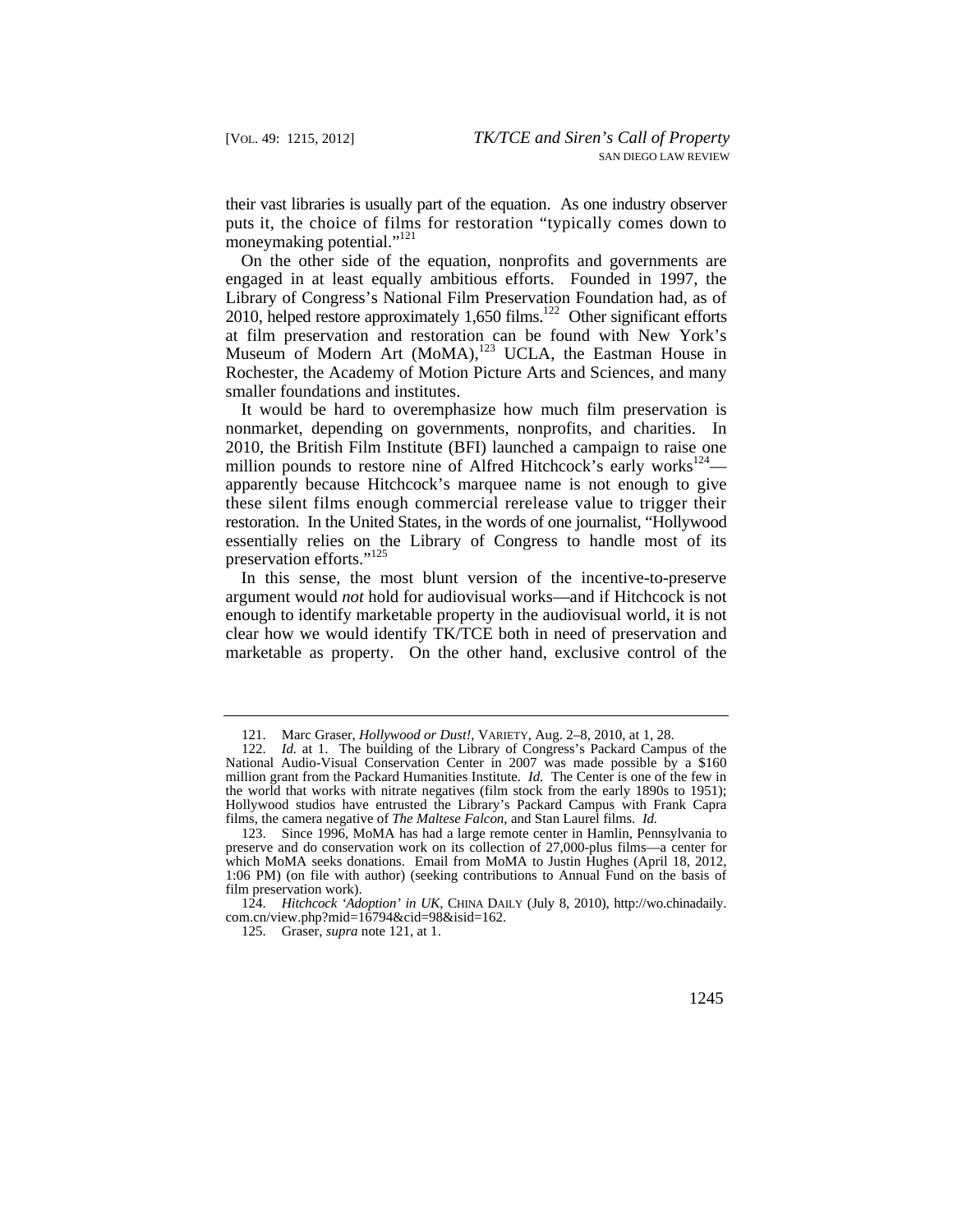their vast libraries is usually part of the equation. As one industry observer puts it, the choice of films for restoration "typically comes down to moneymaking potential."[121]

On the other side of the equation, nonprofits and governments are engaged in at least equally ambitious efforts. Founded in 1997, the Library of Congress's National Film Preservation Foundation had, as of 2010, helped restore approximately 1,650 films.[122] Other significant efforts at film preservation and restoration can be found with New York's Museum of Modern Art (MoMA),[123] UCLA, the Eastman House in Rochester, the Academy of Motion Picture Arts and Sciences, and many smaller foundations and institutes.

It would be hard to overemphasize how much film preservation is nonmarket, depending on governments, nonprofits, and charities. In 2010, the British Film Institute (BFI) launched a campaign to raise one million pounds to restore nine of Alfred Hitchcock's early works[124]—apparently because Hitchcock's marquee name is not enough to give these silent films enough commercial rerelease value to trigger their restoration. In the United States, in the words of one journalist, "Hollywood essentially relies on the Library of Congress to handle most of its preservation efforts."[125]

In this sense, the most blunt version of the incentive-to-preserve argument would *not* hold for audiovisual works—and if Hitchcock is not enough to identify marketable property in the audiovisual world, it is not clear how we would identify TK/TCE both in need of preservation and marketable as property. On the other hand, exclusive control of the

---

121. Marc Graser, *Hollywood or Dust!*, VARIETY, Aug. 2–8, 2010, at 1, 28.

122. *Id.* at 1. The building of the Library of Congress's Packard Campus of the National Audio-Visual Conservation Center in 2007 was made possible by a $160 million grant from the Packard Humanities Institute. *Id.* The Center is one of the few in the world that works with nitrate negatives (film stock from the early 1890s to 1951); Hollywood studios have entrusted the Library's Packard Campus with Frank Capra films, the camera negative of *The Maltese Falcon*, and Stan Laurel films. *Id.*

123. Since 1996, MoMA has had a large remote center in Hamlin, Pennsylvania to preserve and do conservation work on its collection of 27,000-plus films—a center for which MoMA seeks donations. Email from MoMA to Justin Hughes (April 18, 2012, 1:06 PM) (on file with author) (seeking contributions to Annual Fund on the basis of film preservation work).

124. *Hitchcock 'Adoption' in UK*, CHINA DAILY (July 8, 2010), http://wo.chinadaily.com.cn/view.php?mid=16794&cid=98&isid=162.

125. Graser, *supra* note 121, at 1.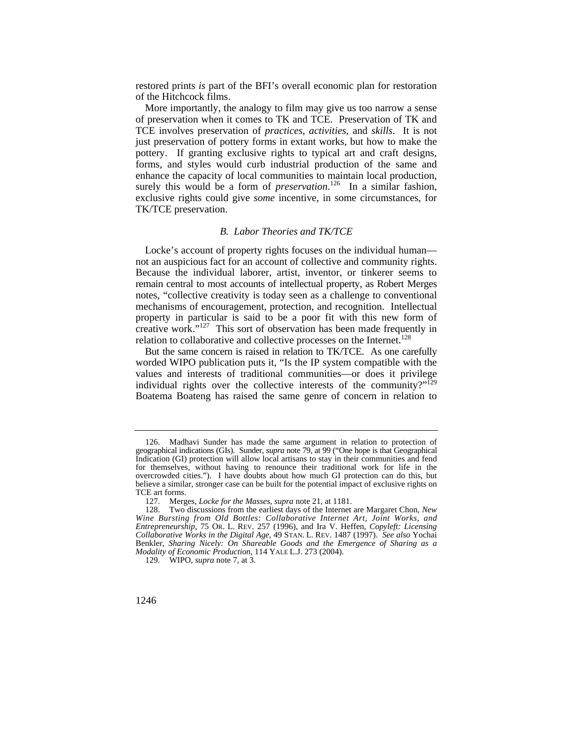restored prints *is* part of the BFI's overall economic plan for restoration of the Hitchcock films.

More importantly, the analogy to film may give us too narrow a sense of preservation when it comes to TK and TCE. Preservation of TK and TCE involves preservation of *practices*, *activities*, and *skills*. It is not just preservation of pottery forms in extant works, but how to make the pottery. If granting exclusive rights to typical art and craft designs, forms, and styles would curb industrial production of the same and enhance the capacity of local communities to maintain local production, surely this would be a form of *preservation*.[126] In a similar fashion, exclusive rights could give *some* incentive, in some circumstances, for TK/TCE preservation.

### *B. Labor Theories and TK/TCE*

Locke's account of property rights focuses on the individual human—not an auspicious fact for an account of collective and community rights. Because the individual laborer, artist, inventor, or tinkerer seems to remain central to most accounts of intellectual property, as Robert Merges notes, "collective creativity is today seen as a challenge to conventional mechanisms of encouragement, protection, and recognition. Intellectual property in particular is said to be a poor fit with this new form of creative work."[127] This sort of observation has been made frequently in relation to collaborative and collective processes on the Internet.[128]

But the same concern is raised in relation to TK/TCE. As one carefully worded WIPO publication puts it, "Is the IP system compatible with the values and interests of traditional communities—or does it privilege individual rights over the collective interests of the community?"[129] Boatema Boateng has raised the same genre of concern in relation to

---

126. Madhavi Sunder has made the same argument in relation to protection of geographical indications (GIs). Sunder, *supra* note 79, at 99 ("One hope is that Geographical Indication (GI) protection will allow local artisans to stay in their communities and fend for themselves, without having to renounce their traditional work for life in the overcrowded cities."). I have doubts about how much GI protection can do this, but believe a similar, stronger case can be built for the potential impact of exclusive rights on TCE art forms.

127. Merges, *Locke for the Masses*, *supra* note 21, at 1181.

128. Two discussions from the earliest days of the Internet are Margaret Chon, *New Wine Bursting from Old Bottles: Collaborative Internet Art, Joint Works, and Entrepreneurship*, 75 OR. L. REV. 257 (1996), and Ira V. Heffen, *Copyleft: Licensing Collaborative Works in the Digital Age*, 49 STAN. L. REV. 1487 (1997). *See also* Yochai Benkler, *Sharing Nicely: On Shareable Goods and the Emergence of Sharing as a Modality of Economic Production*, 114 YALE L.J. 273 (2004).

129. WIPO, *supra* note 7, at 3.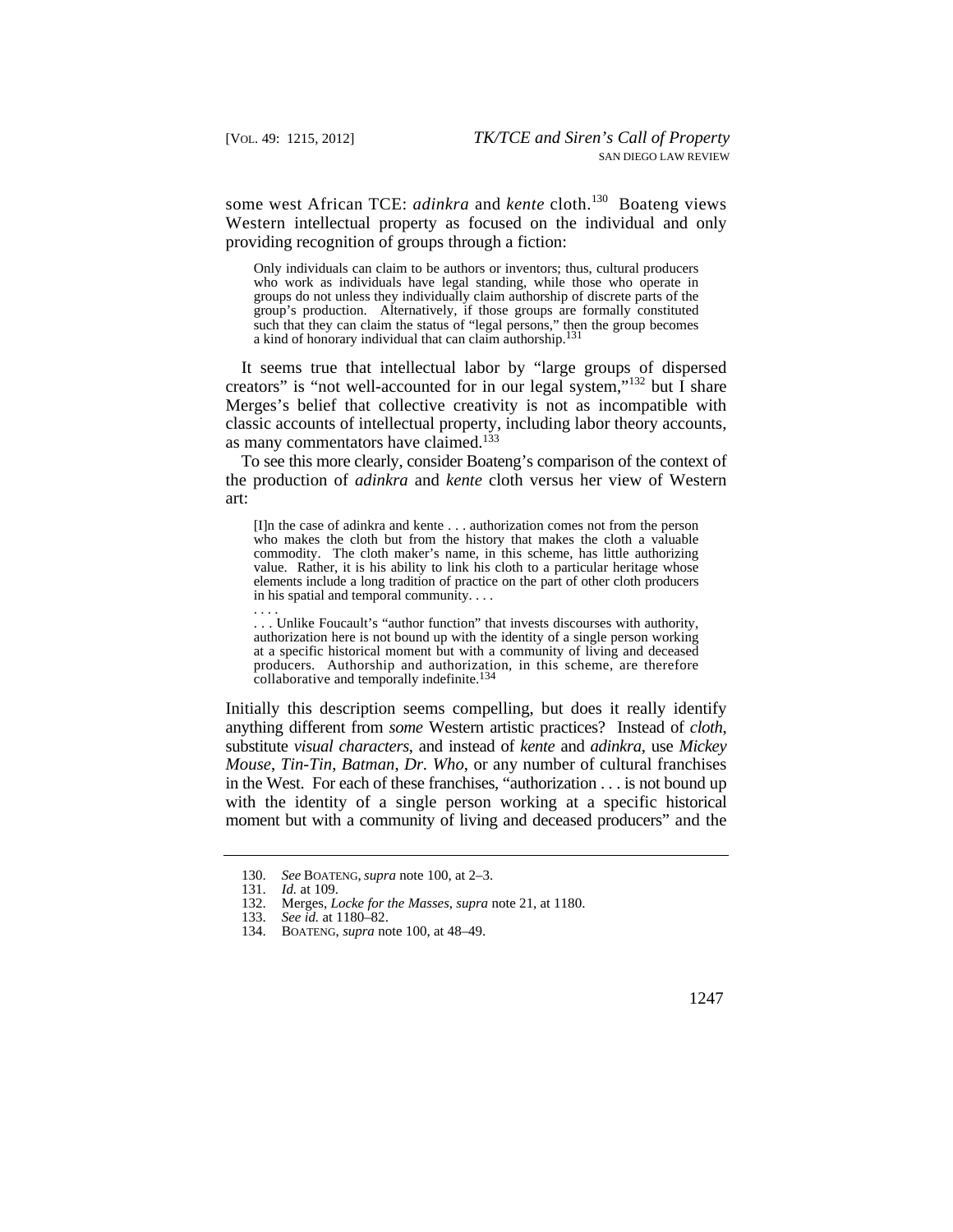some west African TCE: *adinkra* and *kente* cloth.[130] Boateng views Western intellectual property as focused on the individual and only providing recognition of groups through a fiction:

> Only individuals can claim to be authors or inventors; thus, cultural producers who work as individuals have legal standing, while those who operate in groups do not unless they individually claim authorship of discrete parts of the group's production. Alternatively, if those groups are formally constituted such that they can claim the status of "legal persons," then the group becomes a kind of honorary individual that can claim authorship.[131]

It seems true that intellectual labor by "large groups of dispersed creators" is "not well-accounted for in our legal system,"[132] but I share Merges's belief that collective creativity is not as incompatible with classic accounts of intellectual property, including labor theory accounts, as many commentators have claimed.[133]

To see this more clearly, consider Boateng's comparison of the context of the production of *adinkra* and *kente* cloth versus her view of Western art:

> [I]n the case of adinkra and kente . . . authorization comes not from the person who makes the cloth but from the history that makes the cloth a valuable commodity. The cloth maker's name, in this scheme, has little authorizing value. Rather, it is his ability to link his cloth to a particular heritage whose elements include a long tradition of practice on the part of other cloth producers in his spatial and temporal community. . . .
>
> . . . .
>
> . . . Unlike Foucault's "author function" that invests discourses with authority, authorization here is not bound up with the identity of a single person working at a specific historical moment but with a community of living and deceased producers. Authorship and authorization, in this scheme, are therefore collaborative and temporally indefinite.[134]

Initially this description seems compelling, but does it really identify anything different from *some* Western artistic practices? Instead of *cloth*, substitute *visual characters*, and instead of *kente* and *adinkra*, use *Mickey Mouse*, *Tin-Tin*, *Batman*, *Dr. Who*, or any number of cultural franchises in the West. For each of these franchises, "authorization . . . is not bound up with the identity of a single person working at a specific historical moment but with a community of living and deceased producers" and the

---

130. *See* BOATENG, *supra* note 100, at 2–3.

131. *Id.* at 109.

132. Merges, *Locke for the Masses*, *supra* note 21, at 1180.

133. *See id.* at 1180–82.

134. BOATENG, *supra* note 100, at 48–49.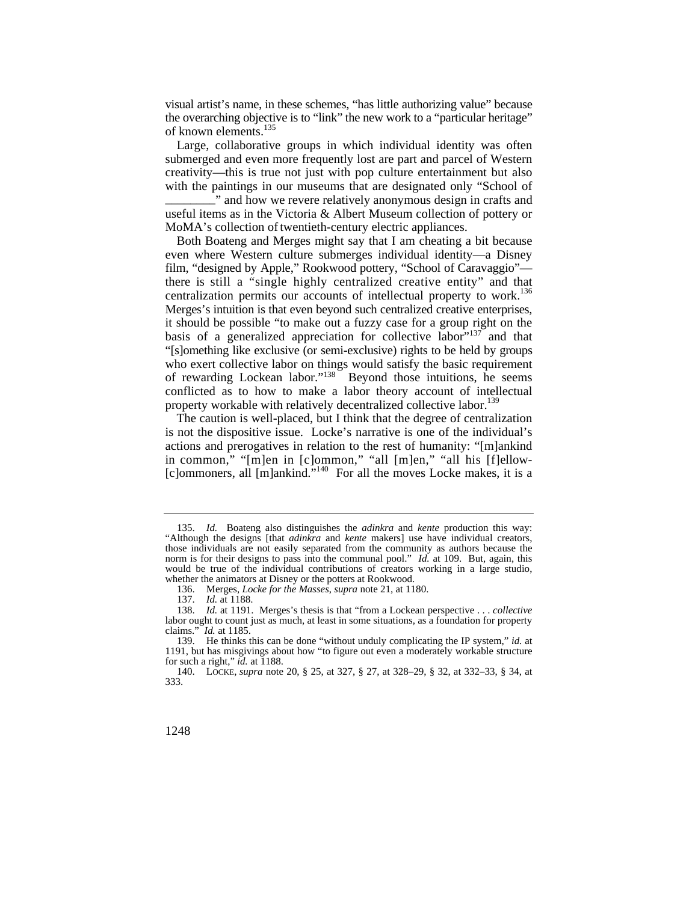visual artist's name, in these schemes, "has little authorizing value" because the overarching objective is to "link" the new work to a "particular heritage" of known elements.[135]

Large, collaborative groups in which individual identity was often submerged and even more frequently lost are part and parcel of Western creativity—this is true not just with pop culture entertainment but also with the paintings in our museums that are designated only "School of ________" and how we revere relatively anonymous design in crafts and useful items as in the Victoria & Albert Museum collection of pottery or MoMA's collection of twentieth-century electric appliances.

Both Boateng and Merges might say that I am cheating a bit because even where Western culture submerges individual identity—a Disney film, "designed by Apple," Rookwood pottery, "School of Caravaggio"—there is still a "single highly centralized creative entity" and that centralization permits our accounts of intellectual property to work.[136] Merges's intuition is that even beyond such centralized creative enterprises, it should be possible "to make out a fuzzy case for a group right on the basis of a generalized appreciation for collective labor"[137] and that "[s]omething like exclusive (or semi-exclusive) rights to be held by groups who exert collective labor on things would satisfy the basic requirement of rewarding Lockean labor."[138] Beyond those intuitions, he seems conflicted as to how to make a labor theory account of intellectual property workable with relatively decentralized collective labor.[139]

The caution is well-placed, but I think that the degree of centralization is not the dispositive issue. Locke's narrative is one of the individual's actions and prerogatives in relation to the rest of humanity: "[m]ankind in common," "[m]en in [c]ommon," "all [m]en," "all his [f]ellow-[c]ommoners, all [m]ankind."[140] For all the moves Locke makes, it is a

---

135. *Id.* Boateng also distinguishes the *adinkra* and *kente* production this way: "Although the designs [that *adinkra* and *kente* makers] use have individual creators, those individuals are not easily separated from the community as authors because the norm is for their designs to pass into the communal pool." *Id.* at 109. But, again, this would be true of the individual contributions of creators working in a large studio, whether the animators at Disney or the potters at Rookwood.

136. Merges, *Locke for the Masses*, *supra* note 21, at 1180.

137. *Id.* at 1188.

138. *Id.* at 1191. Merges's thesis is that "from a Lockean perspective . . . *collective* labor ought to count just as much, at least in some situations, as a foundation for property claims." *Id.* at 1185.

139. He thinks this can be done "without unduly complicating the IP system," *id.* at 1191, but has misgivings about how "to figure out even a moderately workable structure for such a right," *id.* at 1188.

140. LOCKE, *supra* note 20, § 25, at 327, § 27, at 328–29, § 32, at 332–33, § 34, at 333.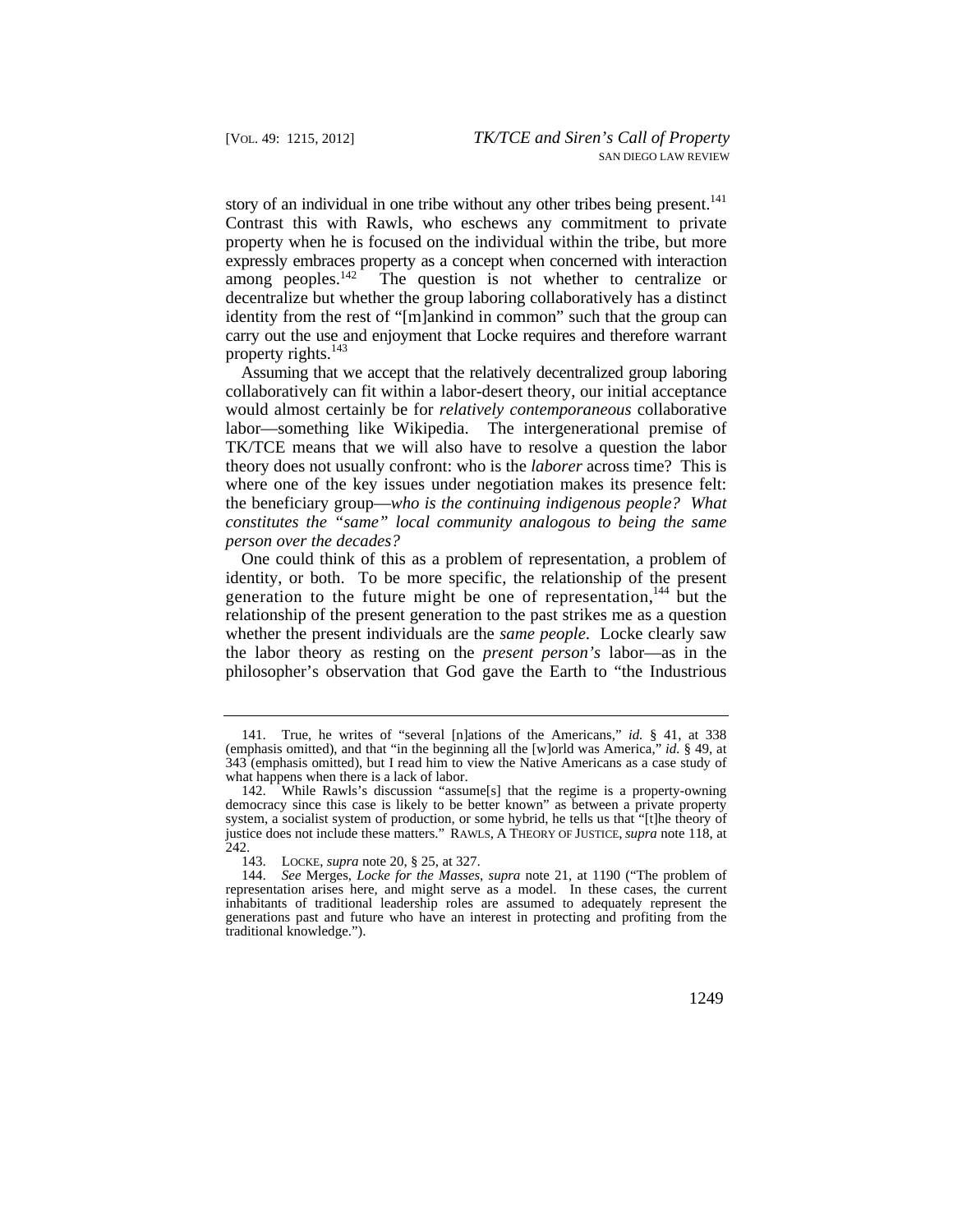story of an individual in one tribe without any other tribes being present.[141] Contrast this with Rawls, who eschews any commitment to private property when he is focused on the individual within the tribe, but more expressly embraces property as a concept when concerned with interaction among peoples.[142] The question is not whether to centralize or decentralize but whether the group laboring collaboratively has a distinct identity from the rest of "[m]ankind in common" such that the group can carry out the use and enjoyment that Locke requires and therefore warrant property rights.[143]

Assuming that we accept that the relatively decentralized group laboring collaboratively can fit within a labor-desert theory, our initial acceptance would almost certainly be for *relatively contemporaneous* collaborative labor—something like Wikipedia. The intergenerational premise of TK/TCE means that we will also have to resolve a question the labor theory does not usually confront: who is the *laborer* across time? This is where one of the key issues under negotiation makes its presence felt: the beneficiary group—*who is the continuing indigenous people? What constitutes the "same" local community analogous to being the same person over the decades?*

One could think of this as a problem of representation, a problem of identity, or both. To be more specific, the relationship of the present generation to the future might be one of representation,[144] but the relationship of the present generation to the past strikes me as a question whether the present individuals are the *same people*. Locke clearly saw the labor theory as resting on the *present person's* labor—as in the philosopher's observation that God gave the Earth to "the Industrious

---

141. True, he writes of "several [n]ations of the Americans," *id.* § 41, at 338 (emphasis omitted), and that "in the beginning all the [w]orld was America," *id.* § 49, at 343 (emphasis omitted), but I read him to view the Native Americans as a case study of what happens when there is a lack of labor.

142. While Rawls's discussion "assume[s] that the regime is a property-owning democracy since this case is likely to be better known" as between a private property system, a socialist system of production, or some hybrid, he tells us that "[t]he theory of justice does not include these matters." RAWLS, A THEORY OF JUSTICE, *supra* note 118, at 242.

143. LOCKE, *supra* note 20, § 25, at 327.

144. *See* Merges, *Locke for the Masses*, *supra* note 21, at 1190 ("The problem of representation arises here, and might serve as a model. In these cases, the current inhabitants of traditional leadership roles are assumed to adequately represent the generations past and future who have an interest in protecting and profiting from the traditional knowledge.").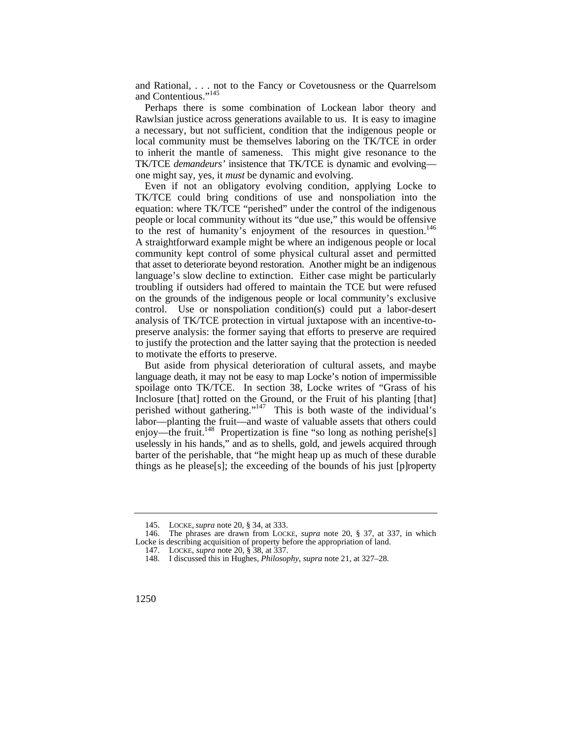and Rational, . . . not to the Fancy or Covetousness or the Quarrelsom and Contentious."[145]

Perhaps there is some combination of Lockean labor theory and Rawlsian justice across generations available to us. It is easy to imagine a necessary, but not sufficient, condition that the indigenous people or local community must be themselves laboring on the TK/TCE in order to inherit the mantle of sameness. This might give resonance to the TK/TCE *demandeurs'* insistence that TK/TCE is dynamic and evolving—one might say, yes, it *must* be dynamic and evolving.

Even if not an obligatory evolving condition, applying Locke to TK/TCE could bring conditions of use and nonspoliation into the equation: where TK/TCE "perished" under the control of the indigenous people or local community without its "due use," this would be offensive to the rest of humanity's enjoyment of the resources in question.[146] A straightforward example might be where an indigenous people or local community kept control of some physical cultural asset and permitted that asset to deteriorate beyond restoration. Another might be an indigenous language's slow decline to extinction. Either case might be particularly troubling if outsiders had offered to maintain the TCE but were refused on the grounds of the indigenous people or local community's exclusive control. Use or nonspoliation condition(s) could put a labor-desert analysis of TK/TCE protection in virtual juxtapose with an incentive-to-preserve analysis: the former saying that efforts to preserve are required to justify the protection and the latter saying that the protection is needed to motivate the efforts to preserve.

But aside from physical deterioration of cultural assets, and maybe language death, it may not be easy to map Locke's notion of impermissible spoilage onto TK/TCE. In section 38, Locke writes of "Grass of his Inclosure [that] rotted on the Ground, or the Fruit of his planting [that] perished without gathering."[147] This is both waste of the individual's labor—planting the fruit—and waste of valuable assets that others could enjoy—the fruit.[148] Propertization is fine "so long as nothing perishe[s] uselessly in his hands," and as to shells, gold, and jewels acquired through barter of the perishable, that "he might heap up as much of these durable things as he please[s]; the exceeding of the bounds of his just [p]roperty

---

145. LOCKE, *supra* note 20, § 34, at 333.

146. The phrases are drawn from LOCKE, *supra* note 20, § 37, at 337, in which Locke is describing acquisition of property before the appropriation of land.

147. LOCKE, *supra* note 20, § 38, at 337.

148. I discussed this in Hughes, *Philosophy*, *supra* note 21, at 327–28.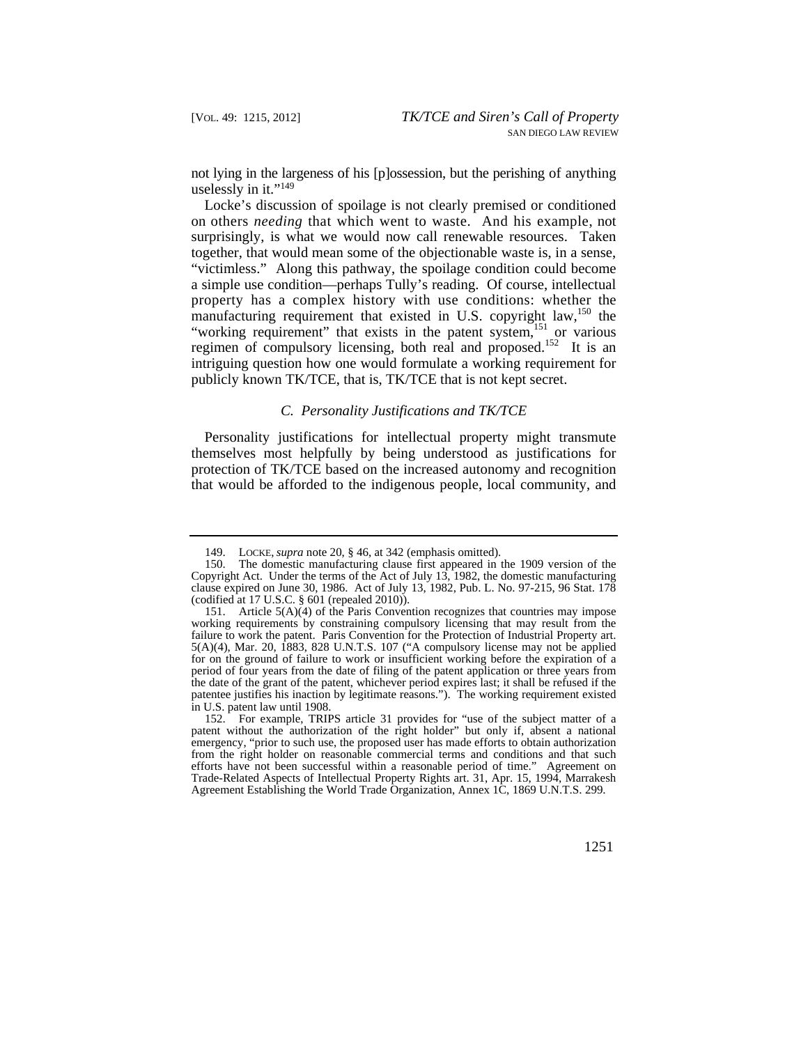not lying in the largeness of his [p]ossession, but the perishing of anything uselessly in it."[149]

Locke's discussion of spoilage is not clearly premised or conditioned on others *needing* that which went to waste. And his example, not surprisingly, is what we would now call renewable resources. Taken together, that would mean some of the objectionable waste is, in a sense, "victimless." Along this pathway, the spoilage condition could become a simple use condition—perhaps Tully's reading. Of course, intellectual property has a complex history with use conditions: whether the manufacturing requirement that existed in U.S. copyright law,[150] the "working requirement" that exists in the patent system,[151] or various regimen of compulsory licensing, both real and proposed.[152] It is an intriguing question how one would formulate a working requirement for publicly known TK/TCE, that is, TK/TCE that is not kept secret.

### *C. Personality Justifications and TK/TCE*

Personality justifications for intellectual property might transmute themselves most helpfully by being understood as justifications for protection of TK/TCE based on the increased autonomy and recognition that would be afforded to the indigenous people, local community, and

---

149. LOCKE, *supra* note 20, § 46, at 342 (emphasis omitted).

150. The domestic manufacturing clause first appeared in the 1909 version of the Copyright Act. Under the terms of the Act of July 13, 1982, the domestic manufacturing clause expired on June 30, 1986. Act of July 13, 1982, Pub. L. No. 97-215, 96 Stat. 178 (codified at 17 U.S.C. § 601 (repealed 2010)).

151. Article 5(A)(4) of the Paris Convention recognizes that countries may impose working requirements by constraining compulsory licensing that may result from the failure to work the patent. Paris Convention for the Protection of Industrial Property art. 5(A)(4), Mar. 20, 1883, 828 U.N.T.S. 107 ("A compulsory license may not be applied for on the ground of failure to work or insufficient working before the expiration of a period of four years from the date of filing of the patent application or three years from the date of the grant of the patent, whichever period expires last; it shall be refused if the patentee justifies his inaction by legitimate reasons."). The working requirement existed in U.S. patent law until 1908.

152. For example, TRIPS article 31 provides for "use of the subject matter of a patent without the authorization of the right holder" but only if, absent a national emergency, "prior to such use, the proposed user has made efforts to obtain authorization from the right holder on reasonable commercial terms and conditions and that such efforts have not been successful within a reasonable period of time." Agreement on Trade-Related Aspects of Intellectual Property Rights art. 31, Apr. 15, 1994, Marrakesh Agreement Establishing the World Trade Organization, Annex 1C, 1869 U.N.T.S. 299.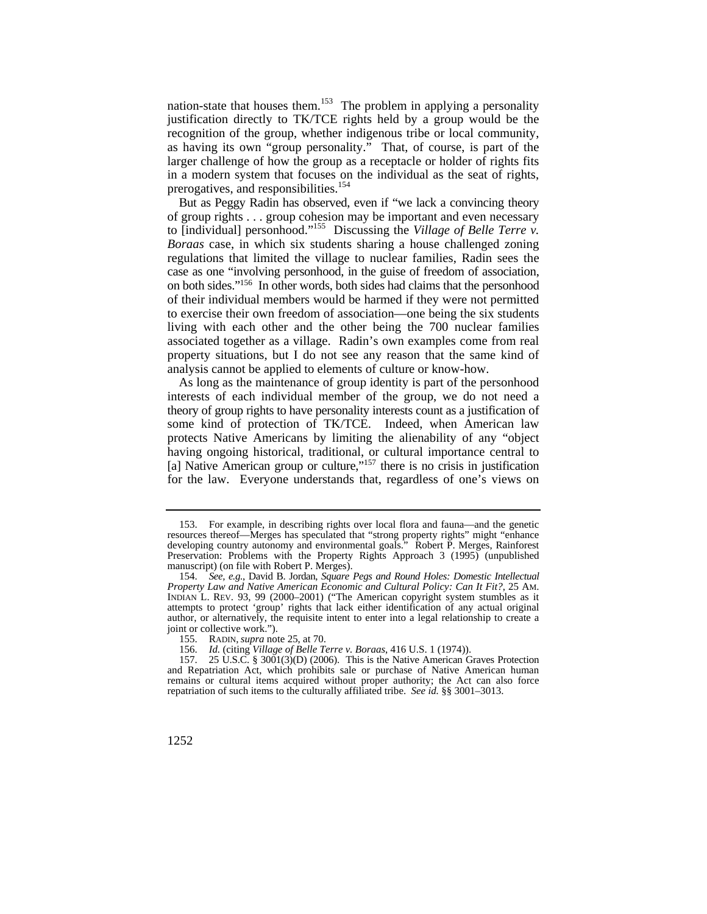nation-state that houses them.[153] The problem in applying a personality justification directly to TK/TCE rights held by a group would be the recognition of the group, whether indigenous tribe or local community, as having its own "group personality." That, of course, is part of the larger challenge of how the group as a receptacle or holder of rights fits in a modern system that focuses on the individual as the seat of rights, prerogatives, and responsibilities.[154]

But as Peggy Radin has observed, even if "we lack a convincing theory of group rights . . . group cohesion may be important and even necessary to [individual] personhood."[155] Discussing the *Village of Belle Terre v. Boraas* case, in which six students sharing a house challenged zoning regulations that limited the village to nuclear families, Radin sees the case as one "involving personhood, in the guise of freedom of association, on both sides."[156] In other words, both sides had claims that the personhood of their individual members would be harmed if they were not permitted to exercise their own freedom of association—one being the six students living with each other and the other being the 700 nuclear families associated together as a village. Radin's own examples come from real property situations, but I do not see any reason that the same kind of analysis cannot be applied to elements of culture or know-how.

As long as the maintenance of group identity is part of the personhood interests of each individual member of the group, we do not need a theory of group rights to have personality interests count as a justification of some kind of protection of TK/TCE. Indeed, when American law protects Native Americans by limiting the alienability of any "object having ongoing historical, traditional, or cultural importance central to [a] Native American group or culture,"[157] there is no crisis in justification for the law. Everyone understands that, regardless of one's views on

---

153. For example, in describing rights over local flora and fauna—and the genetic resources thereof—Merges has speculated that "strong property rights" might "enhance developing country autonomy and environmental goals." Robert P. Merges, Rainforest Preservation: Problems with the Property Rights Approach 3 (1995) (unpublished manuscript) (on file with Robert P. Merges).

154. *See, e.g.*, David B. Jordan, *Square Pegs and Round Holes: Domestic Intellectual Property Law and Native American Economic and Cultural Policy: Can It Fit?*, 25 AM. INDIAN L. REV. 93, 99 (2000–2001) ("The American copyright system stumbles as it attempts to protect 'group' rights that lack either identification of any actual original author, or alternatively, the requisite intent to enter into a legal relationship to create a joint or collective work.").

155. RADIN, *supra* note 25, at 70.

156. *Id.* (citing *Village of Belle Terre v. Boraas*, 416 U.S. 1 (1974)).

157. 25 U.S.C. § 3001(3)(D) (2006). This is the Native American Graves Protection and Repatriation Act, which prohibits sale or purchase of Native American human remains or cultural items acquired without proper authority; the Act can also force repatriation of such items to the culturally affiliated tribe. *See id.* §§ 3001–3013.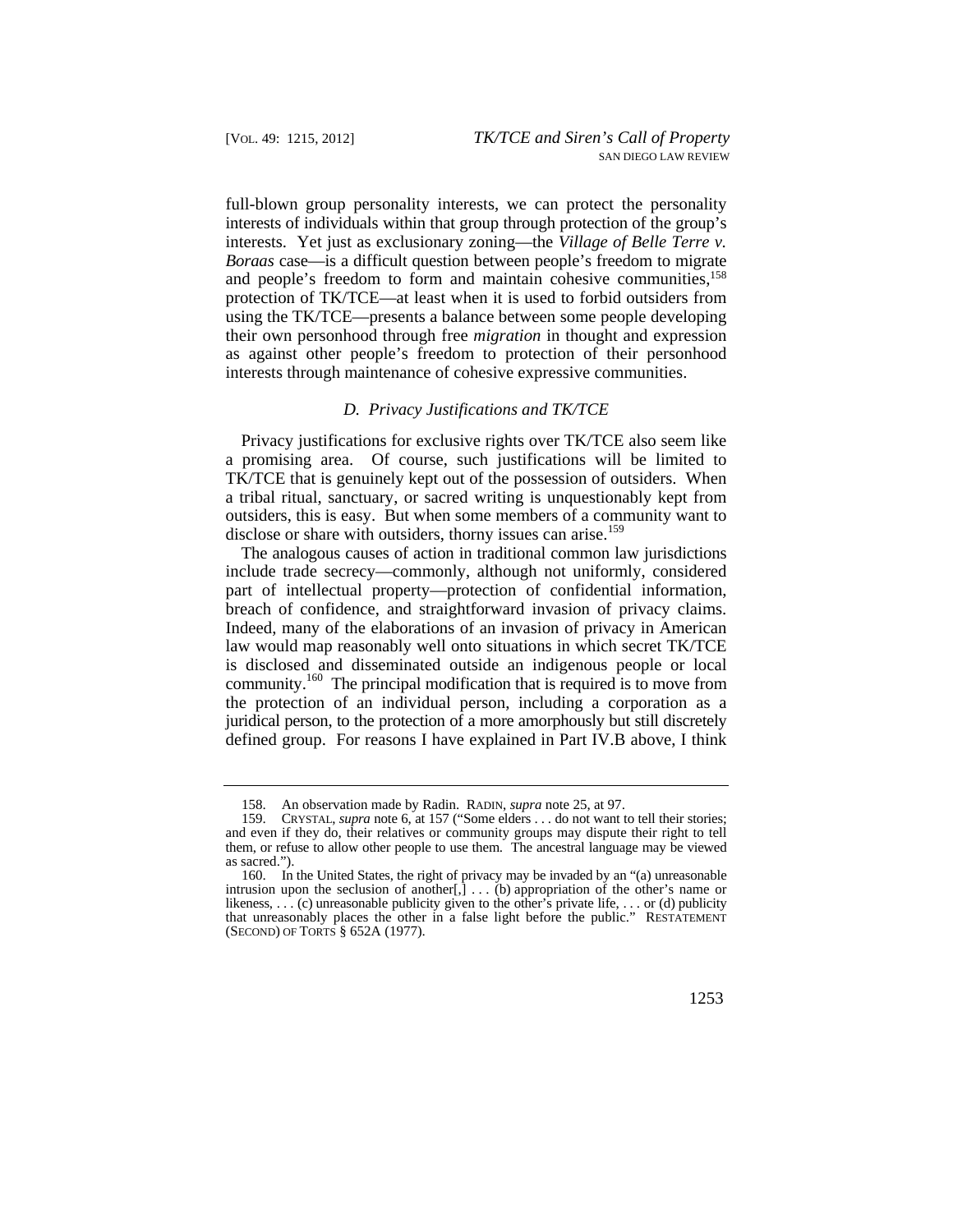full-blown group personality interests, we can protect the personality interests of individuals within that group through protection of the group's interests. Yet just as exclusionary zoning—the *Village of Belle Terre v. Boraas* case—is a difficult question between people's freedom to migrate and people's freedom to form and maintain cohesive communities,[158] protection of TK/TCE—at least when it is used to forbid outsiders from using the TK/TCE—presents a balance between some people developing their own personhood through free *migration* in thought and expression as against other people's freedom to protection of their personhood interests through maintenance of cohesive expressive communities.

### *D. Privacy Justifications and TK/TCE*

Privacy justifications for exclusive rights over TK/TCE also seem like a promising area. Of course, such justifications will be limited to TK/TCE that is genuinely kept out of the possession of outsiders. When a tribal ritual, sanctuary, or sacred writing is unquestionably kept from outsiders, this is easy. But when some members of a community want to disclose or share with outsiders, thorny issues can arise.[159]

The analogous causes of action in traditional common law jurisdictions include trade secrecy—commonly, although not uniformly, considered part of intellectual property—protection of confidential information, breach of confidence, and straightforward invasion of privacy claims. Indeed, many of the elaborations of an invasion of privacy in American law would map reasonably well onto situations in which secret TK/TCE is disclosed and disseminated outside an indigenous people or local community.[160] The principal modification that is required is to move from the protection of an individual person, including a corporation as a juridical person, to the protection of a more amorphously but still discretely defined group. For reasons I have explained in Part IV.B above, I think

---

158. An observation made by Radin. RADIN, *supra* note 25, at 97.

159. CRYSTAL, *supra* note 6, at 157 ("Some elders . . . do not want to tell their stories; and even if they do, their relatives or community groups may dispute their right to tell them, or refuse to allow other people to use them. The ancestral language may be viewed as sacred.").

160. In the United States, the right of privacy may be invaded by an "(a) unreasonable intrusion upon the seclusion of another[,] . . . (b) appropriation of the other's name or likeness, . . . (c) unreasonable publicity given to the other's private life, . . . or (d) publicity that unreasonably places the other in a false light before the public." RESTATEMENT (SECOND) OF TORTS § 652A (1977).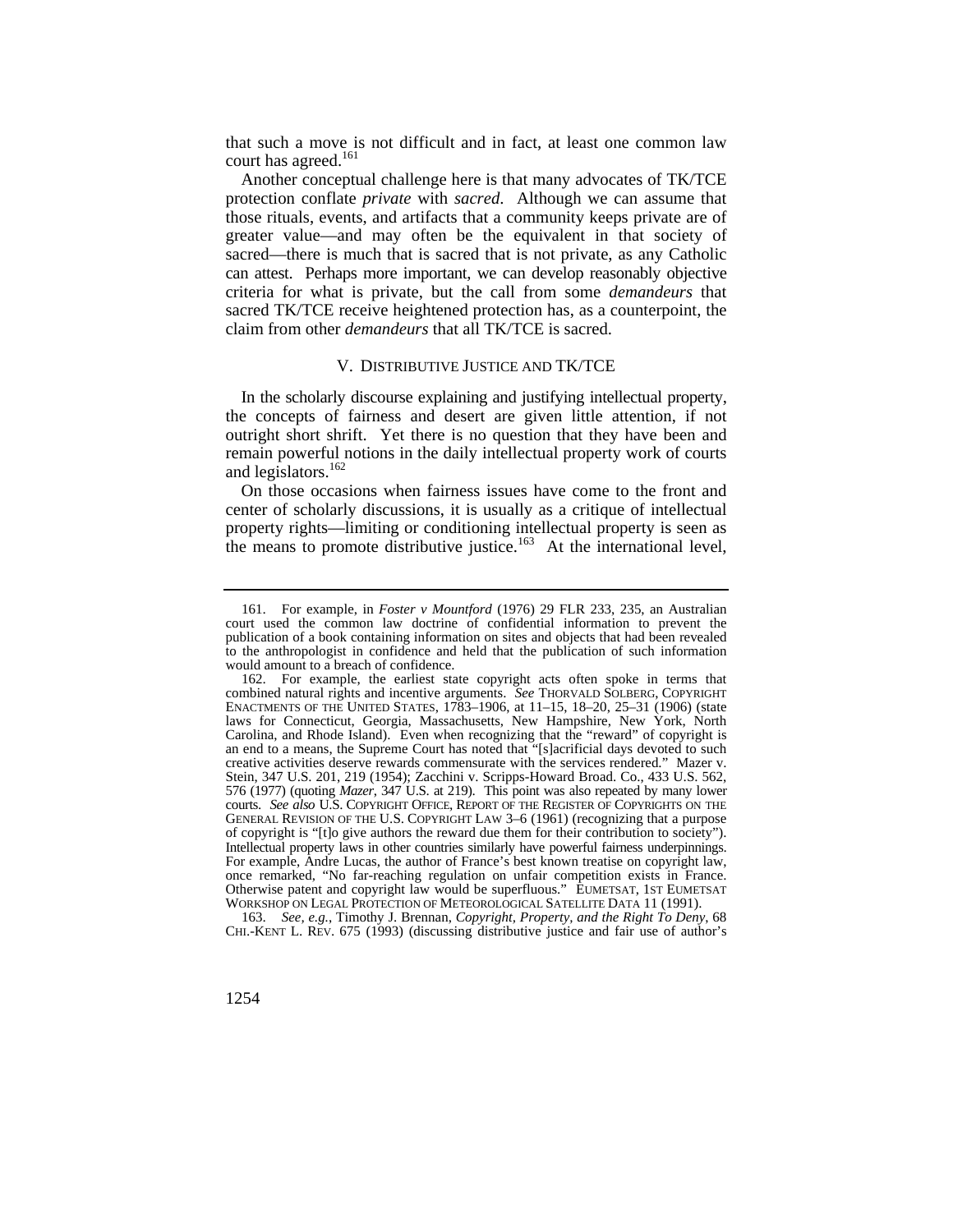that such a move is not difficult and in fact, at least one common law court has agreed.[161]

Another conceptual challenge here is that many advocates of TK/TCE protection conflate *private* with *sacred*. Although we can assume that those rituals, events, and artifacts that a community keeps private are of greater value—and may often be the equivalent in that society of sacred—there is much that is sacred that is not private, as any Catholic can attest. Perhaps more important, we can develop reasonably objective criteria for what is private, but the call from some *demandeurs* that sacred TK/TCE receive heightened protection has, as a counterpoint, the claim from other *demandeurs* that all TK/TCE is sacred.

## V. DISTRIBUTIVE JUSTICE AND TK/TCE

In the scholarly discourse explaining and justifying intellectual property, the concepts of fairness and desert are given little attention, if not outright short shrift. Yet there is no question that they have been and remain powerful notions in the daily intellectual property work of courts and legislators.[162]

On those occasions when fairness issues have come to the front and center of scholarly discussions, it is usually as a critique of intellectual property rights—limiting or conditioning intellectual property is seen as the means to promote distributive justice.[163] At the international level,

---

161. For example, in *Foster v Mountford* (1976) 29 FLR 233, 235, an Australian court used the common law doctrine of confidential information to prevent the publication of a book containing information on sites and objects that had been revealed to the anthropologist in confidence and held that the publication of such information would amount to a breach of confidence.

162. For example, the earliest state copyright acts often spoke in terms that combined natural rights and incentive arguments. *See* THORVALD SOLBERG, COPYRIGHT ENACTMENTS OF THE UNITED STATES, 1783–1906, at 11–15, 18–20, 25–31 (1906) (state laws for Connecticut, Georgia, Massachusetts, New Hampshire, New York, North Carolina, and Rhode Island). Even when recognizing that the "reward" of copyright is an end to a means, the Supreme Court has noted that "[s]acrificial days devoted to such creative activities deserve rewards commensurate with the services rendered." Mazer v. Stein, 347 U.S. 201, 219 (1954); Zacchini v. Scripps-Howard Broad. Co., 433 U.S. 562, 576 (1977) (quoting *Mazer*, 347 U.S. at 219). This point was also repeated by many lower courts. *See also* U.S. COPYRIGHT OFFICE, REPORT OF THE REGISTER OF COPYRIGHTS ON THE GENERAL REVISION OF THE U.S. COPYRIGHT LAW 3–6 (1961) (recognizing that a purpose of copyright is "[t]o give authors the reward due them for their contribution to society"). Intellectual property laws in other countries similarly have powerful fairness underpinnings. For example, Andre Lucas, the author of France's best known treatise on copyright law, once remarked, "No far-reaching regulation on unfair competition exists in France. Otherwise patent and copyright law would be superfluous." EUMETSAT, 1ST EUMETSAT WORKSHOP ON LEGAL PROTECTION OF METEOROLOGICAL SATELLITE DATA 11 (1991).

163. *See, e.g.*, Timothy J. Brennan, *Copyright, Property, and the Right To Deny*, 68 CHI.-KENT L. REV. 675 (1993) (discussing distributive justice and fair use of author's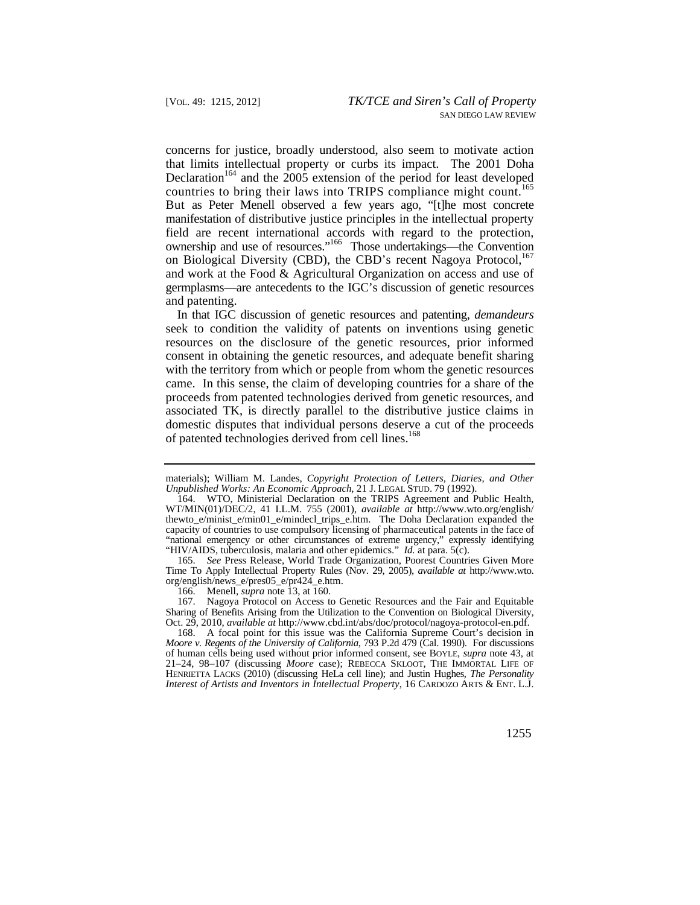concerns for justice, broadly understood, also seem to motivate action that limits intellectual property or curbs its impact. The 2001 Doha Declaration[164] and the 2005 extension of the period for least developed countries to bring their laws into TRIPS compliance might count.[165] But as Peter Menell observed a few years ago, "[t]he most concrete manifestation of distributive justice principles in the intellectual property field are recent international accords with regard to the protection, ownership and use of resources."[166] Those undertakings—the Convention on Biological Diversity (CBD), the CBD's recent Nagoya Protocol,[167] and work at the Food & Agricultural Organization on access and use of germplasms—are antecedents to the IGC's discussion of genetic resources and patenting.

In that IGC discussion of genetic resources and patenting, *demandeurs* seek to condition the validity of patents on inventions using genetic resources on the disclosure of the genetic resources, prior informed consent in obtaining the genetic resources, and adequate benefit sharing with the territory from which or people from whom the genetic resources came. In this sense, the claim of developing countries for a share of the proceeds from patented technologies derived from genetic resources, and associated TK, is directly parallel to the distributive justice claims in domestic disputes that individual persons deserve a cut of the proceeds of patented technologies derived from cell lines.[168]

---

materials); William M. Landes, *Copyright Protection of Letters, Diaries, and Other Unpublished Works: An Economic Approach*, 21 J. LEGAL STUD. 79 (1992).

164. WTO, Ministerial Declaration on the TRIPS Agreement and Public Health, WT/MIN(01)/DEC/2, 41 I.L.M. 755 (2001), *available at* http://www.wto.org/english/thewto_e/minist_e/min01_e/mindecl_trips_e.htm. The Doha Declaration expanded the capacity of countries to use compulsory licensing of pharmaceutical patents in the face of "national emergency or other circumstances of extreme urgency," expressly identifying "HIV/AIDS, tuberculosis, malaria and other epidemics." *Id.* at para. 5(c).

165. *See* Press Release, World Trade Organization, Poorest Countries Given More Time To Apply Intellectual Property Rules (Nov. 29, 2005), *available at* http://www.wto.org/english/news_e/pres05_e/pr424_e.htm.

166. Menell, *supra* note 13, at 160.

167. Nagoya Protocol on Access to Genetic Resources and the Fair and Equitable Sharing of Benefits Arising from the Utilization to the Convention on Biological Diversity, Oct. 29, 2010, *available at* http://www.cbd.int/abs/doc/protocol/nagoya-protocol-en.pdf.

168. A focal point for this issue was the California Supreme Court's decision in *Moore v. Regents of the University of California*, 793 P.2d 479 (Cal. 1990). For discussions of human cells being used without prior informed consent, see BOYLE, *supra* note 43, at 21–24, 98–107 (discussing *Moore* case); REBECCA SKLOOT, THE IMMORTAL LIFE OF HENRIETTA LACKS (2010) (discussing HeLa cell line); and Justin Hughes, *The Personality Interest of Artists and Inventors in Intellectual Property*, 16 CARDOZO ARTS & ENT. L.J.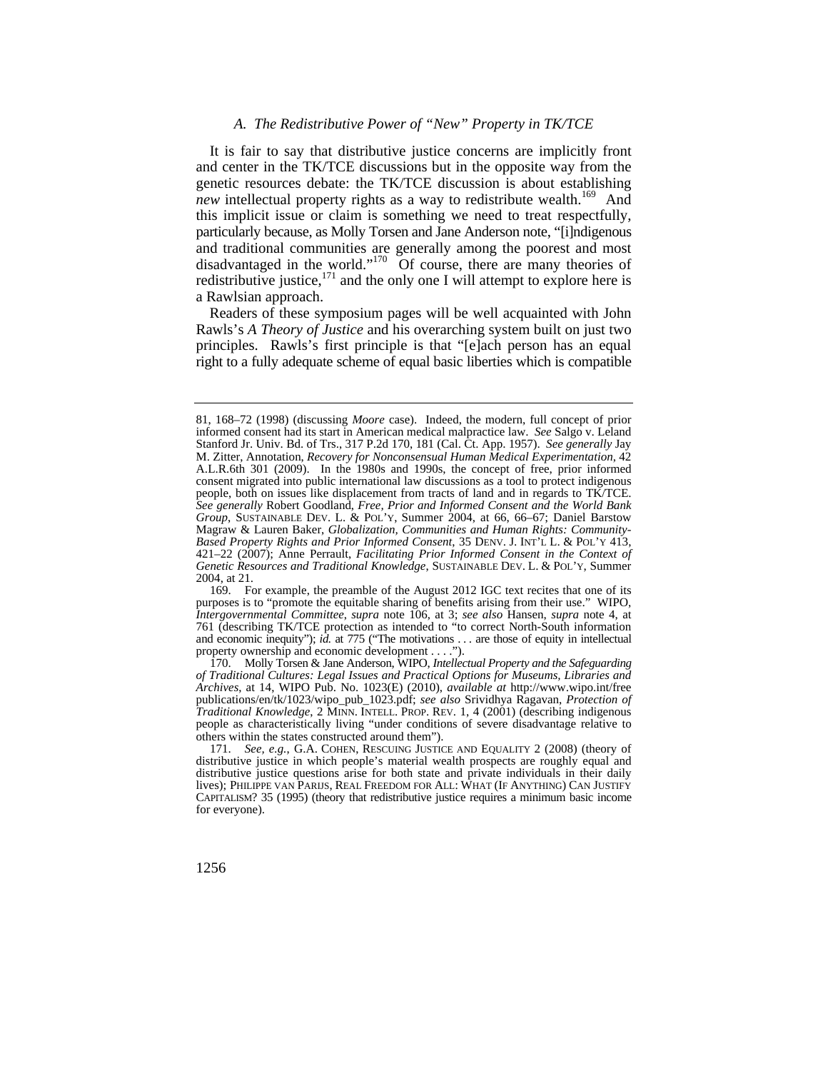### *A. The Redistributive Power of "New" Property in TK/TCE*

It is fair to say that distributive justice concerns are implicitly front and center in the TK/TCE discussions but in the opposite way from the genetic resources debate: the TK/TCE discussion is about establishing *new* intellectual property rights as a way to redistribute wealth.[169] And this implicit issue or claim is something we need to treat respectfully, particularly because, as Molly Torsen and Jane Anderson note, "[i]ndigenous and traditional communities are generally among the poorest and most disadvantaged in the world."[170] Of course, there are many theories of redistributive justice,[171] and the only one I will attempt to explore here is a Rawlsian approach.

Readers of these symposium pages will be well acquainted with John Rawls's *A Theory of Justice* and his overarching system built on just two principles. Rawls's first principle is that "[e]ach person has an equal right to a fully adequate scheme of equal basic liberties which is compatible

---

81, 168–72 (1998) (discussing *Moore* case). Indeed, the modern, full concept of prior informed consent had its start in American medical malpractice law. *See* Salgo v. Leland Stanford Jr. Univ. Bd. of Trs., 317 P.2d 170, 181 (Cal. Ct. App. 1957). *See generally* Jay M. Zitter, Annotation, *Recovery for Nonconsensual Human Medical Experimentation*, 42 A.L.R.6th 301 (2009). In the 1980s and 1990s, the concept of free, prior informed consent migrated into public international law discussions as a tool to protect indigenous people, both on issues like displacement from tracts of land and in regards to TK/TCE. *See generally* Robert Goodland, *Free, Prior and Informed Consent and the World Bank Group*, SUSTAINABLE DEV. L. & POL'Y, Summer 2004, at 66, 66–67; Daniel Barstow Magraw & Lauren Baker, *Globalization, Communities and Human Rights: Community-Based Property Rights and Prior Informed Consent*, 35 DENV. J. INT'L L. & POL'Y 413, 421–22 (2007); Anne Perrault, *Facilitating Prior Informed Consent in the Context of Genetic Resources and Traditional Knowledge*, SUSTAINABLE DEV. L. & POL'Y, Summer 2004, at 21.

169. For example, the preamble of the August 2012 IGC text recites that one of its purposes is to "promote the equitable sharing of benefits arising from their use." WIPO, *Intergovernmental Committee*, *supra* note 106, at 3; *see also* Hansen, *supra* note 4, at 761 (describing TK/TCE protection as intended to "to correct North-South information and economic inequity"); *id.* at 775 ("The motivations . . . are those of equity in intellectual property ownership and economic development . . . .").

170. Molly Torsen & Jane Anderson, WIPO, *Intellectual Property and the Safeguarding of Traditional Cultures: Legal Issues and Practical Options for Museums, Libraries and Archives*, at 14, WIPO Pub. No. 1023(E) (2010), *available at* http://www.wipo.int/free publications/en/tk/1023/wipo_pub_1023.pdf; *see also* Srividhya Ragavan, *Protection of Traditional Knowledge*, 2 MINN. INTELL. PROP. REV. 1, 4 (2001) (describing indigenous people as characteristically living "under conditions of severe disadvantage relative to others within the states constructed around them").

171. *See, e.g.*, G.A. COHEN, RESCUING JUSTICE AND EQUALITY 2 (2008) (theory of distributive justice in which people's material wealth prospects are roughly equal and distributive justice questions arise for both state and private individuals in their daily lives); PHILIPPE VAN PARIJS, REAL FREEDOM FOR ALL: WHAT (IF ANYTHING) CAN JUSTIFY CAPITALISM? 35 (1995) (theory that redistributive justice requires a minimum basic income for everyone).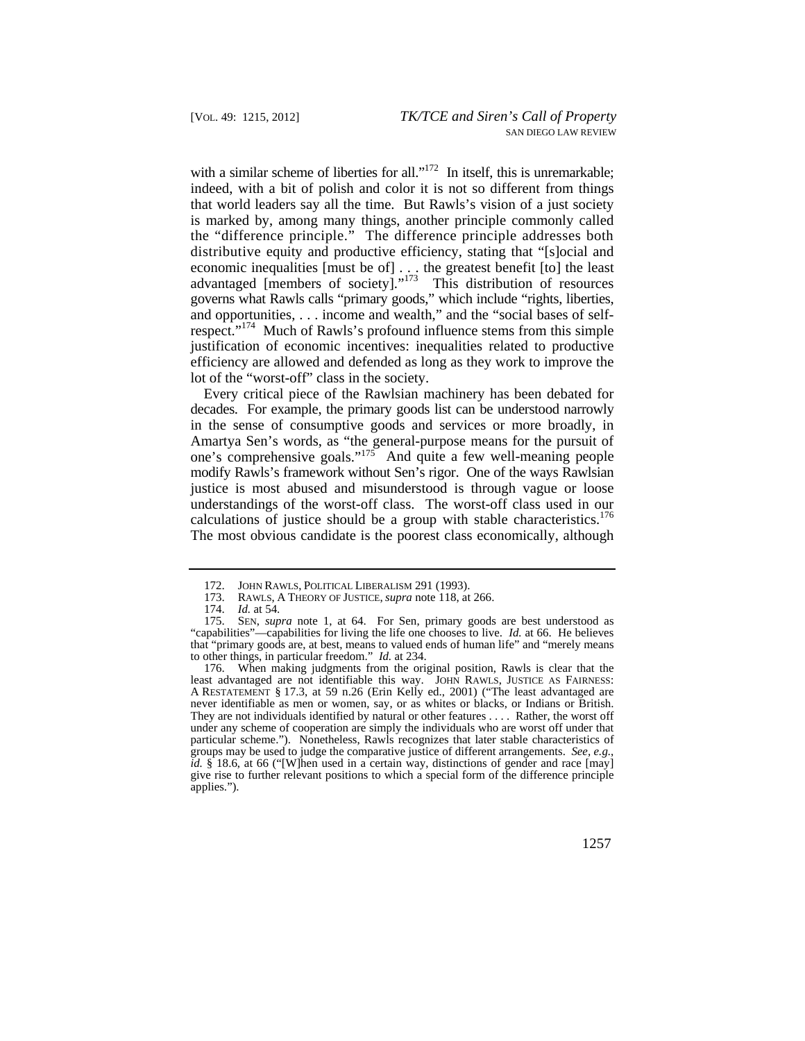with a similar scheme of liberties for all."[172] In itself, this is unremarkable; indeed, with a bit of polish and color it is not so different from things that world leaders say all the time. But Rawls's vision of a just society is marked by, among many things, another principle commonly called the "difference principle." The difference principle addresses both distributive equity and productive efficiency, stating that "[s]ocial and economic inequalities [must be of] . . . the greatest benefit [to] the least advantaged [members of society]."[173] This distribution of resources governs what Rawls calls "primary goods," which include "rights, liberties, and opportunities, . . . income and wealth," and the "social bases of self-respect."[174] Much of Rawls's profound influence stems from this simple justification of economic incentives: inequalities related to productive efficiency are allowed and defended as long as they work to improve the lot of the "worst-off" class in the society.

Every critical piece of the Rawlsian machinery has been debated for decades. For example, the primary goods list can be understood narrowly in the sense of consumptive goods and services or more broadly, in Amartya Sen's words, as "the general-purpose means for the pursuit of one's comprehensive goals."[175] And quite a few well-meaning people modify Rawls's framework without Sen's rigor. One of the ways Rawlsian justice is most abused and misunderstood is through vague or loose understandings of the worst-off class. The worst-off class used in our calculations of justice should be a group with stable characteristics.[176] The most obvious candidate is the poorest class economically, although

---

172. JOHN RAWLS, POLITICAL LIBERALISM 291 (1993).

173. RAWLS, A THEORY OF JUSTICE, *supra* note 118, at 266.

174. *Id.* at 54.

175. SEN, *supra* note 1, at 64. For Sen, primary goods are best understood as "capabilities"—capabilities for living the life one chooses to live. *Id.* at 66. He believes that "primary goods are, at best, means to valued ends of human life" and "merely means to other things, in particular freedom." *Id.* at 234.

176. When making judgments from the original position, Rawls is clear that the least advantaged are not identifiable this way. JOHN RAWLS, JUSTICE AS FAIRNESS: A RESTATEMENT § 17.3, at 59 n.26 (Erin Kelly ed., 2001) ("The least advantaged are never identifiable as men or women, say, or as whites or blacks, or Indians or British. They are not individuals identified by natural or other features . . . . Rather, the worst off under any scheme of cooperation are simply the individuals who are worst off under that particular scheme."). Nonetheless, Rawls recognizes that later stable characteristics of groups may be used to judge the comparative justice of different arrangements. *See, e.g.*, *id.* § 18.6, at 66 ("[W]hen used in a certain way, distinctions of gender and race [may] give rise to further relevant positions to which a special form of the difference principle applies.").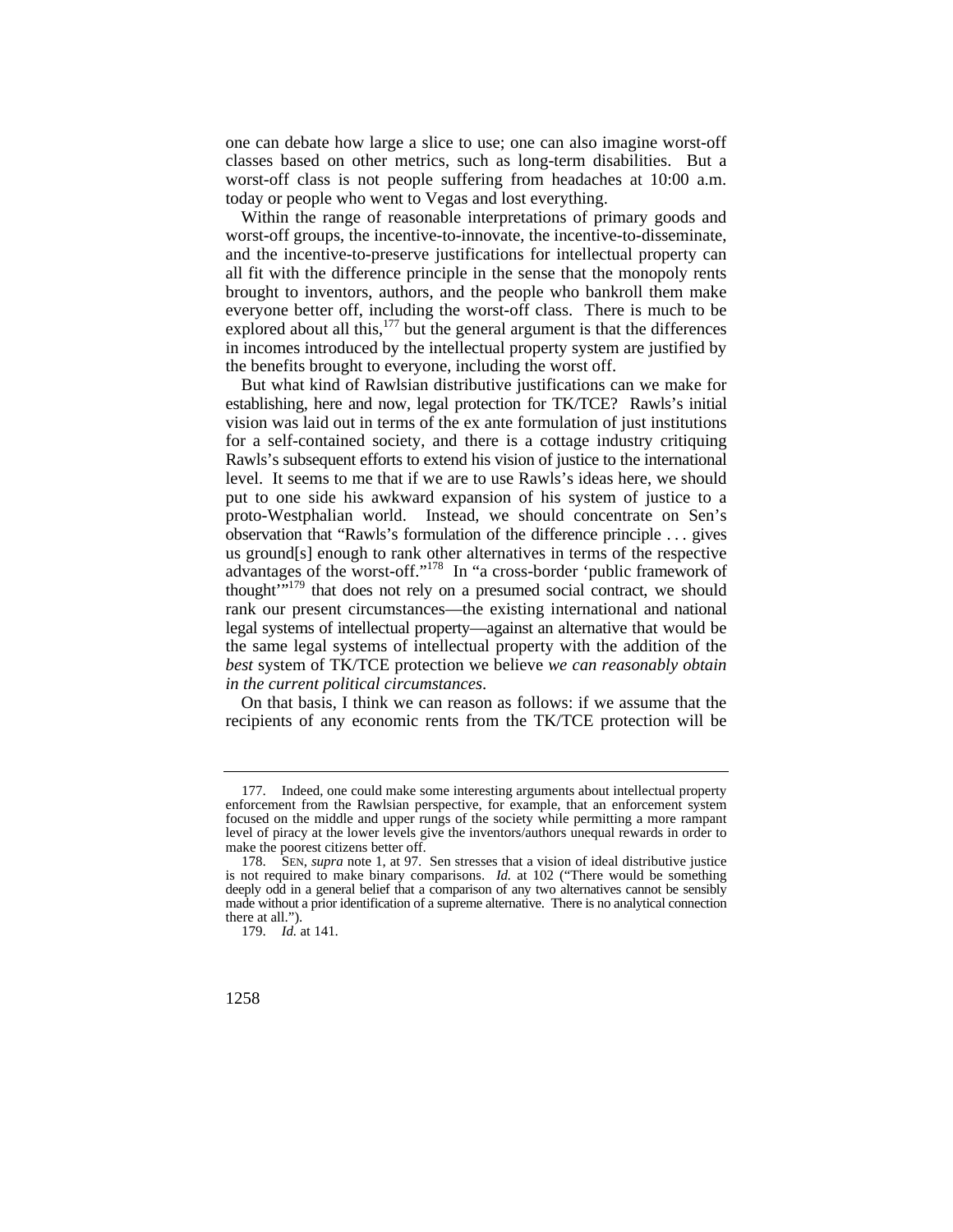one can debate how large a slice to use; one can also imagine worst-off classes based on other metrics, such as long-term disabilities. But a worst-off class is not people suffering from headaches at 10:00 a.m. today or people who went to Vegas and lost everything.

Within the range of reasonable interpretations of primary goods and worst-off groups, the incentive-to-innovate, the incentive-to-disseminate, and the incentive-to-preserve justifications for intellectual property can all fit with the difference principle in the sense that the monopoly rents brought to inventors, authors, and the people who bankroll them make everyone better off, including the worst-off class. There is much to be explored about all this,[177] but the general argument is that the differences in incomes introduced by the intellectual property system are justified by the benefits brought to everyone, including the worst off.

But what kind of Rawlsian distributive justifications can we make for establishing, here and now, legal protection for TK/TCE? Rawls's initial vision was laid out in terms of the ex ante formulation of just institutions for a self-contained society, and there is a cottage industry critiquing Rawls's subsequent efforts to extend his vision of justice to the international level. It seems to me that if we are to use Rawls's ideas here, we should put to one side his awkward expansion of his system of justice to a proto-Westphalian world. Instead, we should concentrate on Sen's observation that "Rawls's formulation of the difference principle . . . gives us ground[s] enough to rank other alternatives in terms of the respective advantages of the worst-off."[178] In "a cross-border 'public framework of thought'"[179] that does not rely on a presumed social contract, we should rank our present circumstances—the existing international and national legal systems of intellectual property—against an alternative that would be the same legal systems of intellectual property with the addition of the *best* system of TK/TCE protection we believe *we can reasonably obtain in the current political circumstances*.

On that basis, I think we can reason as follows: if we assume that the recipients of any economic rents from the TK/TCE protection will be

---

177. Indeed, one could make some interesting arguments about intellectual property enforcement from the Rawlsian perspective, for example, that an enforcement system focused on the middle and upper rungs of the society while permitting a more rampant level of piracy at the lower levels give the inventors/authors unequal rewards in order to make the poorest citizens better off.

178. SEN, *supra* note 1, at 97. Sen stresses that a vision of ideal distributive justice is not required to make binary comparisons. *Id.* at 102 ("There would be something deeply odd in a general belief that a comparison of any two alternatives cannot be sensibly made without a prior identification of a supreme alternative. There is no analytical connection there at all.").

179. *Id.* at 141.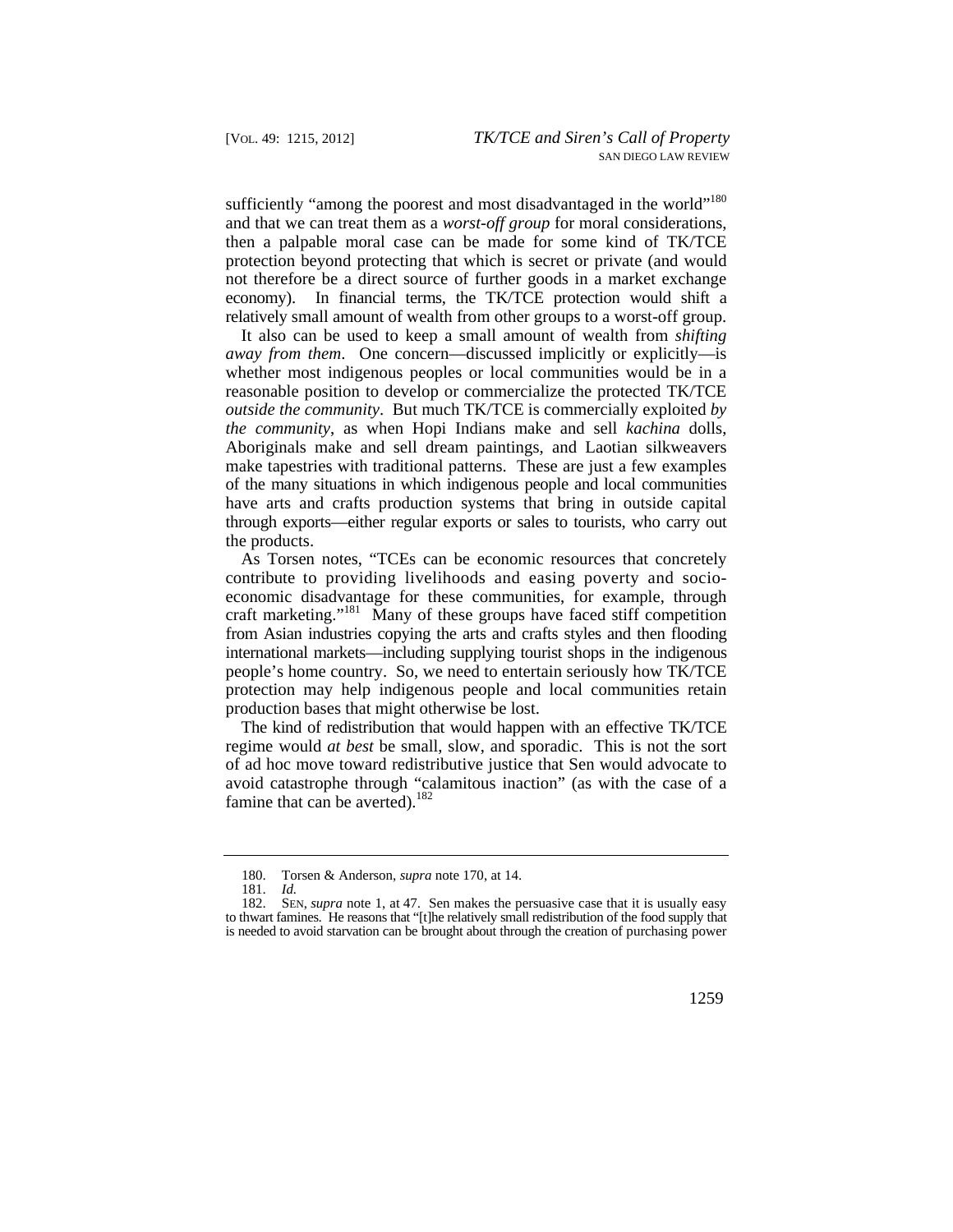sufficiently "among the poorest and most disadvantaged in the world"[180] and that we can treat them as a *worst-off group* for moral considerations, then a palpable moral case can be made for some kind of TK/TCE protection beyond protecting that which is secret or private (and would not therefore be a direct source of further goods in a market exchange economy). In financial terms, the TK/TCE protection would shift a relatively small amount of wealth from other groups to a worst-off group.

It also can be used to keep a small amount of wealth from *shifting away from them*. One concern—discussed implicitly or explicitly—is whether most indigenous peoples or local communities would be in a reasonable position to develop or commercialize the protected TK/TCE *outside the community*. But much TK/TCE is commercially exploited *by the community*, as when Hopi Indians make and sell *kachina* dolls, Aboriginals make and sell dream paintings, and Laotian silkweavers make tapestries with traditional patterns. These are just a few examples of the many situations in which indigenous people and local communities have arts and crafts production systems that bring in outside capital through exports—either regular exports or sales to tourists, who carry out the products.

As Torsen notes, "TCEs can be economic resources that concretely contribute to providing livelihoods and easing poverty and socio-economic disadvantage for these communities, for example, through craft marketing."[181] Many of these groups have faced stiff competition from Asian industries copying the arts and crafts styles and then flooding international markets—including supplying tourist shops in the indigenous people's home country. So, we need to entertain seriously how TK/TCE protection may help indigenous people and local communities retain production bases that might otherwise be lost.

The kind of redistribution that would happen with an effective TK/TCE regime would *at best* be small, slow, and sporadic. This is not the sort of ad hoc move toward redistributive justice that Sen would advocate to avoid catastrophe through "calamitous inaction" (as with the case of a famine that can be averted).[182]

---

180. Torsen & Anderson, *supra* note 170, at 14.

181. *Id.*

182. SEN, *supra* note 1, at 47. Sen makes the persuasive case that it is usually easy to thwart famines. He reasons that "[t]he relatively small redistribution of the food supply that is needed to avoid starvation can be brought about through the creation of purchasing power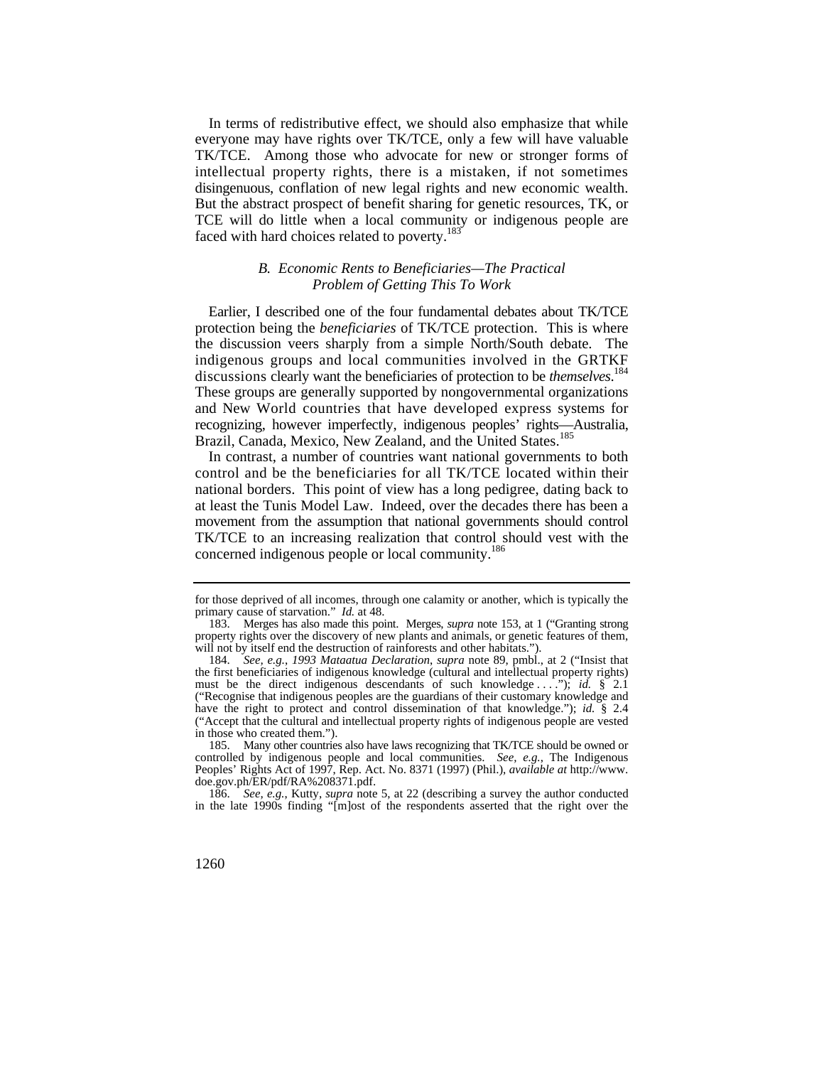In terms of redistributive effect, we should also emphasize that while everyone may have rights over TK/TCE, only a few will have valuable TK/TCE. Among those who advocate for new or stronger forms of intellectual property rights, there is a mistaken, if not sometimes disingenuous, conflation of new legal rights and new economic wealth. But the abstract prospect of benefit sharing for genetic resources, TK, or TCE will do little when a local community or indigenous people are faced with hard choices related to poverty.[183]

### *B. Economic Rents to Beneficiaries—The Practical Problem of Getting This To Work*

Earlier, I described one of the four fundamental debates about TK/TCE protection being the *beneficiaries* of TK/TCE protection. This is where the discussion veers sharply from a simple North/South debate. The indigenous groups and local communities involved in the GRTKF discussions clearly want the beneficiaries of protection to be *themselves*.[184] These groups are generally supported by nongovernmental organizations and New World countries that have developed express systems for recognizing, however imperfectly, indigenous peoples' rights—Australia, Brazil, Canada, Mexico, New Zealand, and the United States.[185]

In contrast, a number of countries want national governments to both control and be the beneficiaries for all TK/TCE located within their national borders. This point of view has a long pedigree, dating back to at least the Tunis Model Law. Indeed, over the decades there has been a movement from the assumption that national governments should control TK/TCE to an increasing realization that control should vest with the concerned indigenous people or local community.[186]

---

for those deprived of all incomes, through one calamity or another, which is typically the primary cause of starvation." *Id.* at 48.

183. Merges has also made this point. Merges, *supra* note 153, at 1 ("Granting strong property rights over the discovery of new plants and animals, or genetic features of them, will not by itself end the destruction of rainforests and other habitats.").

184. *See, e.g.*, *1993 Mataatua Declaration*, *supra* note 89, pmbl., at 2 ("Insist that the first beneficiaries of indigenous knowledge (cultural and intellectual property rights) must be the direct indigenous descendants of such knowledge . . . ."); *id.* § 2.1 ("Recognise that indigenous peoples are the guardians of their customary knowledge and have the right to protect and control dissemination of that knowledge."); *id.* § 2.4 ("Accept that the cultural and intellectual property rights of indigenous people are vested in those who created them.").

185. Many other countries also have laws recognizing that TK/TCE should be owned or controlled by indigenous people and local communities. *See, e.g.*, The Indigenous Peoples' Rights Act of 1997, Rep. Act. No. 8371 (1997) (Phil.), *available at* http://www.doe.gov.ph/ER/pdf/RA%208371.pdf.

186. *See, e.g.*, Kutty, *supra* note 5, at 22 (describing a survey the author conducted in the late 1990s finding "[m]ost of the respondents asserted that the right over the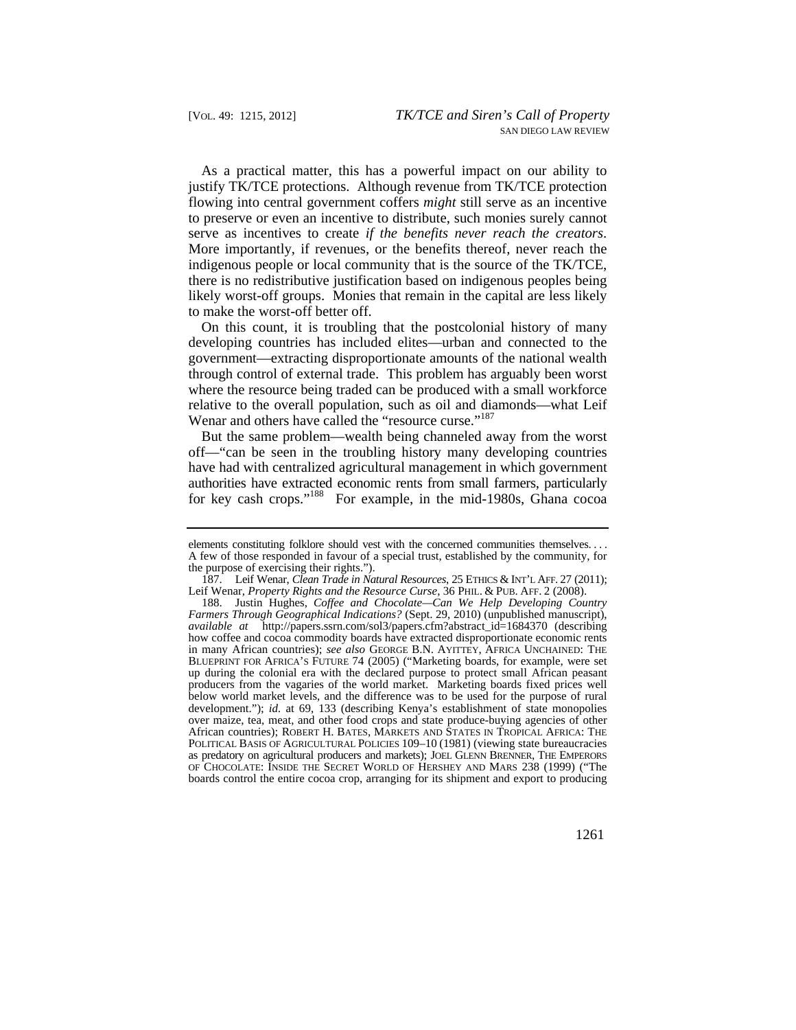As a practical matter, this has a powerful impact on our ability to justify TK/TCE protections. Although revenue from TK/TCE protection flowing into central government coffers *might* still serve as an incentive to preserve or even an incentive to distribute, such monies surely cannot serve as incentives to create *if the benefits never reach the creators*. More importantly, if revenues, or the benefits thereof, never reach the indigenous people or local community that is the source of the TK/TCE, there is no redistributive justification based on indigenous peoples being likely worst-off groups. Monies that remain in the capital are less likely to make the worst-off better off.

On this count, it is troubling that the postcolonial history of many developing countries has included elites—urban and connected to the government—extracting disproportionate amounts of the national wealth through control of external trade. This problem has arguably been worst where the resource being traded can be produced with a small workforce relative to the overall population, such as oil and diamonds—what Leif Wenar and others have called the "resource curse."[187]

But the same problem—wealth being channeled away from the worst off—"can be seen in the troubling history many developing countries have had with centralized agricultural management in which government authorities have extracted economic rents from small farmers, particularly for key cash crops."[188] For example, in the mid-1980s, Ghana cocoa

---

elements constituting folklore should vest with the concerned communities themselves. . . . A few of those responded in favour of a special trust, established by the community, for the purpose of exercising their rights.").

187. Leif Wenar, *Clean Trade in Natural Resources*, 25 ETHICS & INT'L AFF. 27 (2011); Leif Wenar, *Property Rights and the Resource Curse*, 36 PHIL. & PUB. AFF. 2 (2008).

188. Justin Hughes, *Coffee and Chocolate—Can We Help Developing Country Farmers Through Geographical Indications?* (Sept. 29, 2010) (unpublished manuscript), *available at* http://papers.ssrn.com/sol3/papers.cfm?abstract_id=1684370 (describing how coffee and cocoa commodity boards have extracted disproportionate economic rents in many African countries); *see also* GEORGE B.N. AYITTEY, AFRICA UNCHAINED: THE BLUEPRINT FOR AFRICA'S FUTURE 74 (2005) ("Marketing boards, for example, were set up during the colonial era with the declared purpose to protect small African peasant producers from the vagaries of the world market. Marketing boards fixed prices well below world market levels, and the difference was to be used for the purpose of rural development."); *id.* at 69, 133 (describing Kenya's establishment of state monopolies over maize, tea, meat, and other food crops and state produce-buying agencies of other African countries); ROBERT H. BATES, MARKETS AND STATES IN TROPICAL AFRICA: THE POLITICAL BASIS OF AGRICULTURAL POLICIES 109–10 (1981) (viewing state bureaucracies as predatory on agricultural producers and markets); JOEL GLENN BRENNER, THE EMPERORS OF CHOCOLATE: INSIDE THE SECRET WORLD OF HERSHEY AND MARS 238 (1999) ("The boards control the entire cocoa crop, arranging for its shipment and export to producing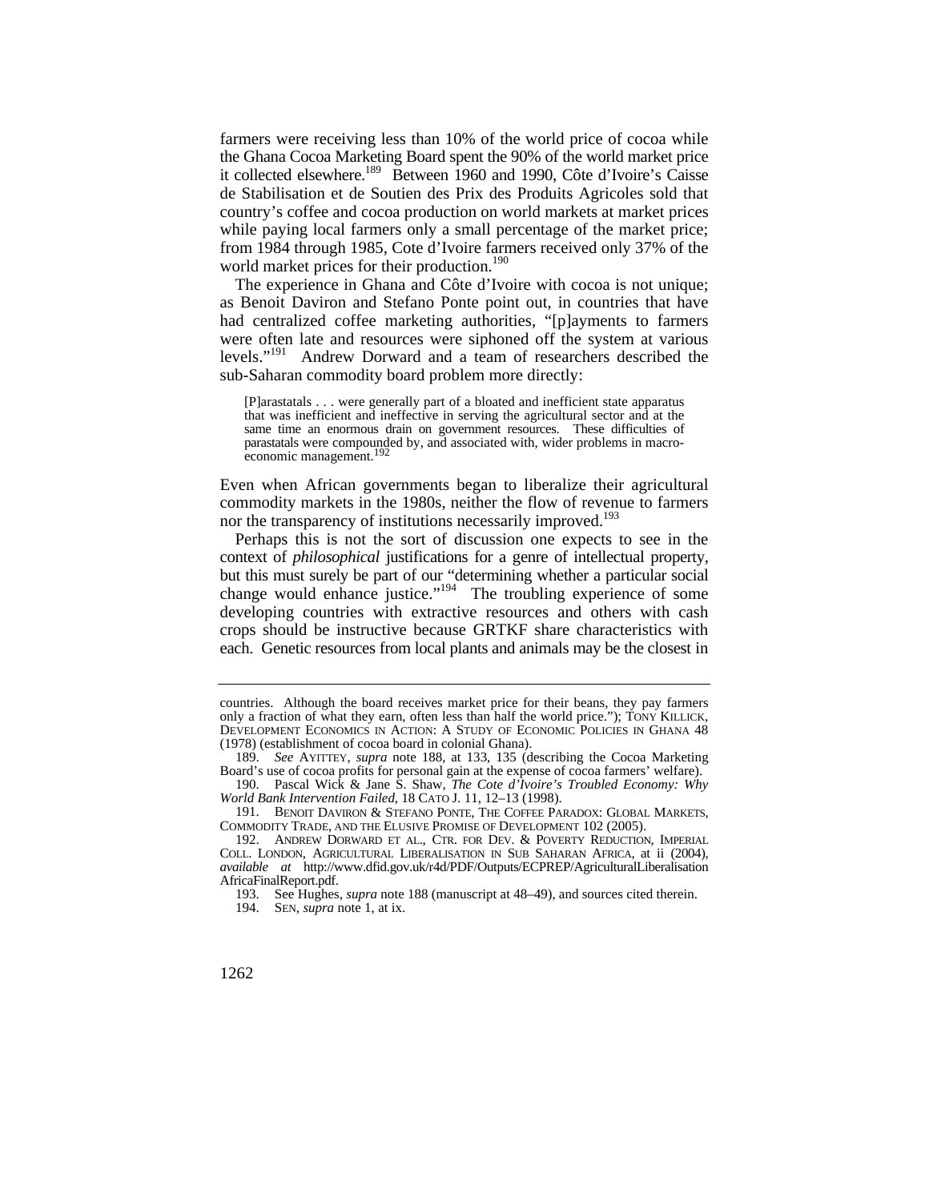farmers were receiving less than 10% of the world price of cocoa while the Ghana Cocoa Marketing Board spent the 90% of the world market price it collected elsewhere.[189] Between 1960 and 1990, Côte d'Ivoire's Caisse de Stabilisation et de Soutien des Prix des Produits Agricoles sold that country's coffee and cocoa production on world markets at market prices while paying local farmers only a small percentage of the market price; from 1984 through 1985, Cote d'Ivoire farmers received only 37% of the world market prices for their production.[190]

The experience in Ghana and Côte d'Ivoire with cocoa is not unique; as Benoit Daviron and Stefano Ponte point out, in countries that have had centralized coffee marketing authorities, "[p]ayments to farmers were often late and resources were siphoned off the system at various levels."[191] Andrew Dorward and a team of researchers described the sub-Saharan commodity board problem more directly:

> [P]arastatals . . . were generally part of a bloated and inefficient state apparatus that was inefficient and ineffective in serving the agricultural sector and at the same time an enormous drain on government resources. These difficulties of parastatals were compounded by, and associated with, wider problems in macro-economic management.[192]

Even when African governments began to liberalize their agricultural commodity markets in the 1980s, neither the flow of revenue to farmers nor the transparency of institutions necessarily improved.[193]

Perhaps this is not the sort of discussion one expects to see in the context of *philosophical* justifications for a genre of intellectual property, but this must surely be part of our "determining whether a particular social change would enhance justice."[194] The troubling experience of some developing countries with extractive resources and others with cash crops should be instructive because GRTKF share characteristics with each. Genetic resources from local plants and animals may be the closest in

---

countries. Although the board receives market price for their beans, they pay farmers only a fraction of what they earn, often less than half the world price."); TONY KILLICK, DEVELOPMENT ECONOMICS IN ACTION: A STUDY OF ECONOMIC POLICIES IN GHANA 48 (1978) (establishment of cocoa board in colonial Ghana).

189. *See* AYITTEY, *supra* note 188, at 133, 135 (describing the Cocoa Marketing Board's use of cocoa profits for personal gain at the expense of cocoa farmers' welfare).

190. Pascal Wick & Jane S. Shaw, *The Cote d'Ivoire's Troubled Economy: Why World Bank Intervention Failed*, 18 CATO J. 11, 12–13 (1998).

191. BENOIT DAVIRON & STEFANO PONTE, THE COFFEE PARADOX: GLOBAL MARKETS, COMMODITY TRADE, AND THE ELUSIVE PROMISE OF DEVELOPMENT 102 (2005).

192. ANDREW DORWARD ET AL., CTR. FOR DEV. & POVERTY REDUCTION, IMPERIAL COLL. LONDON, AGRICULTURAL LIBERALISATION IN SUB SAHARAN AFRICA, at ii (2004), *available at* http://www.dfid.gov.uk/r4d/PDF/Outputs/ECPREP/AgriculturalLiberalisationAfricaFinalReport.pdf.

193. See Hughes, *supra* note 188 (manuscript at 48–49), and sources cited therein.

194. SEN, *supra* note 1, at ix.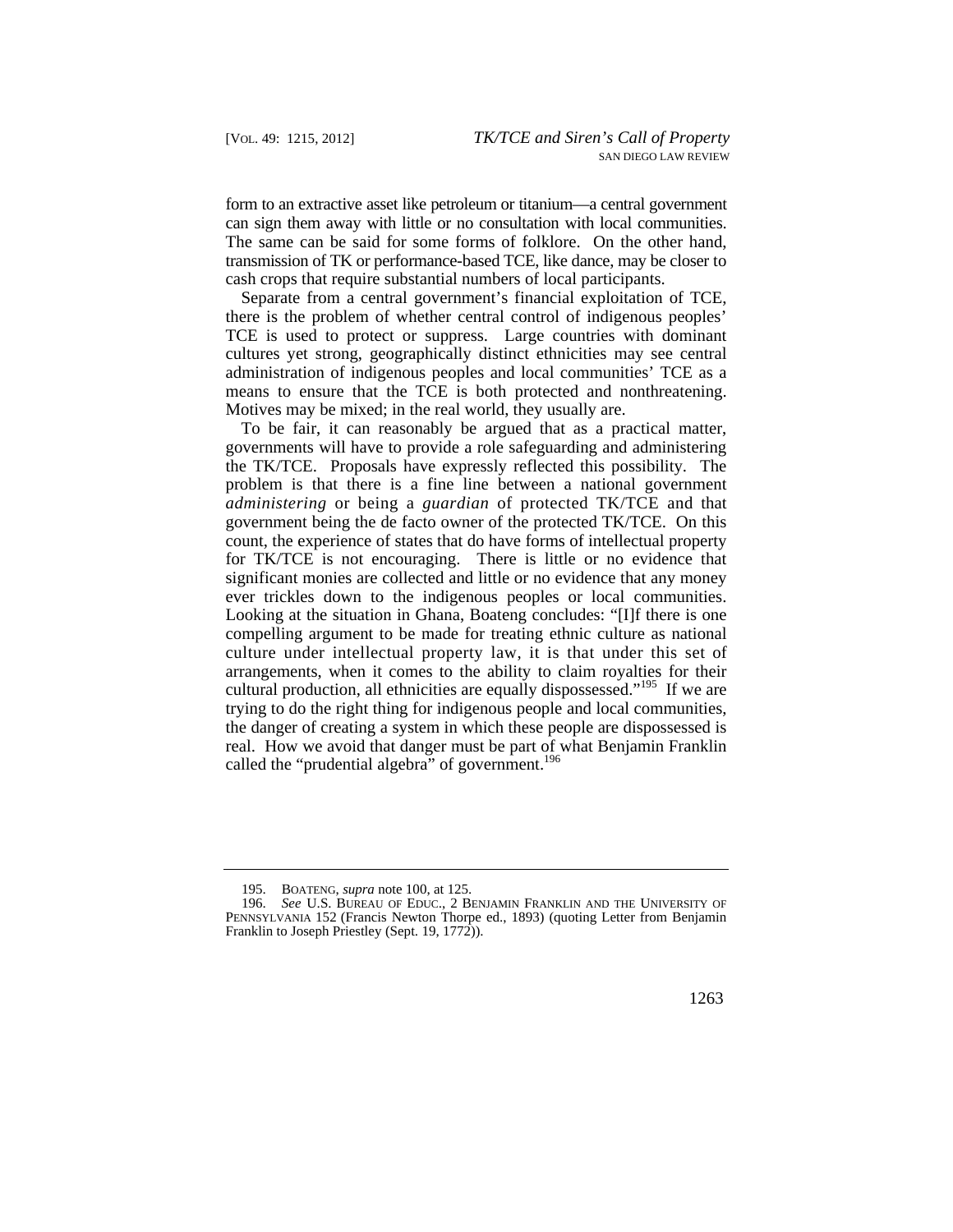form to an extractive asset like petroleum or titanium—a central government can sign them away with little or no consultation with local communities. The same can be said for some forms of folklore. On the other hand, transmission of TK or performance-based TCE, like dance, may be closer to cash crops that require substantial numbers of local participants.

Separate from a central government's financial exploitation of TCE, there is the problem of whether central control of indigenous peoples' TCE is used to protect or suppress. Large countries with dominant cultures yet strong, geographically distinct ethnicities may see central administration of indigenous peoples and local communities' TCE as a means to ensure that the TCE is both protected and nonthreatening. Motives may be mixed; in the real world, they usually are.

To be fair, it can reasonably be argued that as a practical matter, governments will have to provide a role safeguarding and administering the TK/TCE. Proposals have expressly reflected this possibility. The problem is that there is a fine line between a national government *administering* or being a *guardian* of protected TK/TCE and that government being the de facto owner of the protected TK/TCE. On this count, the experience of states that do have forms of intellectual property for TK/TCE is not encouraging. There is little or no evidence that significant monies are collected and little or no evidence that any money ever trickles down to the indigenous peoples or local communities. Looking at the situation in Ghana, Boateng concludes: "[I]f there is one compelling argument to be made for treating ethnic culture as national culture under intellectual property law, it is that under this set of arrangements, when it comes to the ability to claim royalties for their cultural production, all ethnicities are equally dispossessed."[195] If we are trying to do the right thing for indigenous people and local communities, the danger of creating a system in which these people are dispossessed is real. How we avoid that danger must be part of what Benjamin Franklin called the "prudential algebra" of government.[196]

---

195. BOATENG, *supra* note 100, at 125.

196. *See* U.S. BUREAU OF EDUC., 2 BENJAMIN FRANKLIN AND THE UNIVERSITY OF PENNSYLVANIA 152 (Francis Newton Thorpe ed., 1893) (quoting Letter from Benjamin Franklin to Joseph Priestley (Sept. 19, 1772)).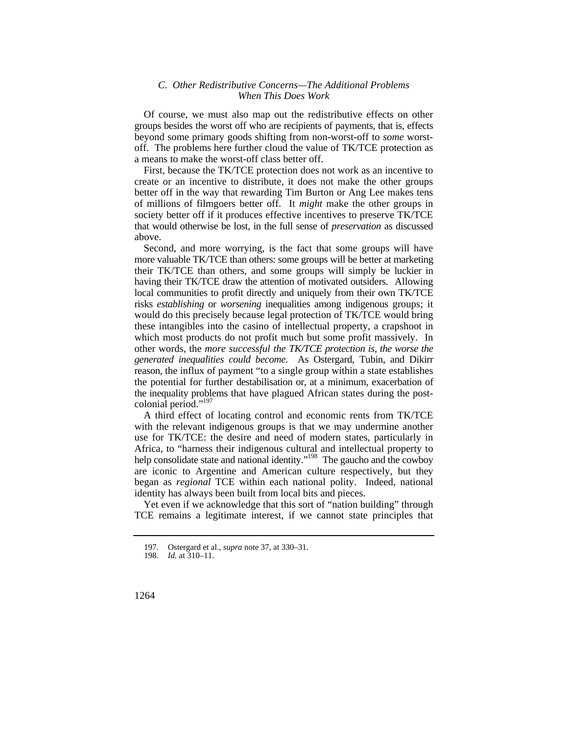### *C. Other Redistributive Concerns—The Additional Problems When This Does Work*

Of course, we must also map out the redistributive effects on other groups besides the worst off who are recipients of payments, that is, effects beyond some primary goods shifting from non-worst-off to *some* worst-off. The problems here further cloud the value of TK/TCE protection as a means to make the worst-off class better off.

First, because the TK/TCE protection does not work as an incentive to create or an incentive to distribute, it does not make the other groups better off in the way that rewarding Tim Burton or Ang Lee makes tens of millions of filmgoers better off. It *might* make the other groups in society better off if it produces effective incentives to preserve TK/TCE that would otherwise be lost, in the full sense of *preservation* as discussed above.

Second, and more worrying, is the fact that some groups will have more valuable TK/TCE than others: some groups will be better at marketing their TK/TCE than others, and some groups will simply be luckier in having their TK/TCE draw the attention of motivated outsiders. Allowing local communities to profit directly and uniquely from their own TK/TCE risks *establishing* or *worsening* inequalities among indigenous groups; it would do this precisely because legal protection of TK/TCE would bring these intangibles into the casino of intellectual property, a crapshoot in which most products do not profit much but some profit massively. In other words, the *more successful the TK/TCE protection is*, *the worse the generated inequalities could become*. As Ostergard, Tubin, and Dikirr reason, the influx of payment "to a single group within a state establishes the potential for further destabilisation or, at a minimum, exacerbation of the inequality problems that have plagued African states during the post-colonial period."[197]

A third effect of locating control and economic rents from TK/TCE with the relevant indigenous groups is that we may undermine another use for TK/TCE: the desire and need of modern states, particularly in Africa, to "harness their indigenous cultural and intellectual property to help consolidate state and national identity."[198] The gaucho and the cowboy are iconic to Argentine and American culture respectively, but they began as *regional* TCE within each national polity. Indeed, national identity has always been built from local bits and pieces.

Yet even if we acknowledge that this sort of "nation building" through TCE remains a legitimate interest, if we cannot state principles that

---

197. Ostergard et al., *supra* note 37, at 330–31.

198. *Id.* at 310–11.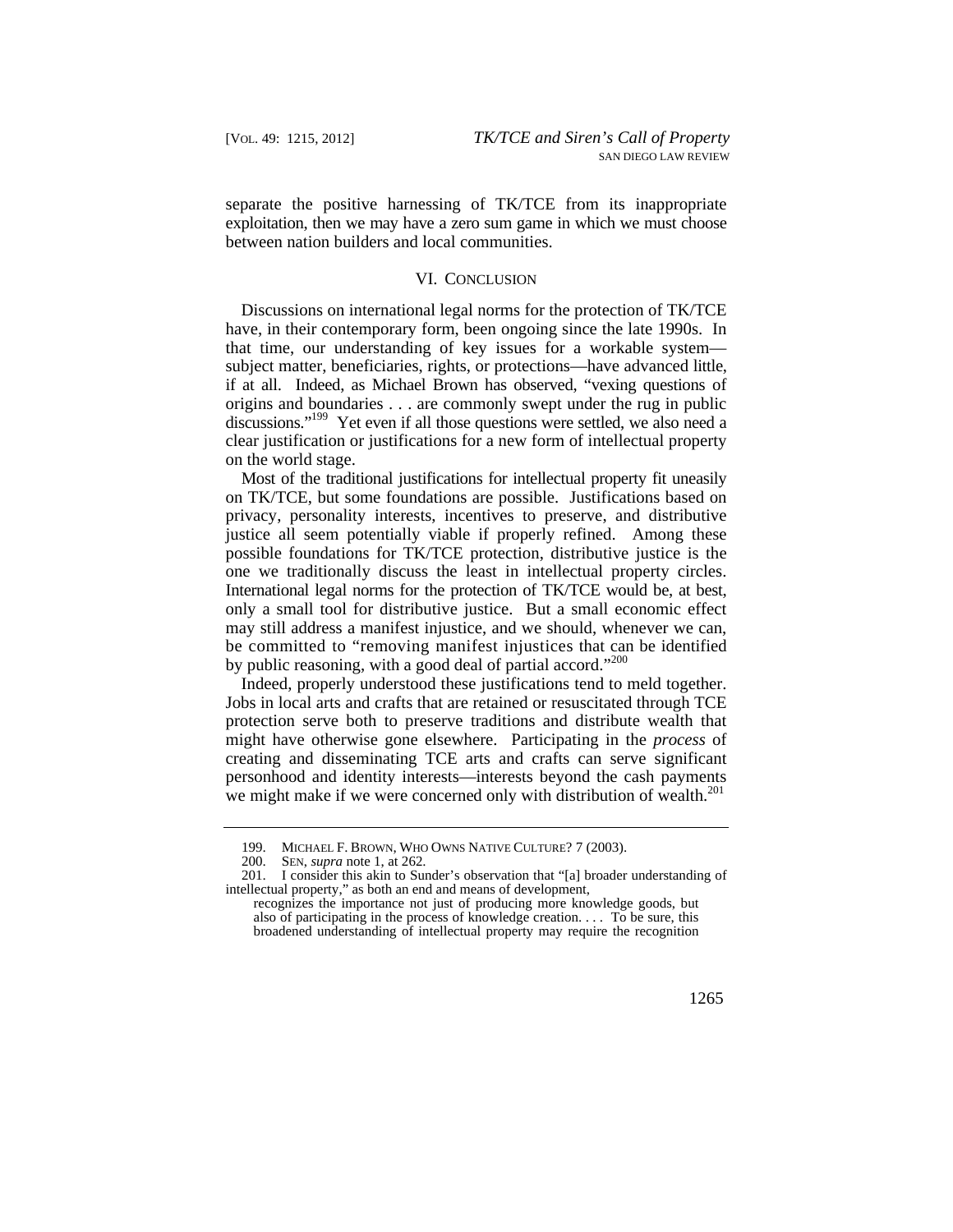separate the positive harnessing of TK/TCE from its inappropriate exploitation, then we may have a zero sum game in which we must choose between nation builders and local communities.

## VI. CONCLUSION

Discussions on international legal norms for the protection of TK/TCE have, in their contemporary form, been ongoing since the late 1990s. In that time, our understanding of key issues for a workable system—subject matter, beneficiaries, rights, or protections—have advanced little, if at all. Indeed, as Michael Brown has observed, "vexing questions of origins and boundaries . . . are commonly swept under the rug in public discussions."[199] Yet even if all those questions were settled, we also need a clear justification or justifications for a new form of intellectual property on the world stage.

Most of the traditional justifications for intellectual property fit uneasily on TK/TCE, but some foundations are possible. Justifications based on privacy, personality interests, incentives to preserve, and distributive justice all seem potentially viable if properly refined. Among these possible foundations for TK/TCE protection, distributive justice is the one we traditionally discuss the least in intellectual property circles. International legal norms for the protection of TK/TCE would be, at best, only a small tool for distributive justice. But a small economic effect may still address a manifest injustice, and we should, whenever we can, be committed to "removing manifest injustices that can be identified by public reasoning, with a good deal of partial accord."[200]

Indeed, properly understood these justifications tend to meld together. Jobs in local arts and crafts that are retained or resuscitated through TCE protection serve both to preserve traditions and distribute wealth that might have otherwise gone elsewhere. Participating in the *process* of creating and disseminating TCE arts and crafts can serve significant personhood and identity interests—interests beyond the cash payments we might make if we were concerned only with distribution of wealth.[201]

---

199. MICHAEL F. BROWN, WHO OWNS NATIVE CULTURE? 7 (2003).

200. SEN, *supra* note 1, at 262.

201. I consider this akin to Sunder's observation that "[a] broader understanding of intellectual property," as both an end and means of development,

> recognizes the importance not just of producing more knowledge goods, but also of participating in the process of knowledge creation. . . . To be sure, this broadened understanding of intellectual property may require the recognition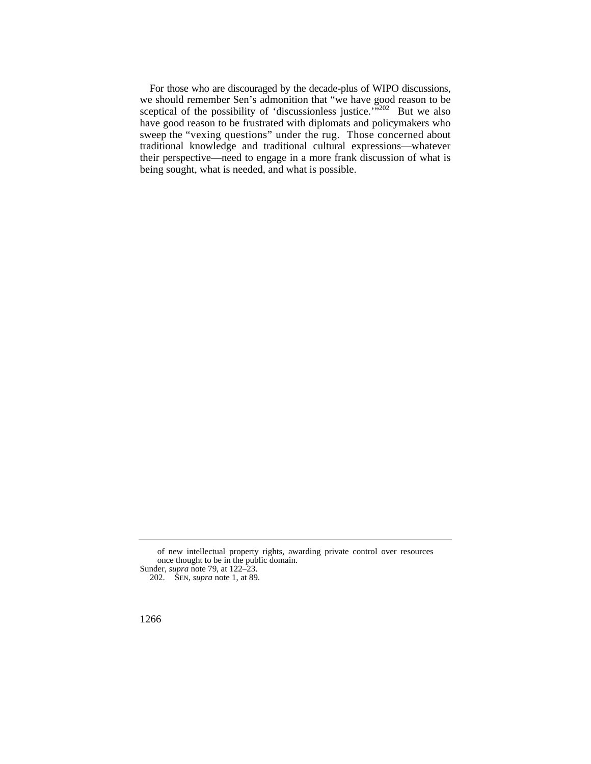For those who are discouraged by the decade-plus of WIPO discussions, we should remember Sen's admonition that "we have good reason to be sceptical of the possibility of 'discussionless justice.'"[202] But we also have good reason to be frustrated with diplomats and policymakers who sweep the "vexing questions" under the rug. Those concerned about traditional knowledge and traditional cultural expressions—whatever their perspective—need to engage in a more frank discussion of what is being sought, what is needed, and what is possible.

---

> of new intellectual property rights, awarding private control over resources once thought to be in the public domain.

Sunder, *supra* note 79, at 122–23.

202. SEN, *supra* note 1, at 89.